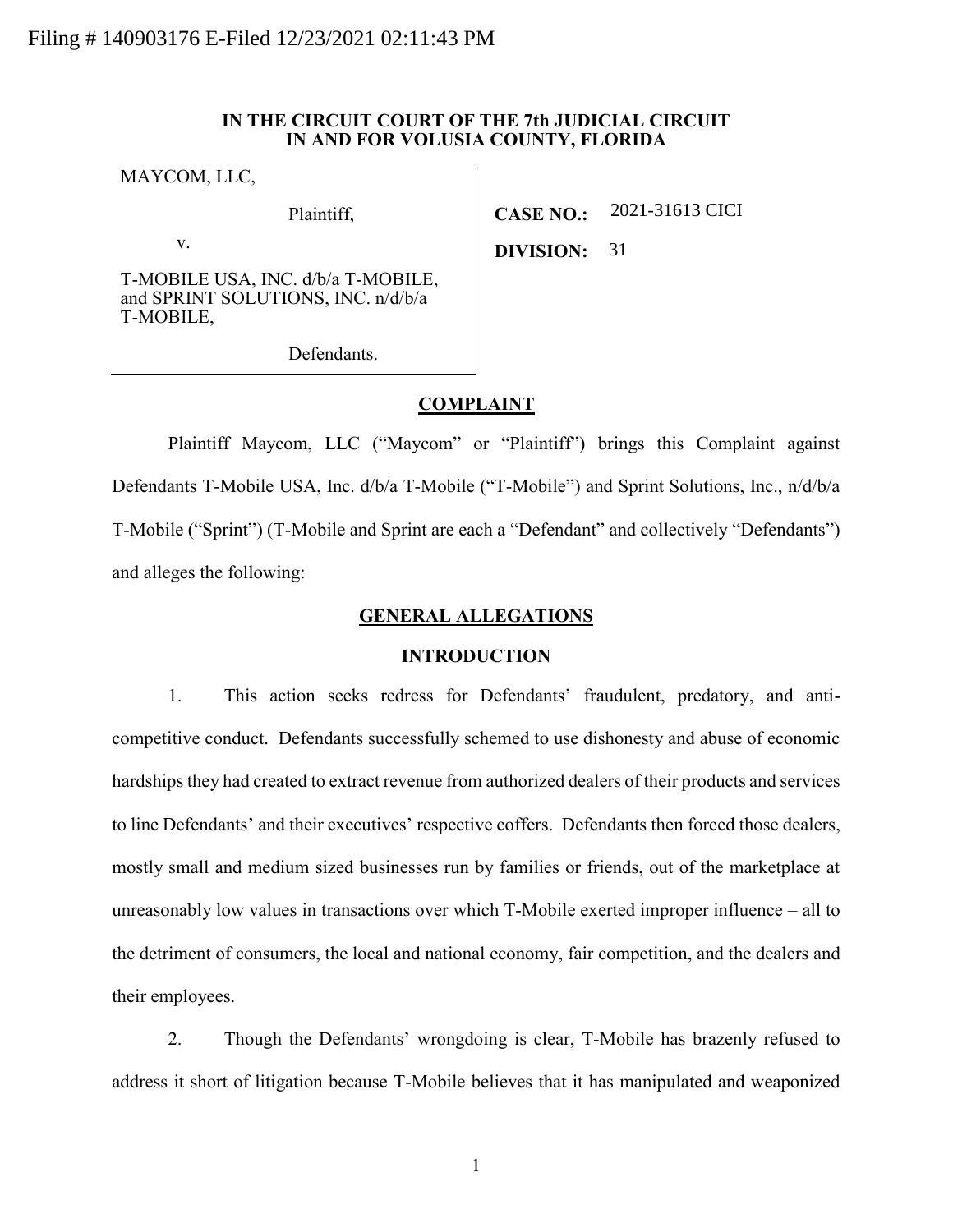Filing # 140903176 E-Filed 12/23/2021 02:11:43 PM

**IN THE CIRCUIT COURT OF THE 7th JUDICIAL CIRCUIT**
**IN AND FOR VOLUSIA COUNTY, FLORIDA**

MAYCOM, LLC,

Plaintiff,

v.

T-MOBILE USA, INC. d/b/a T-MOBILE, and SPRINT SOLUTIONS, INC. n/d/b/a T-MOBILE,

Defendants.

**CASE NO.:** 2021-31613 CICI

**DIVISION:** 31

## COMPLAINT

Plaintiff Maycom, LLC ("Maycom" or "Plaintiff") brings this Complaint against Defendants T-Mobile USA, Inc. d/b/a T-Mobile ("T-Mobile") and Sprint Solutions, Inc., n/d/b/a T-Mobile ("Sprint") (T-Mobile and Sprint are each a "Defendant" and collectively "Defendants") and alleges the following:

## GENERAL ALLEGATIONS

### INTRODUCTION

1. This action seeks redress for Defendants' fraudulent, predatory, and anti-competitive conduct. Defendants successfully schemed to use dishonesty and abuse of economic hardships they had created to extract revenue from authorized dealers of their products and services to line Defendants' and their executives' respective coffers. Defendants then forced those dealers, mostly small and medium sized businesses run by families or friends, out of the marketplace at unreasonably low values in transactions over which T-Mobile exerted improper influence – all to the detriment of consumers, the local and national economy, fair competition, and the dealers and their employees.

2. Though the Defendants' wrongdoing is clear, T-Mobile has brazenly refused to address it short of litigation because T-Mobile believes that it has manipulated and weaponized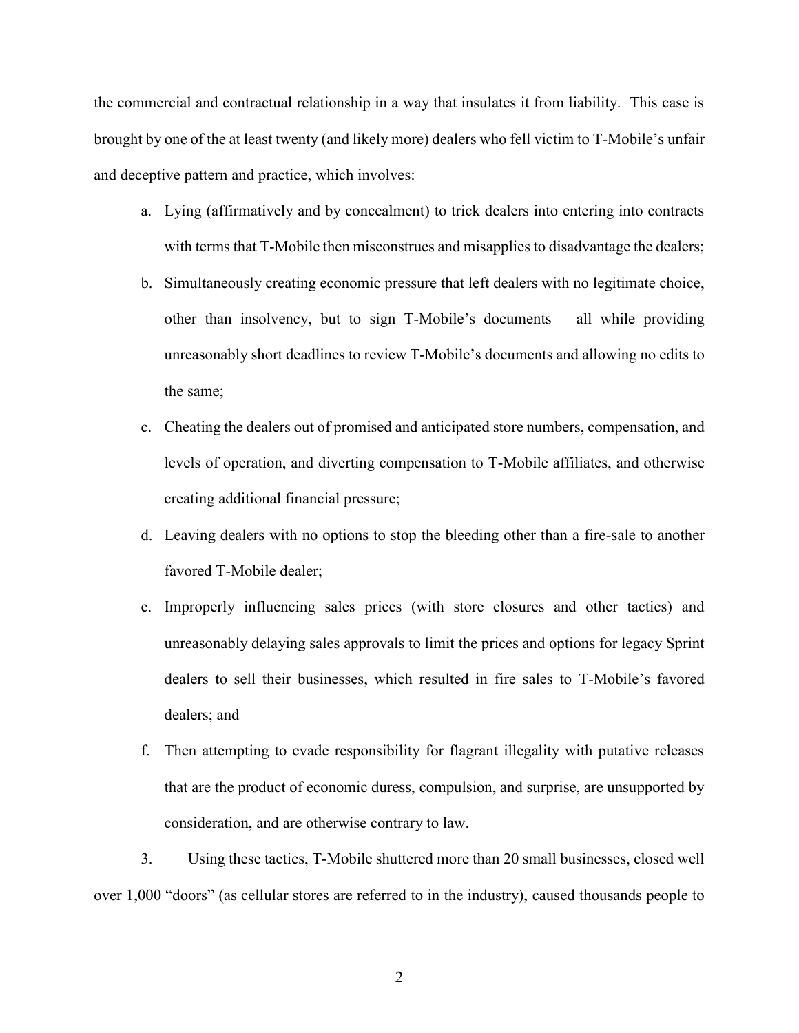the commercial and contractual relationship in a way that insulates it from liability. This case is brought by one of the at least twenty (and likely more) dealers who fell victim to T-Mobile's unfair and deceptive pattern and practice, which involves:

a. Lying (affirmatively and by concealment) to trick dealers into entering into contracts with terms that T-Mobile then misconstrues and misapplies to disadvantage the dealers;

b. Simultaneously creating economic pressure that left dealers with no legitimate choice, other than insolvency, but to sign T-Mobile's documents – all while providing unreasonably short deadlines to review T-Mobile's documents and allowing no edits to the same;

c. Cheating the dealers out of promised and anticipated store numbers, compensation, and levels of operation, and diverting compensation to T-Mobile affiliates, and otherwise creating additional financial pressure;

d. Leaving dealers with no options to stop the bleeding other than a fire-sale to another favored T-Mobile dealer;

e. Improperly influencing sales prices (with store closures and other tactics) and unreasonably delaying sales approvals to limit the prices and options for legacy Sprint dealers to sell their businesses, which resulted in fire sales to T-Mobile's favored dealers; and

f. Then attempting to evade responsibility for flagrant illegality with putative releases that are the product of economic duress, compulsion, and surprise, are unsupported by consideration, and are otherwise contrary to law.

3. Using these tactics, T-Mobile shuttered more than 20 small businesses, closed well over 1,000 "doors" (as cellular stores are referred to in the industry), caused thousands people to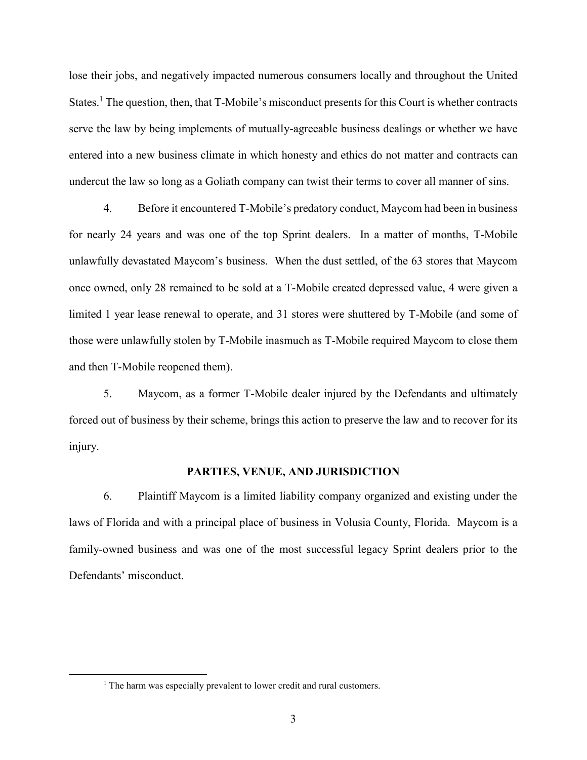lose their jobs, and negatively impacted numerous consumers locally and throughout the United States.[1] The question, then, that T-Mobile's misconduct presents for this Court is whether contracts serve the law by being implements of mutually-agreeable business dealings or whether we have entered into a new business climate in which honesty and ethics do not matter and contracts can undercut the law so long as a Goliath company can twist their terms to cover all manner of sins.

4. Before it encountered T-Mobile's predatory conduct, Maycom had been in business for nearly 24 years and was one of the top Sprint dealers. In a matter of months, T-Mobile unlawfully devastated Maycom's business. When the dust settled, of the 63 stores that Maycom once owned, only 28 remained to be sold at a T-Mobile created depressed value, 4 were given a limited 1 year lease renewal to operate, and 31 stores were shuttered by T-Mobile (and some of those were unlawfully stolen by T-Mobile inasmuch as T-Mobile required Maycom to close them and then T-Mobile reopened them).

5. Maycom, as a former T-Mobile dealer injured by the Defendants and ultimately forced out of business by their scheme, brings this action to preserve the law and to recover for its injury.

## PARTIES, VENUE, AND JURISDICTION

6. Plaintiff Maycom is a limited liability company organized and existing under the laws of Florida and with a principal place of business in Volusia County, Florida. Maycom is a family-owned business and was one of the most successful legacy Sprint dealers prior to the Defendants' misconduct.

---

[1] The harm was especially prevalent to lower credit and rural customers.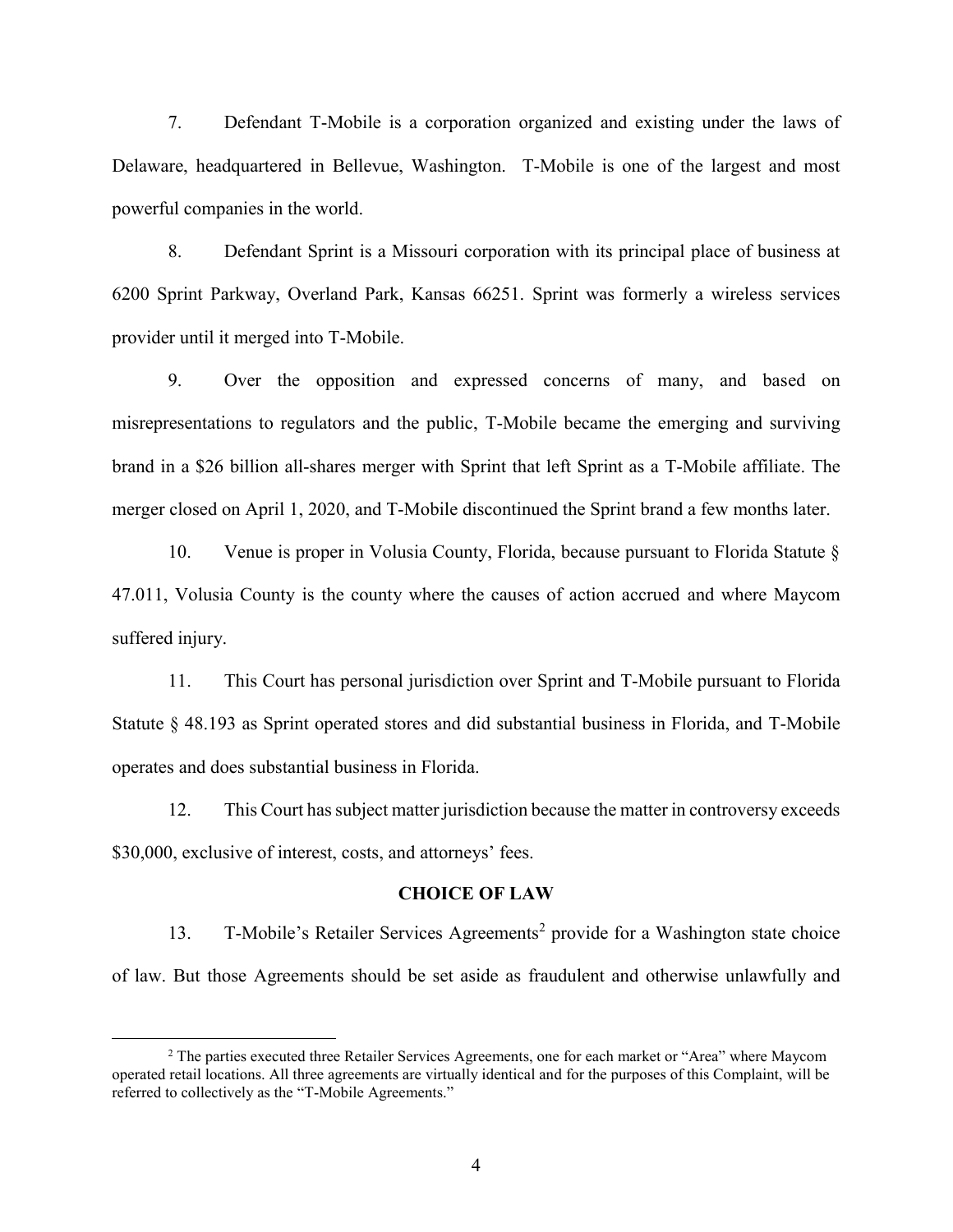7. Defendant T-Mobile is a corporation organized and existing under the laws of Delaware, headquartered in Bellevue, Washington. T-Mobile is one of the largest and most powerful companies in the world.

8. Defendant Sprint is a Missouri corporation with its principal place of business at 6200 Sprint Parkway, Overland Park, Kansas 66251. Sprint was formerly a wireless services provider until it merged into T-Mobile.

9. Over the opposition and expressed concerns of many, and based on misrepresentations to regulators and the public, T-Mobile became the emerging and surviving brand in a $26 billion all-shares merger with Sprint that left Sprint as a T-Mobile affiliate. The merger closed on April 1, 2020, and T-Mobile discontinued the Sprint brand a few months later.

10. Venue is proper in Volusia County, Florida, because pursuant to Florida Statute § 47.011, Volusia County is the county where the causes of action accrued and where Maycom suffered injury.

11. This Court has personal jurisdiction over Sprint and T-Mobile pursuant to Florida Statute § 48.193 as Sprint operated stores and did substantial business in Florida, and T-Mobile operates and does substantial business in Florida.

12. This Court has subject matter jurisdiction because the matter in controversy exceeds $30,000, exclusive of interest, costs, and attorneys' fees.

## CHOICE OF LAW

13. T-Mobile's Retailer Services Agreements[2] provide for a Washington state choice of law. But those Agreements should be set aside as fraudulent and otherwise unlawfully and

---

[2] The parties executed three Retailer Services Agreements, one for each market or "Area" where Maycom operated retail locations. All three agreements are virtually identical and for the purposes of this Complaint, will be referred to collectively as the "T-Mobile Agreements."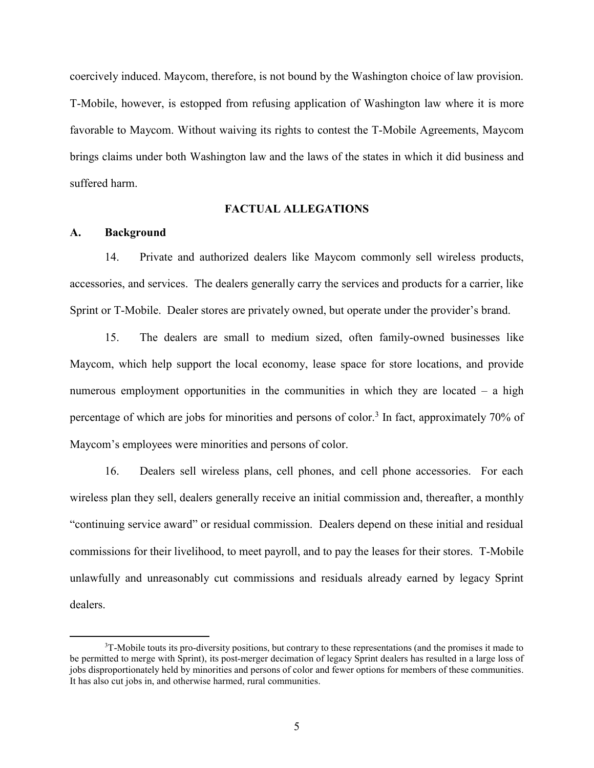coercively induced. Maycom, therefore, is not bound by the Washington choice of law provision. T-Mobile, however, is estopped from refusing application of Washington law where it is more favorable to Maycom. Without waiving its rights to contest the T-Mobile Agreements, Maycom brings claims under both Washington law and the laws of the states in which it did business and suffered harm.

## FACTUAL ALLEGATIONS

### A. Background

14. Private and authorized dealers like Maycom commonly sell wireless products, accessories, and services. The dealers generally carry the services and products for a carrier, like Sprint or T-Mobile. Dealer stores are privately owned, but operate under the provider's brand.

15. The dealers are small to medium sized, often family-owned businesses like Maycom, which help support the local economy, lease space for store locations, and provide numerous employment opportunities in the communities in which they are located – a high percentage of which are jobs for minorities and persons of color.[3] In fact, approximately 70% of Maycom's employees were minorities and persons of color.

16. Dealers sell wireless plans, cell phones, and cell phone accessories. For each wireless plan they sell, dealers generally receive an initial commission and, thereafter, a monthly "continuing service award" or residual commission. Dealers depend on these initial and residual commissions for their livelihood, to meet payroll, and to pay the leases for their stores. T-Mobile unlawfully and unreasonably cut commissions and residuals already earned by legacy Sprint dealers.

---

[3] T-Mobile touts its pro-diversity positions, but contrary to these representations (and the promises it made to be permitted to merge with Sprint), its post-merger decimation of legacy Sprint dealers has resulted in a large loss of jobs disproportionately held by minorities and persons of color and fewer options for members of these communities. It has also cut jobs in, and otherwise harmed, rural communities.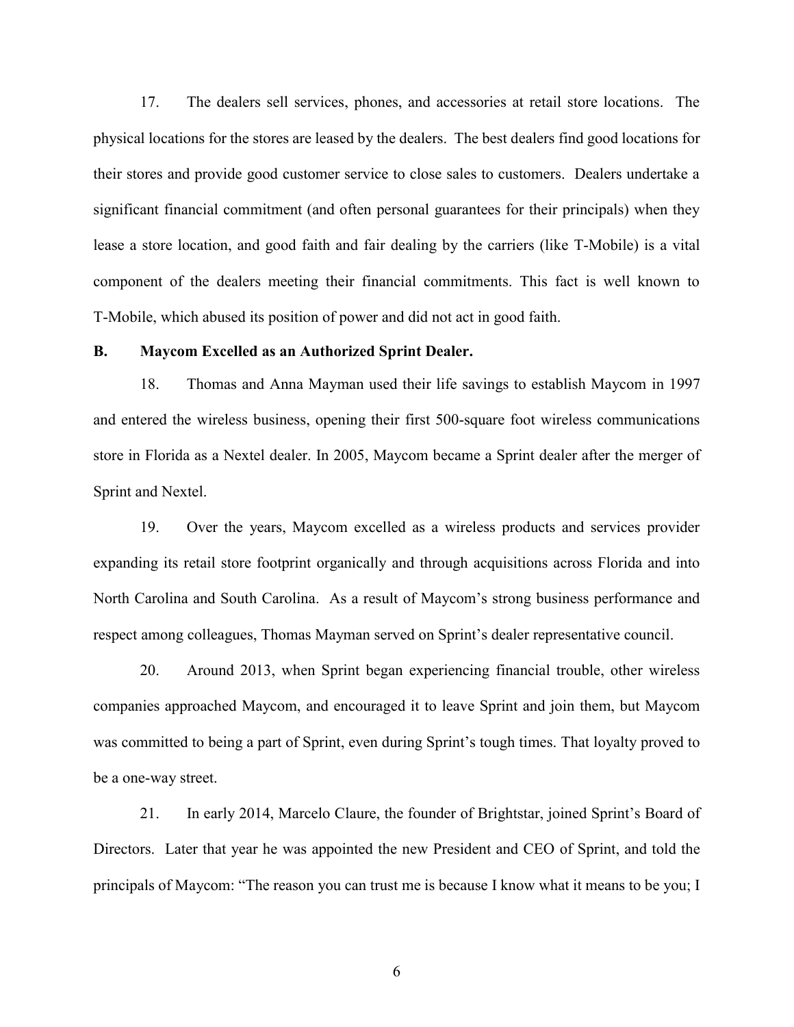17. The dealers sell services, phones, and accessories at retail store locations. The physical locations for the stores are leased by the dealers. The best dealers find good locations for their stores and provide good customer service to close sales to customers. Dealers undertake a significant financial commitment (and often personal guarantees for their principals) when they lease a store location, and good faith and fair dealing by the carriers (like T-Mobile) is a vital component of the dealers meeting their financial commitments. This fact is well known to T-Mobile, which abused its position of power and did not act in good faith.

### B. Maycom Excelled as an Authorized Sprint Dealer.

18. Thomas and Anna Mayman used their life savings to establish Maycom in 1997 and entered the wireless business, opening their first 500-square foot wireless communications store in Florida as a Nextel dealer. In 2005, Maycom became a Sprint dealer after the merger of Sprint and Nextel.

19. Over the years, Maycom excelled as a wireless products and services provider expanding its retail store footprint organically and through acquisitions across Florida and into North Carolina and South Carolina. As a result of Maycom's strong business performance and respect among colleagues, Thomas Mayman served on Sprint's dealer representative council.

20. Around 2013, when Sprint began experiencing financial trouble, other wireless companies approached Maycom, and encouraged it to leave Sprint and join them, but Maycom was committed to being a part of Sprint, even during Sprint's tough times. That loyalty proved to be a one-way street.

21. In early 2014, Marcelo Claure, the founder of Brightstar, joined Sprint's Board of Directors. Later that year he was appointed the new President and CEO of Sprint, and told the principals of Maycom: "The reason you can trust me is because I know what it means to be you; I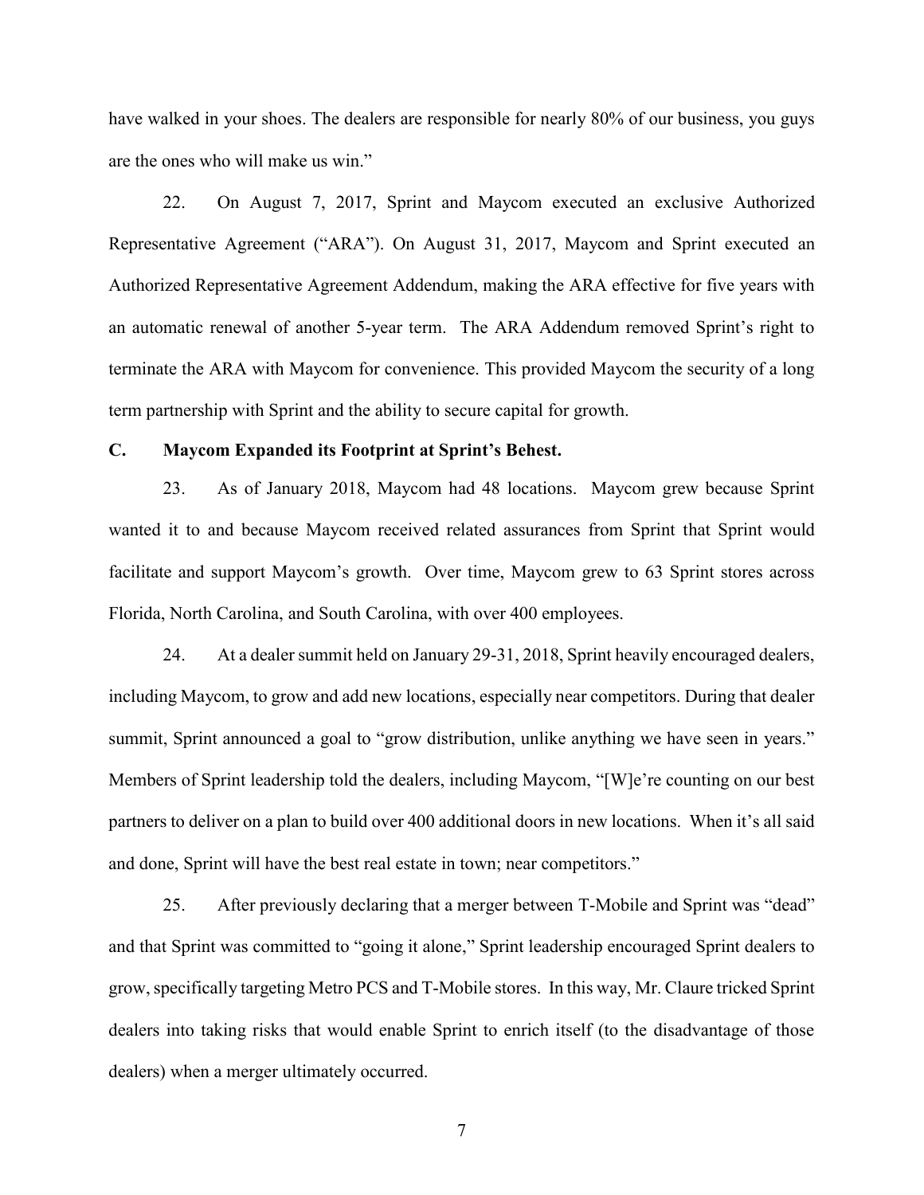have walked in your shoes. The dealers are responsible for nearly 80% of our business, you guys are the ones who will make us win."

22. On August 7, 2017, Sprint and Maycom executed an exclusive Authorized Representative Agreement ("ARA"). On August 31, 2017, Maycom and Sprint executed an Authorized Representative Agreement Addendum, making the ARA effective for five years with an automatic renewal of another 5-year term. The ARA Addendum removed Sprint's right to terminate the ARA with Maycom for convenience. This provided Maycom the security of a long term partnership with Sprint and the ability to secure capital for growth.

### C. Maycom Expanded its Footprint at Sprint's Behest.

23. As of January 2018, Maycom had 48 locations. Maycom grew because Sprint wanted it to and because Maycom received related assurances from Sprint that Sprint would facilitate and support Maycom's growth. Over time, Maycom grew to 63 Sprint stores across Florida, North Carolina, and South Carolina, with over 400 employees.

24. At a dealer summit held on January 29-31, 2018, Sprint heavily encouraged dealers, including Maycom, to grow and add new locations, especially near competitors. During that dealer summit, Sprint announced a goal to "grow distribution, unlike anything we have seen in years." Members of Sprint leadership told the dealers, including Maycom, "[W]e're counting on our best partners to deliver on a plan to build over 400 additional doors in new locations. When it's all said and done, Sprint will have the best real estate in town; near competitors."

25. After previously declaring that a merger between T-Mobile and Sprint was "dead" and that Sprint was committed to "going it alone," Sprint leadership encouraged Sprint dealers to grow, specifically targeting Metro PCS and T-Mobile stores. In this way, Mr. Claure tricked Sprint dealers into taking risks that would enable Sprint to enrich itself (to the disadvantage of those dealers) when a merger ultimately occurred.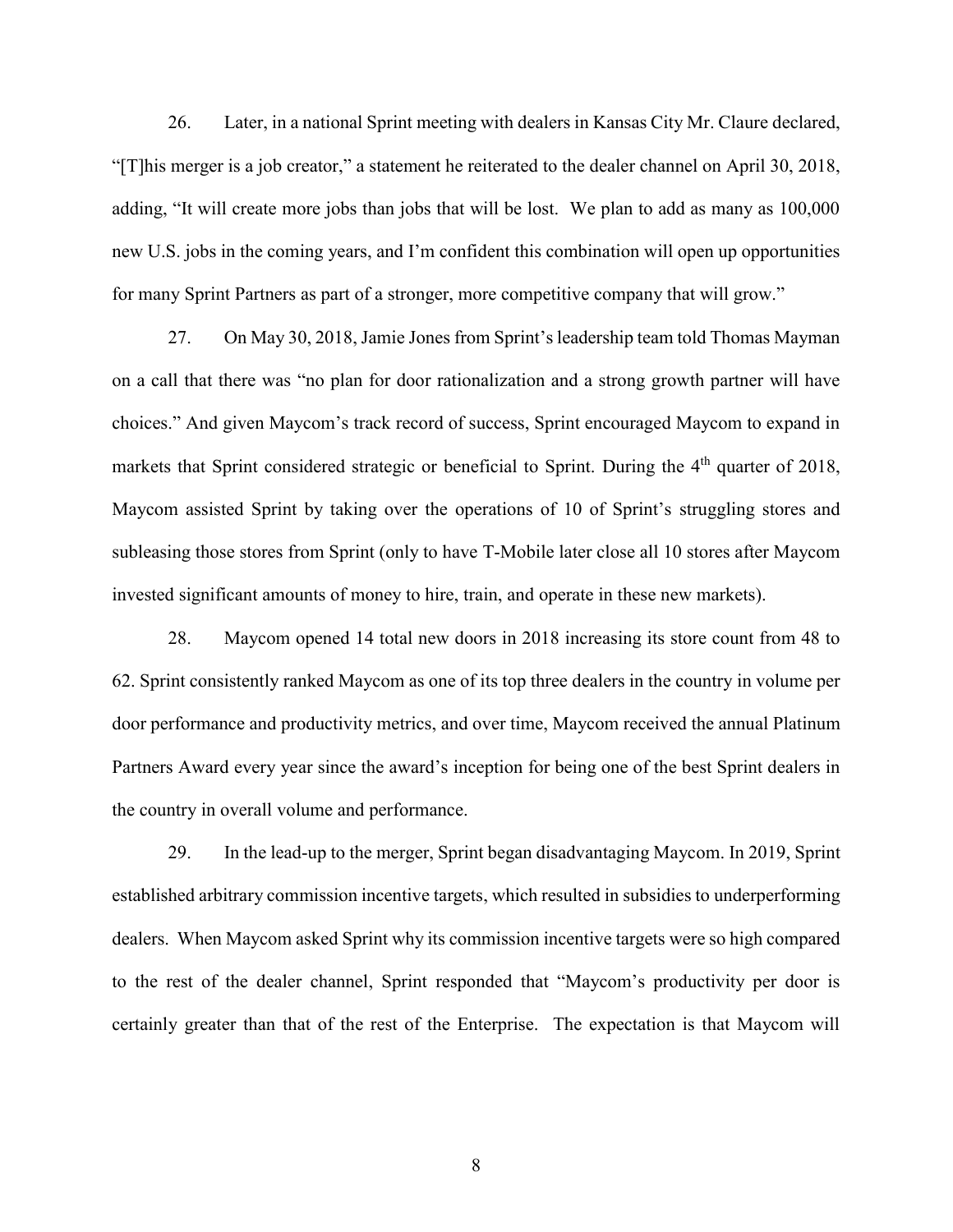26. Later, in a national Sprint meeting with dealers in Kansas City Mr. Claure declared, "[T]his merger is a job creator," a statement he reiterated to the dealer channel on April 30, 2018, adding, "It will create more jobs than jobs that will be lost. We plan to add as many as 100,000 new U.S. jobs in the coming years, and I'm confident this combination will open up opportunities for many Sprint Partners as part of a stronger, more competitive company that will grow."

27. On May 30, 2018, Jamie Jones from Sprint's leadership team told Thomas Mayman on a call that there was "no plan for door rationalization and a strong growth partner will have choices." And given Maycom's track record of success, Sprint encouraged Maycom to expand in markets that Sprint considered strategic or beneficial to Sprint. During the 4th quarter of 2018, Maycom assisted Sprint by taking over the operations of 10 of Sprint's struggling stores and subleasing those stores from Sprint (only to have T-Mobile later close all 10 stores after Maycom invested significant amounts of money to hire, train, and operate in these new markets).

28. Maycom opened 14 total new doors in 2018 increasing its store count from 48 to 62. Sprint consistently ranked Maycom as one of its top three dealers in the country in volume per door performance and productivity metrics, and over time, Maycom received the annual Platinum Partners Award every year since the award's inception for being one of the best Sprint dealers in the country in overall volume and performance.

29. In the lead-up to the merger, Sprint began disadvantaging Maycom. In 2019, Sprint established arbitrary commission incentive targets, which resulted in subsidies to underperforming dealers. When Maycom asked Sprint why its commission incentive targets were so high compared to the rest of the dealer channel, Sprint responded that "Maycom's productivity per door is certainly greater than that of the rest of the Enterprise. The expectation is that Maycom will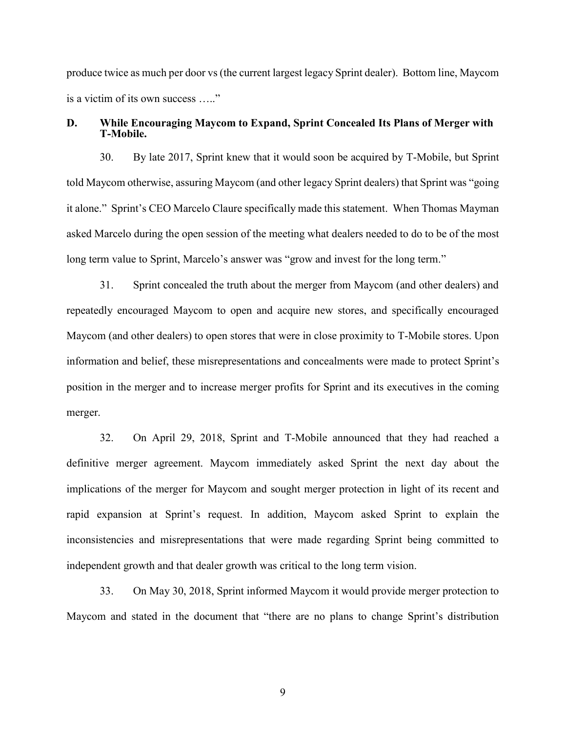produce twice as much per door vs (the current largest legacy Sprint dealer). Bottom line, Maycom is a victim of its own success ….."

### D. While Encouraging Maycom to Expand, Sprint Concealed Its Plans of Merger with T-Mobile.

30. By late 2017, Sprint knew that it would soon be acquired by T-Mobile, but Sprint told Maycom otherwise, assuring Maycom (and other legacy Sprint dealers) that Sprint was "going it alone." Sprint's CEO Marcelo Claure specifically made this statement. When Thomas Mayman asked Marcelo during the open session of the meeting what dealers needed to do to be of the most long term value to Sprint, Marcelo's answer was "grow and invest for the long term."

31. Sprint concealed the truth about the merger from Maycom (and other dealers) and repeatedly encouraged Maycom to open and acquire new stores, and specifically encouraged Maycom (and other dealers) to open stores that were in close proximity to T-Mobile stores. Upon information and belief, these misrepresentations and concealments were made to protect Sprint's position in the merger and to increase merger profits for Sprint and its executives in the coming merger.

32. On April 29, 2018, Sprint and T-Mobile announced that they had reached a definitive merger agreement. Maycom immediately asked Sprint the next day about the implications of the merger for Maycom and sought merger protection in light of its recent and rapid expansion at Sprint's request. In addition, Maycom asked Sprint to explain the inconsistencies and misrepresentations that were made regarding Sprint being committed to independent growth and that dealer growth was critical to the long term vision.

33. On May 30, 2018, Sprint informed Maycom it would provide merger protection to Maycom and stated in the document that "there are no plans to change Sprint's distribution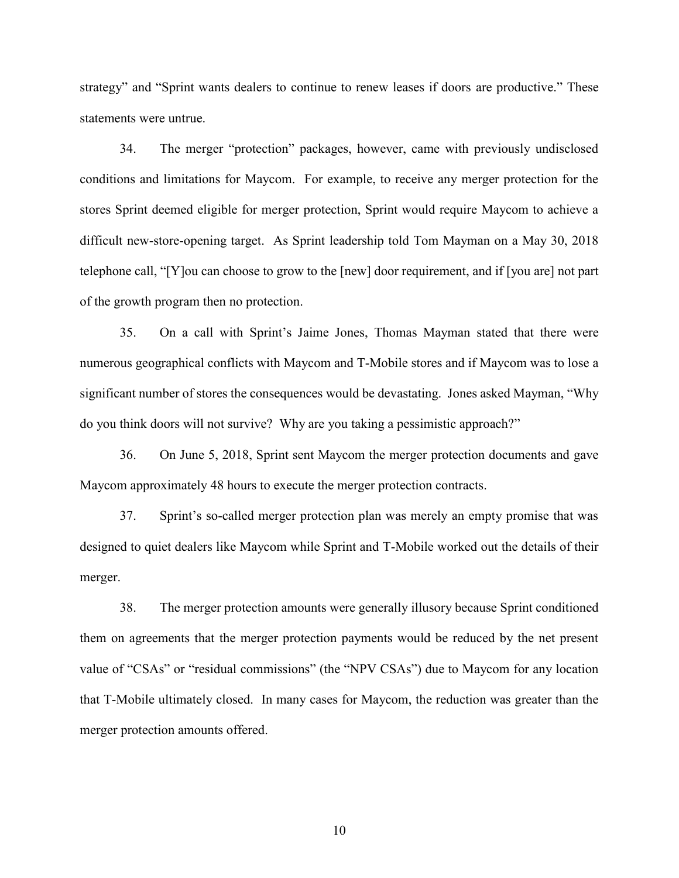strategy" and "Sprint wants dealers to continue to renew leases if doors are productive." These statements were untrue.

34. The merger "protection" packages, however, came with previously undisclosed conditions and limitations for Maycom. For example, to receive any merger protection for the stores Sprint deemed eligible for merger protection, Sprint would require Maycom to achieve a difficult new-store-opening target. As Sprint leadership told Tom Mayman on a May 30, 2018 telephone call, "[Y]ou can choose to grow to the [new] door requirement, and if [you are] not part of the growth program then no protection.

35. On a call with Sprint's Jaime Jones, Thomas Mayman stated that there were numerous geographical conflicts with Maycom and T-Mobile stores and if Maycom was to lose a significant number of stores the consequences would be devastating. Jones asked Mayman, "Why do you think doors will not survive? Why are you taking a pessimistic approach?"

36. On June 5, 2018, Sprint sent Maycom the merger protection documents and gave Maycom approximately 48 hours to execute the merger protection contracts.

37. Sprint's so-called merger protection plan was merely an empty promise that was designed to quiet dealers like Maycom while Sprint and T-Mobile worked out the details of their merger.

38. The merger protection amounts were generally illusory because Sprint conditioned them on agreements that the merger protection payments would be reduced by the net present value of "CSAs" or "residual commissions" (the "NPV CSAs") due to Maycom for any location that T-Mobile ultimately closed. In many cases for Maycom, the reduction was greater than the merger protection amounts offered.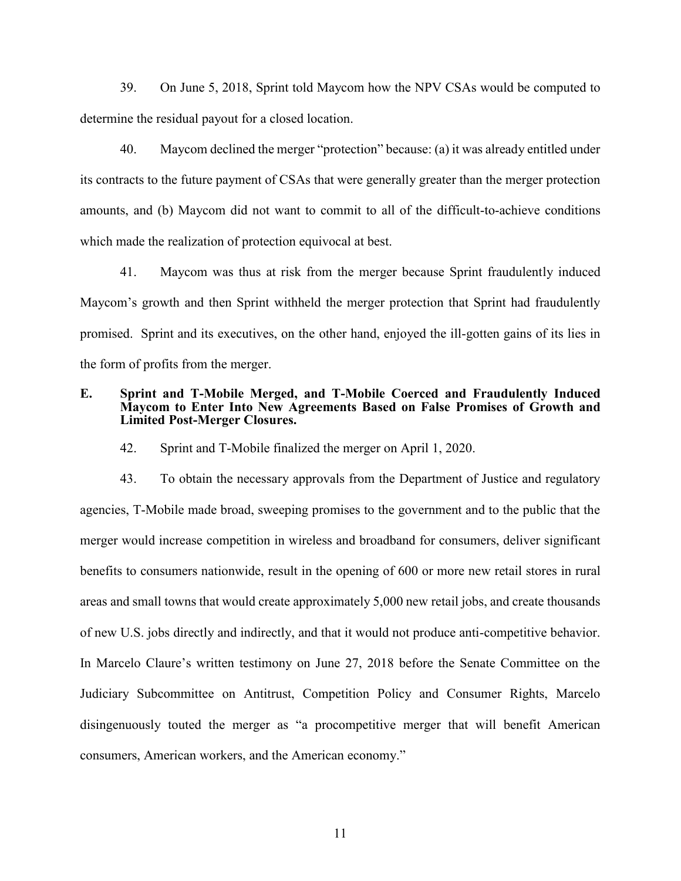39. On June 5, 2018, Sprint told Maycom how the NPV CSAs would be computed to determine the residual payout for a closed location.

40. Maycom declined the merger "protection" because: (a) it was already entitled under its contracts to the future payment of CSAs that were generally greater than the merger protection amounts, and (b) Maycom did not want to commit to all of the difficult-to-achieve conditions which made the realization of protection equivocal at best.

41. Maycom was thus at risk from the merger because Sprint fraudulently induced Maycom's growth and then Sprint withheld the merger protection that Sprint had fraudulently promised. Sprint and its executives, on the other hand, enjoyed the ill-gotten gains of its lies in the form of profits from the merger.

### E. Sprint and T-Mobile Merged, and T-Mobile Coerced and Fraudulently Induced Maycom to Enter Into New Agreements Based on False Promises of Growth and Limited Post-Merger Closures.

42. Sprint and T-Mobile finalized the merger on April 1, 2020.

43. To obtain the necessary approvals from the Department of Justice and regulatory agencies, T-Mobile made broad, sweeping promises to the government and to the public that the merger would increase competition in wireless and broadband for consumers, deliver significant benefits to consumers nationwide, result in the opening of 600 or more new retail stores in rural areas and small towns that would create approximately 5,000 new retail jobs, and create thousands of new U.S. jobs directly and indirectly, and that it would not produce anti-competitive behavior. In Marcelo Claure's written testimony on June 27, 2018 before the Senate Committee on the Judiciary Subcommittee on Antitrust, Competition Policy and Consumer Rights, Marcelo disingenuously touted the merger as "a procompetitive merger that will benefit American consumers, American workers, and the American economy."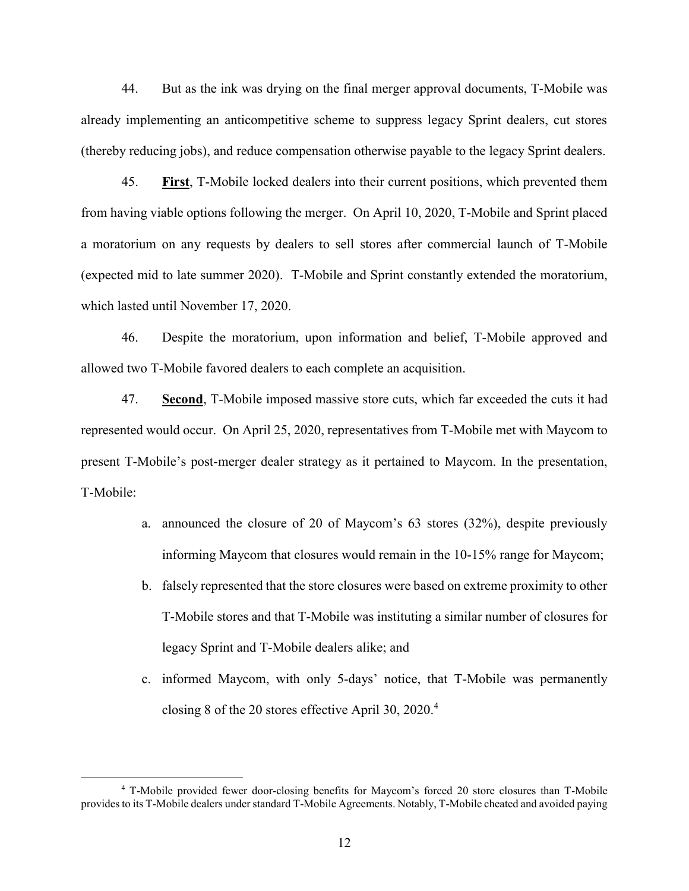44. But as the ink was drying on the final merger approval documents, T-Mobile was already implementing an anticompetitive scheme to suppress legacy Sprint dealers, cut stores (thereby reducing jobs), and reduce compensation otherwise payable to the legacy Sprint dealers.

45. **First**, T-Mobile locked dealers into their current positions, which prevented them from having viable options following the merger. On April 10, 2020, T-Mobile and Sprint placed a moratorium on any requests by dealers to sell stores after commercial launch of T-Mobile (expected mid to late summer 2020). T-Mobile and Sprint constantly extended the moratorium, which lasted until November 17, 2020.

46. Despite the moratorium, upon information and belief, T-Mobile approved and allowed two T-Mobile favored dealers to each complete an acquisition.

47. **Second**, T-Mobile imposed massive store cuts, which far exceeded the cuts it had represented would occur. On April 25, 2020, representatives from T-Mobile met with Maycom to present T-Mobile's post-merger dealer strategy as it pertained to Maycom. In the presentation, T-Mobile:

a. announced the closure of 20 of Maycom's 63 stores (32%), despite previously informing Maycom that closures would remain in the 10-15% range for Maycom;

b. falsely represented that the store closures were based on extreme proximity to other T-Mobile stores and that T-Mobile was instituting a similar number of closures for legacy Sprint and T-Mobile dealers alike; and

c. informed Maycom, with only 5-days' notice, that T-Mobile was permanently closing 8 of the 20 stores effective April 30, 2020.[4]

[4] T-Mobile provided fewer door-closing benefits for Maycom's forced 20 store closures than T-Mobile provides to its T-Mobile dealers under standard T-Mobile Agreements. Notably, T-Mobile cheated and avoided paying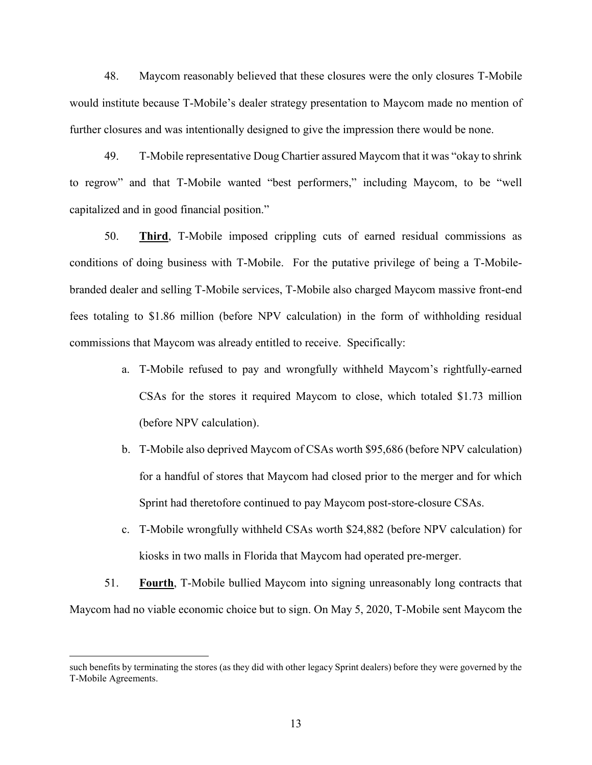48. Maycom reasonably believed that these closures were the only closures T-Mobile would institute because T-Mobile's dealer strategy presentation to Maycom made no mention of further closures and was intentionally designed to give the impression there would be none.

49. T-Mobile representative Doug Chartier assured Maycom that it was "okay to shrink to regrow" and that T-Mobile wanted "best performers," including Maycom, to be "well capitalized and in good financial position."

50. **Third**, T-Mobile imposed crippling cuts of earned residual commissions as conditions of doing business with T-Mobile. For the putative privilege of being a T-Mobile-branded dealer and selling T-Mobile services, T-Mobile also charged Maycom massive front-end fees totaling to $1.86 million (before NPV calculation) in the form of withholding residual commissions that Maycom was already entitled to receive. Specifically:

a. T-Mobile refused to pay and wrongfully withheld Maycom's rightfully-earned CSAs for the stores it required Maycom to close, which totaled $1.73 million (before NPV calculation).

b. T-Mobile also deprived Maycom of CSAs worth $95,686 (before NPV calculation) for a handful of stores that Maycom had closed prior to the merger and for which Sprint had theretofore continued to pay Maycom post-store-closure CSAs.

c. T-Mobile wrongfully withheld CSAs worth $24,882 (before NPV calculation) for kiosks in two malls in Florida that Maycom had operated pre-merger.

51. **Fourth**, T-Mobile bullied Maycom into signing unreasonably long contracts that Maycom had no viable economic choice but to sign. On May 5, 2020, T-Mobile sent Maycom the

---

such benefits by terminating the stores (as they did with other legacy Sprint dealers) before they were governed by the T-Mobile Agreements.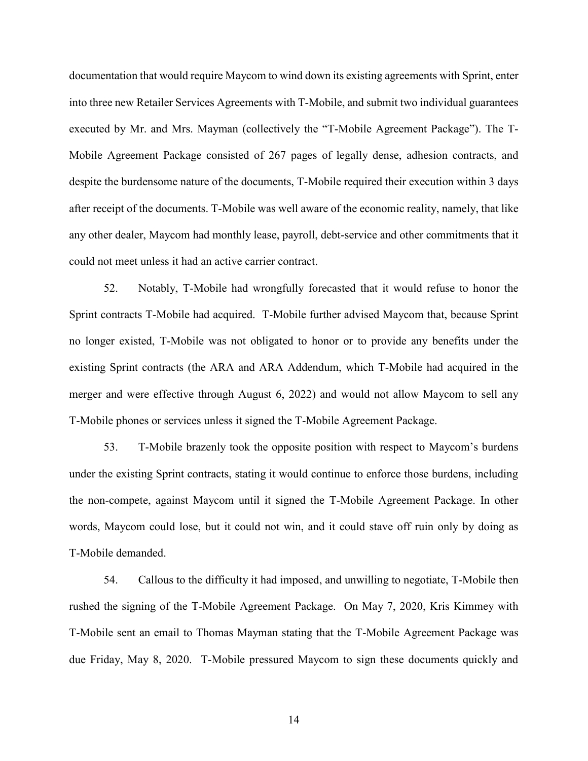documentation that would require Maycom to wind down its existing agreements with Sprint, enter into three new Retailer Services Agreements with T-Mobile, and submit two individual guarantees executed by Mr. and Mrs. Mayman (collectively the "T-Mobile Agreement Package"). The T-Mobile Agreement Package consisted of 267 pages of legally dense, adhesion contracts, and despite the burdensome nature of the documents, T-Mobile required their execution within 3 days after receipt of the documents. T-Mobile was well aware of the economic reality, namely, that like any other dealer, Maycom had monthly lease, payroll, debt-service and other commitments that it could not meet unless it had an active carrier contract.

52. Notably, T-Mobile had wrongfully forecasted that it would refuse to honor the Sprint contracts T-Mobile had acquired. T-Mobile further advised Maycom that, because Sprint no longer existed, T-Mobile was not obligated to honor or to provide any benefits under the existing Sprint contracts (the ARA and ARA Addendum, which T-Mobile had acquired in the merger and were effective through August 6, 2022) and would not allow Maycom to sell any T-Mobile phones or services unless it signed the T-Mobile Agreement Package.

53. T-Mobile brazenly took the opposite position with respect to Maycom's burdens under the existing Sprint contracts, stating it would continue to enforce those burdens, including the non-compete, against Maycom until it signed the T-Mobile Agreement Package. In other words, Maycom could lose, but it could not win, and it could stave off ruin only by doing as T-Mobile demanded.

54. Callous to the difficulty it had imposed, and unwilling to negotiate, T-Mobile then rushed the signing of the T-Mobile Agreement Package. On May 7, 2020, Kris Kimmey with T-Mobile sent an email to Thomas Mayman stating that the T-Mobile Agreement Package was due Friday, May 8, 2020. T-Mobile pressured Maycom to sign these documents quickly and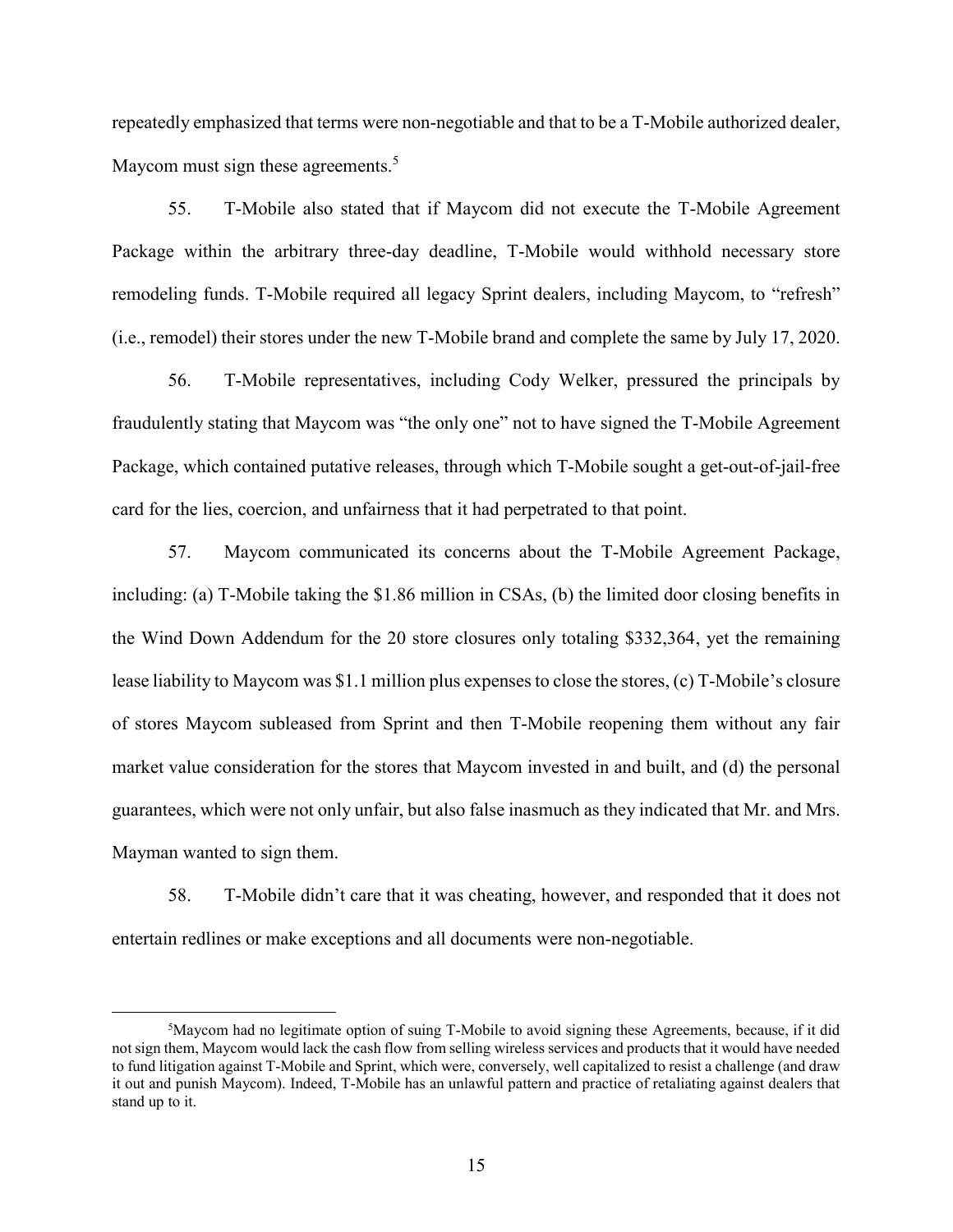repeatedly emphasized that terms were non-negotiable and that to be a T-Mobile authorized dealer, Maycom must sign these agreements.[5]

55. T-Mobile also stated that if Maycom did not execute the T-Mobile Agreement Package within the arbitrary three-day deadline, T-Mobile would withhold necessary store remodeling funds. T-Mobile required all legacy Sprint dealers, including Maycom, to "refresh" (i.e., remodel) their stores under the new T-Mobile brand and complete the same by July 17, 2020.

56. T-Mobile representatives, including Cody Welker, pressured the principals by fraudulently stating that Maycom was "the only one" not to have signed the T-Mobile Agreement Package, which contained putative releases, through which T-Mobile sought a get-out-of-jail-free card for the lies, coercion, and unfairness that it had perpetrated to that point.

57. Maycom communicated its concerns about the T-Mobile Agreement Package, including: (a) T-Mobile taking the $1.86 million in CSAs, (b) the limited door closing benefits in the Wind Down Addendum for the 20 store closures only totaling $332,364, yet the remaining lease liability to Maycom was $1.1 million plus expenses to close the stores, (c) T-Mobile's closure of stores Maycom subleased from Sprint and then T-Mobile reopening them without any fair market value consideration for the stores that Maycom invested in and built, and (d) the personal guarantees, which were not only unfair, but also false inasmuch as they indicated that Mr. and Mrs. Mayman wanted to sign them.

58. T-Mobile didn't care that it was cheating, however, and responded that it does not entertain redlines or make exceptions and all documents were non-negotiable.

---

[5] Maycom had no legitimate option of suing T-Mobile to avoid signing these Agreements, because, if it did not sign them, Maycom would lack the cash flow from selling wireless services and products that it would have needed to fund litigation against T-Mobile and Sprint, which were, conversely, well capitalized to resist a challenge (and draw it out and punish Maycom). Indeed, T-Mobile has an unlawful pattern and practice of retaliating against dealers that stand up to it.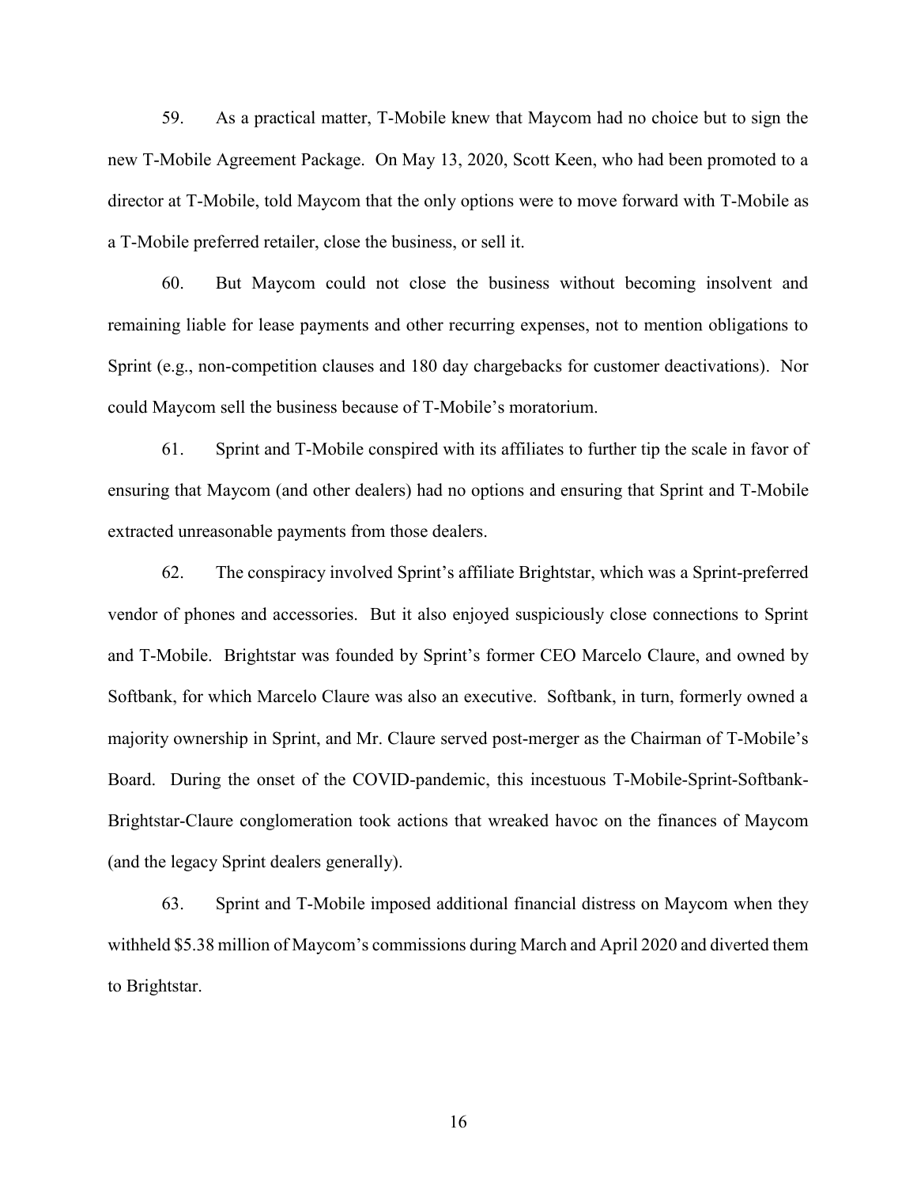59. As a practical matter, T-Mobile knew that Maycom had no choice but to sign the new T-Mobile Agreement Package. On May 13, 2020, Scott Keen, who had been promoted to a director at T-Mobile, told Maycom that the only options were to move forward with T-Mobile as a T-Mobile preferred retailer, close the business, or sell it.

60. But Maycom could not close the business without becoming insolvent and remaining liable for lease payments and other recurring expenses, not to mention obligations to Sprint (e.g., non-competition clauses and 180 day chargebacks for customer deactivations). Nor could Maycom sell the business because of T-Mobile's moratorium.

61. Sprint and T-Mobile conspired with its affiliates to further tip the scale in favor of ensuring that Maycom (and other dealers) had no options and ensuring that Sprint and T-Mobile extracted unreasonable payments from those dealers.

62. The conspiracy involved Sprint's affiliate Brightstar, which was a Sprint-preferred vendor of phones and accessories. But it also enjoyed suspiciously close connections to Sprint and T-Mobile. Brightstar was founded by Sprint's former CEO Marcelo Claure, and owned by Softbank, for which Marcelo Claure was also an executive. Softbank, in turn, formerly owned a majority ownership in Sprint, and Mr. Claure served post-merger as the Chairman of T-Mobile's Board. During the onset of the COVID-pandemic, this incestuous T-Mobile-Sprint-Softbank-Brightstar-Claure conglomeration took actions that wreaked havoc on the finances of Maycom (and the legacy Sprint dealers generally).

63. Sprint and T-Mobile imposed additional financial distress on Maycom when they withheld $5.38 million of Maycom's commissions during March and April 2020 and diverted them to Brightstar.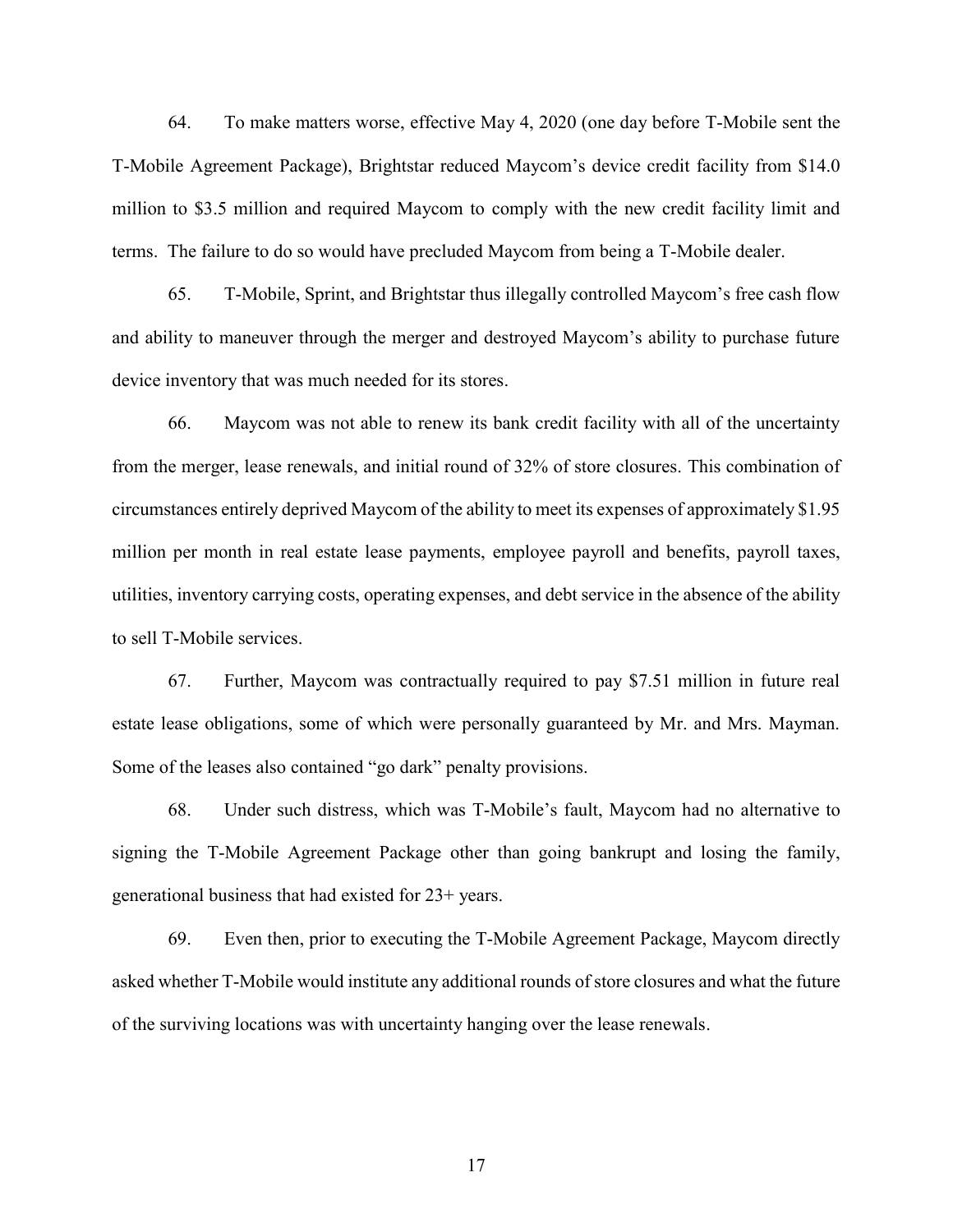64. To make matters worse, effective May 4, 2020 (one day before T-Mobile sent the T-Mobile Agreement Package), Brightstar reduced Maycom's device credit facility from $14.0 million to $3.5 million and required Maycom to comply with the new credit facility limit and terms. The failure to do so would have precluded Maycom from being a T-Mobile dealer.

65. T-Mobile, Sprint, and Brightstar thus illegally controlled Maycom's free cash flow and ability to maneuver through the merger and destroyed Maycom's ability to purchase future device inventory that was much needed for its stores.

66. Maycom was not able to renew its bank credit facility with all of the uncertainty from the merger, lease renewals, and initial round of 32% of store closures. This combination of circumstances entirely deprived Maycom of the ability to meet its expenses of approximately $1.95 million per month in real estate lease payments, employee payroll and benefits, payroll taxes, utilities, inventory carrying costs, operating expenses, and debt service in the absence of the ability to sell T-Mobile services.

67. Further, Maycom was contractually required to pay $7.51 million in future real estate lease obligations, some of which were personally guaranteed by Mr. and Mrs. Mayman. Some of the leases also contained "go dark" penalty provisions.

68. Under such distress, which was T-Mobile's fault, Maycom had no alternative to signing the T-Mobile Agreement Package other than going bankrupt and losing the family, generational business that had existed for 23+ years.

69. Even then, prior to executing the T-Mobile Agreement Package, Maycom directly asked whether T-Mobile would institute any additional rounds of store closures and what the future of the surviving locations was with uncertainty hanging over the lease renewals.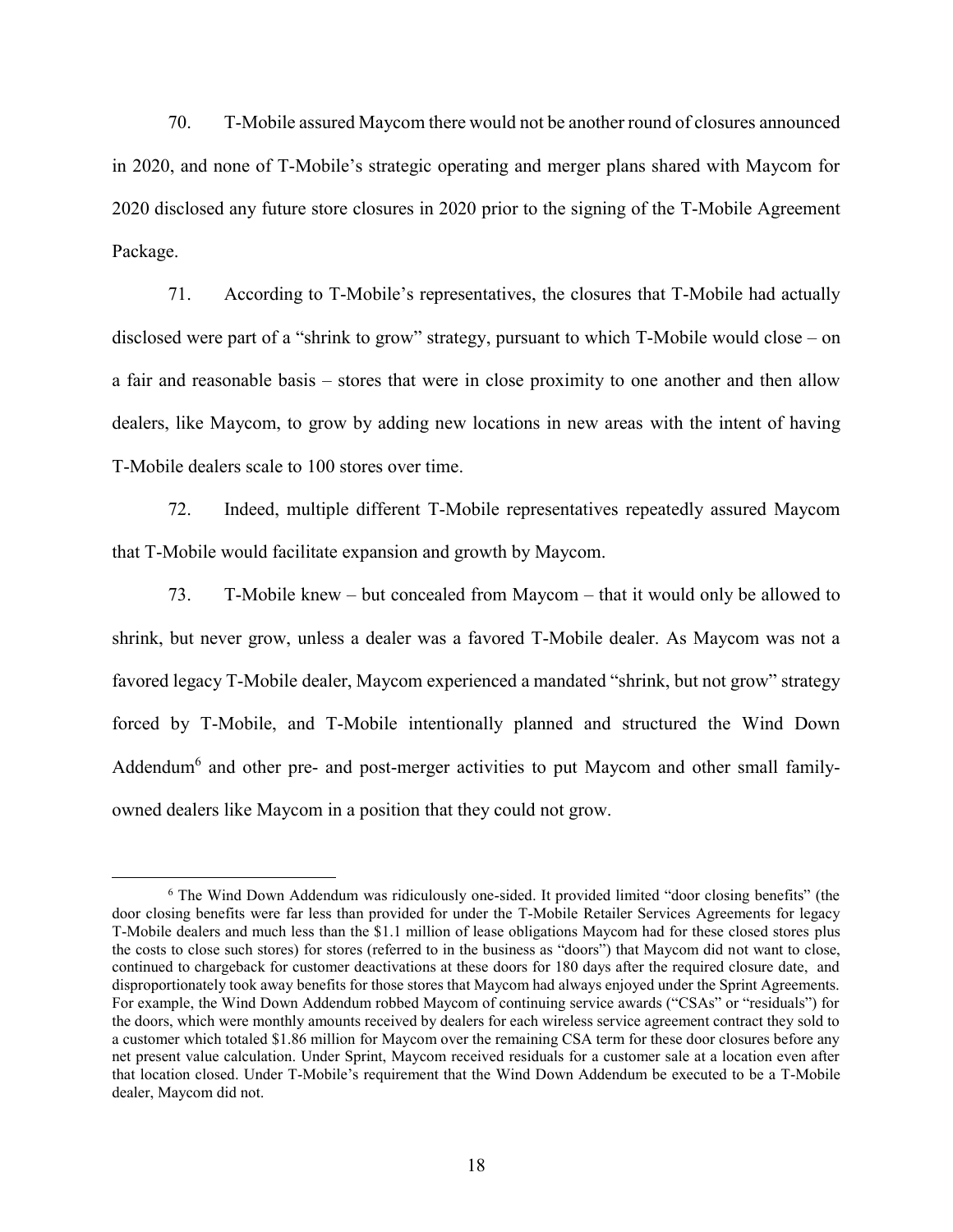70. T-Mobile assured Maycom there would not be another round of closures announced in 2020, and none of T-Mobile's strategic operating and merger plans shared with Maycom for 2020 disclosed any future store closures in 2020 prior to the signing of the T-Mobile Agreement Package.

71. According to T-Mobile's representatives, the closures that T-Mobile had actually disclosed were part of a "shrink to grow" strategy, pursuant to which T-Mobile would close – on a fair and reasonable basis – stores that were in close proximity to one another and then allow dealers, like Maycom, to grow by adding new locations in new areas with the intent of having T-Mobile dealers scale to 100 stores over time.

72. Indeed, multiple different T-Mobile representatives repeatedly assured Maycom that T-Mobile would facilitate expansion and growth by Maycom.

73. T-Mobile knew – but concealed from Maycom – that it would only be allowed to shrink, but never grow, unless a dealer was a favored T-Mobile dealer. As Maycom was not a favored legacy T-Mobile dealer, Maycom experienced a mandated "shrink, but not grow" strategy forced by T-Mobile, and T-Mobile intentionally planned and structured the Wind Down Addendum[6] and other pre- and post-merger activities to put Maycom and other small family-owned dealers like Maycom in a position that they could not grow.

---

[6] The Wind Down Addendum was ridiculously one-sided. It provided limited "door closing benefits" (the door closing benefits were far less than provided for under the T-Mobile Retailer Services Agreements for legacy T-Mobile dealers and much less than the $1.1 million of lease obligations Maycom had for these closed stores plus the costs to close such stores) for stores (referred to in the business as "doors") that Maycom did not want to close, continued to chargeback for customer deactivations at these doors for 180 days after the required closure date, and disproportionately took away benefits for those stores that Maycom had always enjoyed under the Sprint Agreements. For example, the Wind Down Addendum robbed Maycom of continuing service awards ("CSAs" or "residuals") for the doors, which were monthly amounts received by dealers for each wireless service agreement contract they sold to a customer which totaled $1.86 million for Maycom over the remaining CSA term for these door closures before any net present value calculation. Under Sprint, Maycom received residuals for a customer sale at a location even after that location closed. Under T-Mobile's requirement that the Wind Down Addendum be executed to be a T-Mobile dealer, Maycom did not.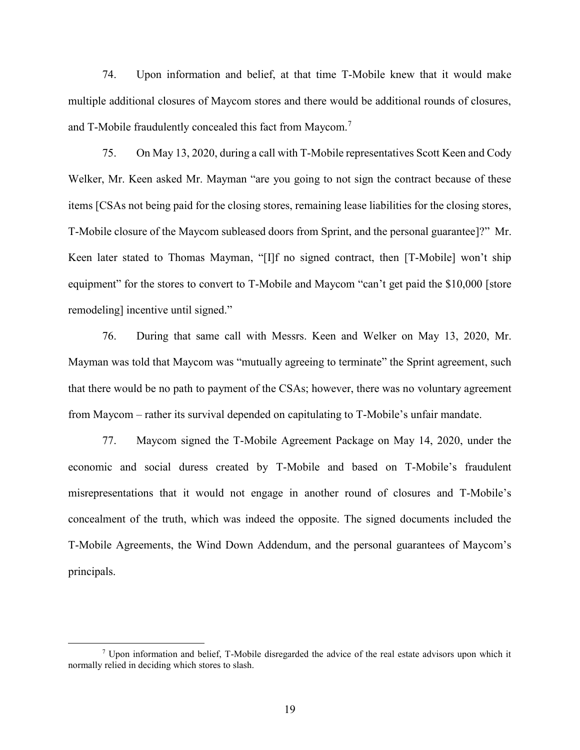74. Upon information and belief, at that time T-Mobile knew that it would make multiple additional closures of Maycom stores and there would be additional rounds of closures, and T-Mobile fraudulently concealed this fact from Maycom.[7]

75. On May 13, 2020, during a call with T-Mobile representatives Scott Keen and Cody Welker, Mr. Keen asked Mr. Mayman "are you going to not sign the contract because of these items [CSAs not being paid for the closing stores, remaining lease liabilities for the closing stores, T-Mobile closure of the Maycom subleased doors from Sprint, and the personal guarantee]?" Mr. Keen later stated to Thomas Mayman, "[I]f no signed contract, then [T-Mobile] won't ship equipment" for the stores to convert to T-Mobile and Maycom "can't get paid the $10,000 [store remodeling] incentive until signed."

76. During that same call with Messrs. Keen and Welker on May 13, 2020, Mr. Mayman was told that Maycom was "mutually agreeing to terminate" the Sprint agreement, such that there would be no path to payment of the CSAs; however, there was no voluntary agreement from Maycom – rather its survival depended on capitulating to T-Mobile's unfair mandate.

77. Maycom signed the T-Mobile Agreement Package on May 14, 2020, under the economic and social duress created by T-Mobile and based on T-Mobile's fraudulent misrepresentations that it would not engage in another round of closures and T-Mobile's concealment of the truth, which was indeed the opposite. The signed documents included the T-Mobile Agreements, the Wind Down Addendum, and the personal guarantees of Maycom's principals.

---

[7] Upon information and belief, T-Mobile disregarded the advice of the real estate advisors upon which it normally relied in deciding which stores to slash.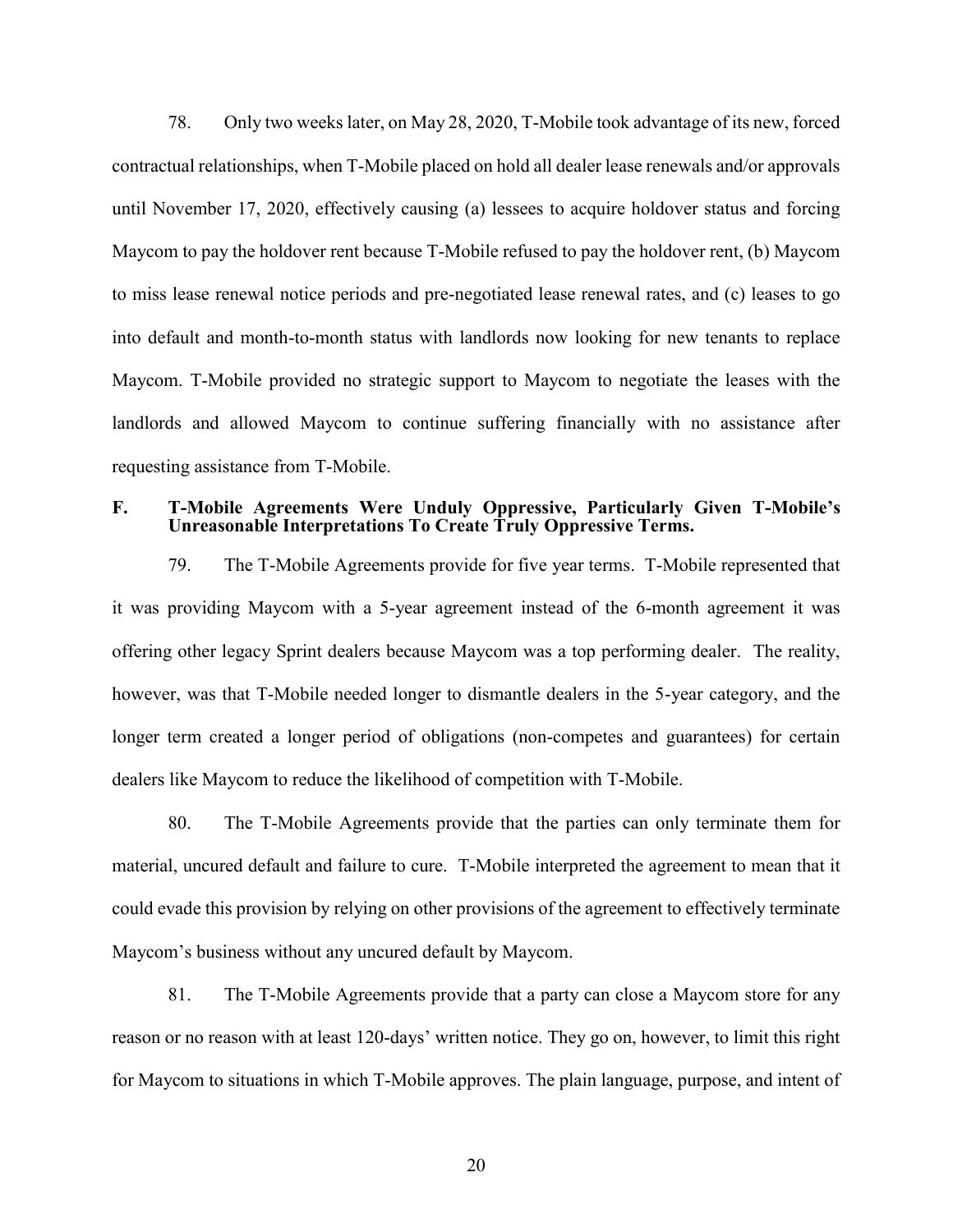78. Only two weeks later, on May 28, 2020, T-Mobile took advantage of its new, forced contractual relationships, when T-Mobile placed on hold all dealer lease renewals and/or approvals until November 17, 2020, effectively causing (a) lessees to acquire holdover status and forcing Maycom to pay the holdover rent because T-Mobile refused to pay the holdover rent, (b) Maycom to miss lease renewal notice periods and pre-negotiated lease renewal rates, and (c) leases to go into default and month-to-month status with landlords now looking for new tenants to replace Maycom. T-Mobile provided no strategic support to Maycom to negotiate the leases with the landlords and allowed Maycom to continue suffering financially with no assistance after requesting assistance from T-Mobile.

### F. T-Mobile Agreements Were Unduly Oppressive, Particularly Given T-Mobile's Unreasonable Interpretations To Create Truly Oppressive Terms.

79. The T-Mobile Agreements provide for five year terms. T-Mobile represented that it was providing Maycom with a 5-year agreement instead of the 6-month agreement it was offering other legacy Sprint dealers because Maycom was a top performing dealer. The reality, however, was that T-Mobile needed longer to dismantle dealers in the 5-year category, and the longer term created a longer period of obligations (non-competes and guarantees) for certain dealers like Maycom to reduce the likelihood of competition with T-Mobile.

80. The T-Mobile Agreements provide that the parties can only terminate them for material, uncured default and failure to cure. T-Mobile interpreted the agreement to mean that it could evade this provision by relying on other provisions of the agreement to effectively terminate Maycom's business without any uncured default by Maycom.

81. The T-Mobile Agreements provide that a party can close a Maycom store for any reason or no reason with at least 120-days' written notice. They go on, however, to limit this right for Maycom to situations in which T-Mobile approves. The plain language, purpose, and intent of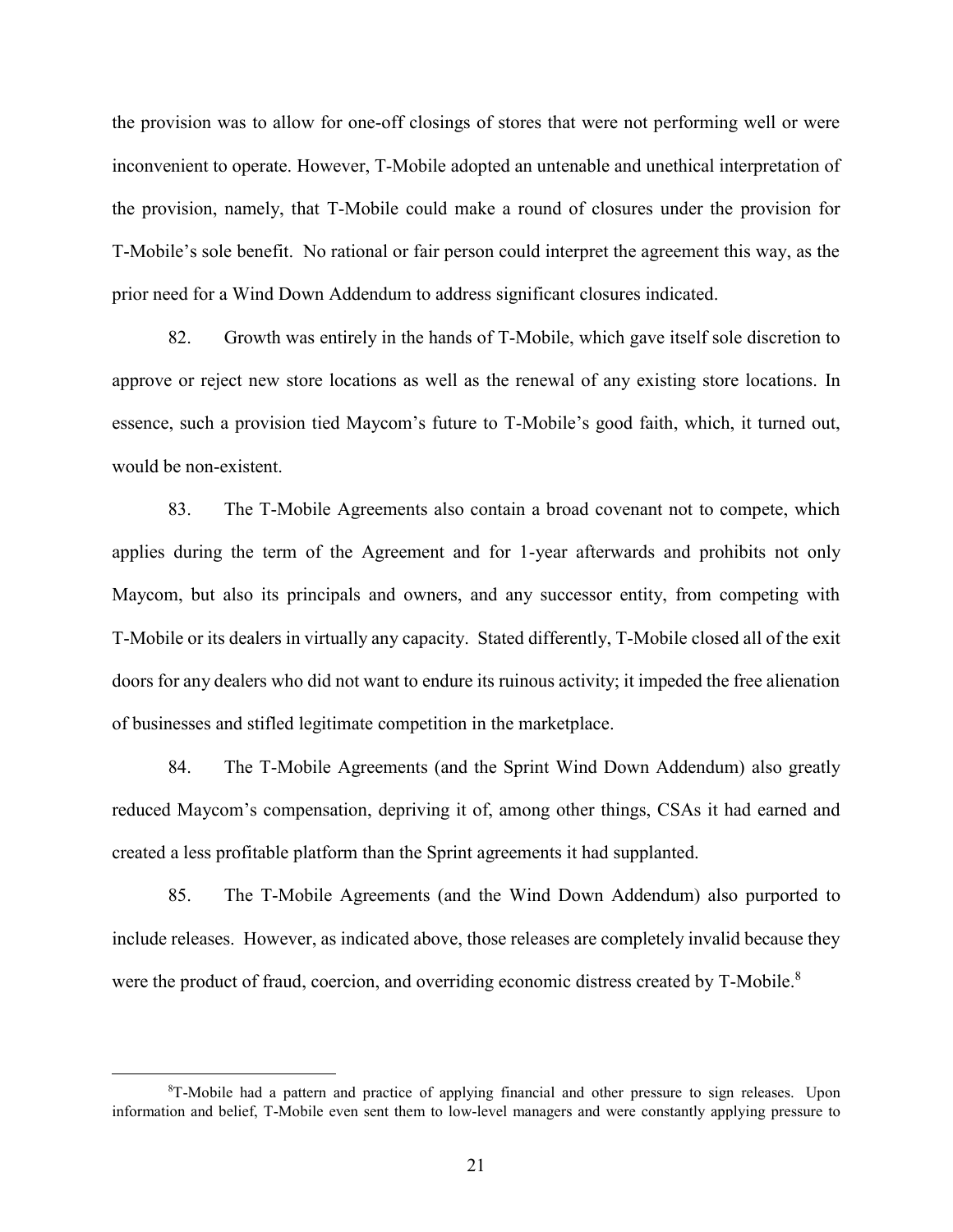the provision was to allow for one-off closings of stores that were not performing well or were inconvenient to operate. However, T-Mobile adopted an untenable and unethical interpretation of the provision, namely, that T-Mobile could make a round of closures under the provision for T-Mobile's sole benefit. No rational or fair person could interpret the agreement this way, as the prior need for a Wind Down Addendum to address significant closures indicated.

82. Growth was entirely in the hands of T-Mobile, which gave itself sole discretion to approve or reject new store locations as well as the renewal of any existing store locations. In essence, such a provision tied Maycom's future to T-Mobile's good faith, which, it turned out, would be non-existent.

83. The T-Mobile Agreements also contain a broad covenant not to compete, which applies during the term of the Agreement and for 1-year afterwards and prohibits not only Maycom, but also its principals and owners, and any successor entity, from competing with T-Mobile or its dealers in virtually any capacity. Stated differently, T-Mobile closed all of the exit doors for any dealers who did not want to endure its ruinous activity; it impeded the free alienation of businesses and stifled legitimate competition in the marketplace.

84. The T-Mobile Agreements (and the Sprint Wind Down Addendum) also greatly reduced Maycom's compensation, depriving it of, among other things, CSAs it had earned and created a less profitable platform than the Sprint agreements it had supplanted.

85. The T-Mobile Agreements (and the Wind Down Addendum) also purported to include releases. However, as indicated above, those releases are completely invalid because they were the product of fraud, coercion, and overriding economic distress created by T-Mobile.[8]

---

[8] T-Mobile had a pattern and practice of applying financial and other pressure to sign releases. Upon information and belief, T-Mobile even sent them to low-level managers and were constantly applying pressure to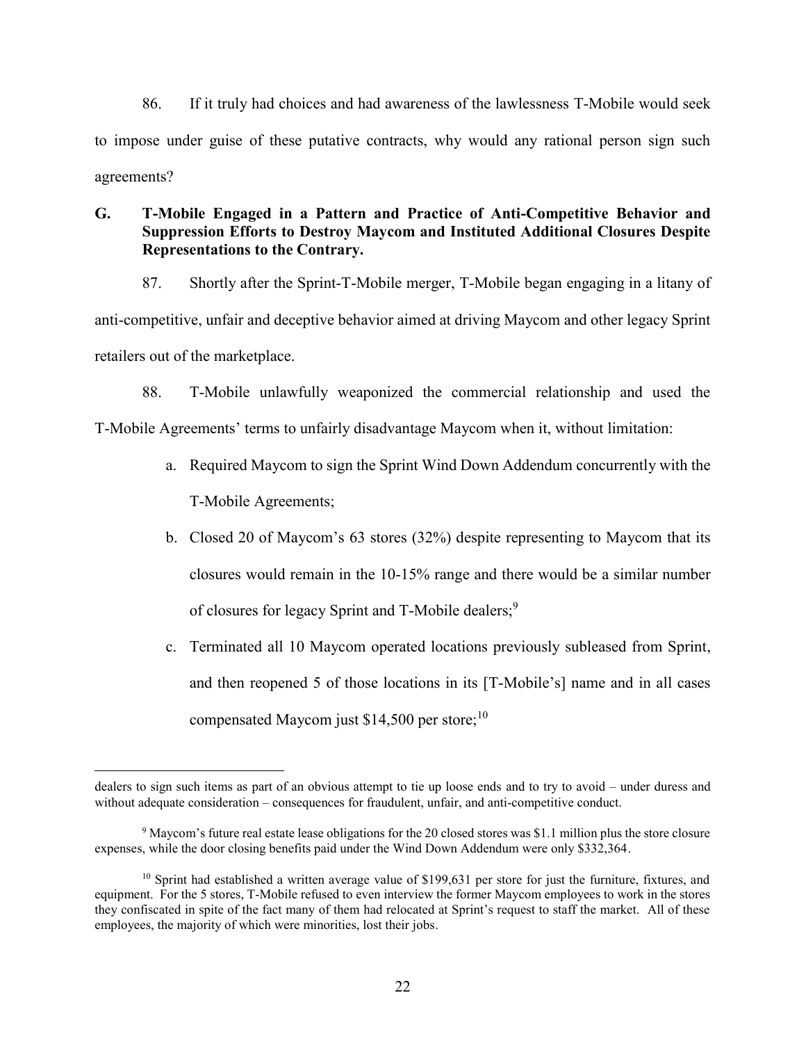86. If it truly had choices and had awareness of the lawlessness T-Mobile would seek to impose under guise of these putative contracts, why would any rational person sign such agreements?

### G. T-Mobile Engaged in a Pattern and Practice of Anti-Competitive Behavior and Suppression Efforts to Destroy Maycom and Instituted Additional Closures Despite Representations to the Contrary.

87. Shortly after the Sprint-T-Mobile merger, T-Mobile began engaging in a litany of anti-competitive, unfair and deceptive behavior aimed at driving Maycom and other legacy Sprint retailers out of the marketplace.

88. T-Mobile unlawfully weaponized the commercial relationship and used the T-Mobile Agreements' terms to unfairly disadvantage Maycom when it, without limitation:

a. Required Maycom to sign the Sprint Wind Down Addendum concurrently with the T-Mobile Agreements;

b. Closed 20 of Maycom's 63 stores (32%) despite representing to Maycom that its closures would remain in the 10-15% range and there would be a similar number of closures for legacy Sprint and T-Mobile dealers;[9]

c. Terminated all 10 Maycom operated locations previously subleased from Sprint, and then reopened 5 of those locations in its [T-Mobile's] name and in all cases compensated Maycom just $14,500 per store;[10]

---

dealers to sign such items as part of an obvious attempt to tie up loose ends and to try to avoid – under duress and without adequate consideration – consequences for fraudulent, unfair, and anti-competitive conduct.

[9] Maycom's future real estate lease obligations for the 20 closed stores was $1.1 million plus the store closure expenses, while the door closing benefits paid under the Wind Down Addendum were only $332,364.

[10] Sprint had established a written average value of $199,631 per store for just the furniture, fixtures, and equipment. For the 5 stores, T-Mobile refused to even interview the former Maycom employees to work in the stores they confiscated in spite of the fact many of them had relocated at Sprint's request to staff the market. All of these employees, the majority of which were minorities, lost their jobs.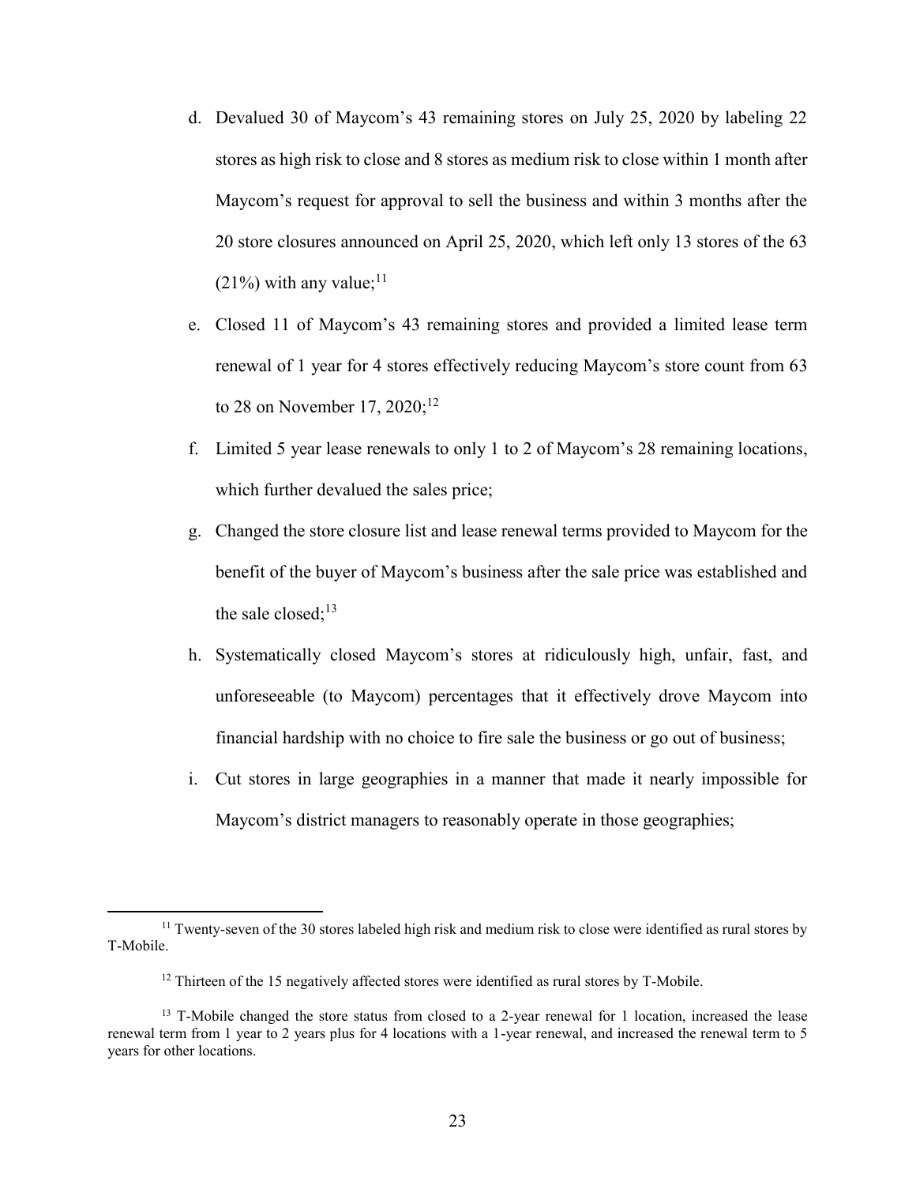d. Devalued 30 of Maycom's 43 remaining stores on July 25, 2020 by labeling 22 stores as high risk to close and 8 stores as medium risk to close within 1 month after Maycom's request for approval to sell the business and within 3 months after the 20 store closures announced on April 25, 2020, which left only 13 stores of the 63 (21%) with any value;[11]

e. Closed 11 of Maycom's 43 remaining stores and provided a limited lease term renewal of 1 year for 4 stores effectively reducing Maycom's store count from 63 to 28 on November 17, 2020;[12]

f. Limited 5 year lease renewals to only 1 to 2 of Maycom's 28 remaining locations, which further devalued the sales price;

g. Changed the store closure list and lease renewal terms provided to Maycom for the benefit of the buyer of Maycom's business after the sale price was established and the sale closed;[13]

h. Systematically closed Maycom's stores at ridiculously high, unfair, fast, and unforeseeable (to Maycom) percentages that it effectively drove Maycom into financial hardship with no choice to fire sale the business or go out of business;

i. Cut stores in large geographies in a manner that made it nearly impossible for Maycom's district managers to reasonably operate in those geographies;

---

[11] Twenty-seven of the 30 stores labeled high risk and medium risk to close were identified as rural stores by T-Mobile.

[12] Thirteen of the 15 negatively affected stores were identified as rural stores by T-Mobile.

[13] T-Mobile changed the store status from closed to a 2-year renewal for 1 location, increased the lease renewal term from 1 year to 2 years plus for 4 locations with a 1-year renewal, and increased the renewal term to 5 years for other locations.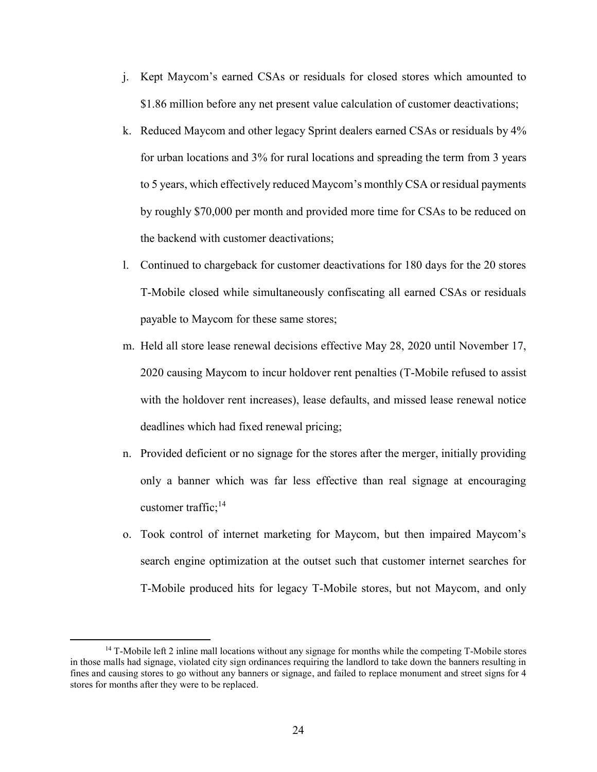j. Kept Maycom's earned CSAs or residuals for closed stores which amounted to $1.86 million before any net present value calculation of customer deactivations;

k. Reduced Maycom and other legacy Sprint dealers earned CSAs or residuals by 4% for urban locations and 3% for rural locations and spreading the term from 3 years to 5 years, which effectively reduced Maycom's monthly CSA or residual payments by roughly $70,000 per month and provided more time for CSAs to be reduced on the backend with customer deactivations;

l. Continued to chargeback for customer deactivations for 180 days for the 20 stores T-Mobile closed while simultaneously confiscating all earned CSAs or residuals payable to Maycom for these same stores;

m. Held all store lease renewal decisions effective May 28, 2020 until November 17, 2020 causing Maycom to incur holdover rent penalties (T-Mobile refused to assist with the holdover rent increases), lease defaults, and missed lease renewal notice deadlines which had fixed renewal pricing;

n. Provided deficient or no signage for the stores after the merger, initially providing only a banner which was far less effective than real signage at encouraging customer traffic;[14]

o. Took control of internet marketing for Maycom, but then impaired Maycom's search engine optimization at the outset such that customer internet searches for T-Mobile produced hits for legacy T-Mobile stores, but not Maycom, and only

---

[14] T-Mobile left 2 inline mall locations without any signage for months while the competing T-Mobile stores in those malls had signage, violated city sign ordinances requiring the landlord to take down the banners resulting in fines and causing stores to go without any banners or signage, and failed to replace monument and street signs for 4 stores for months after they were to be replaced.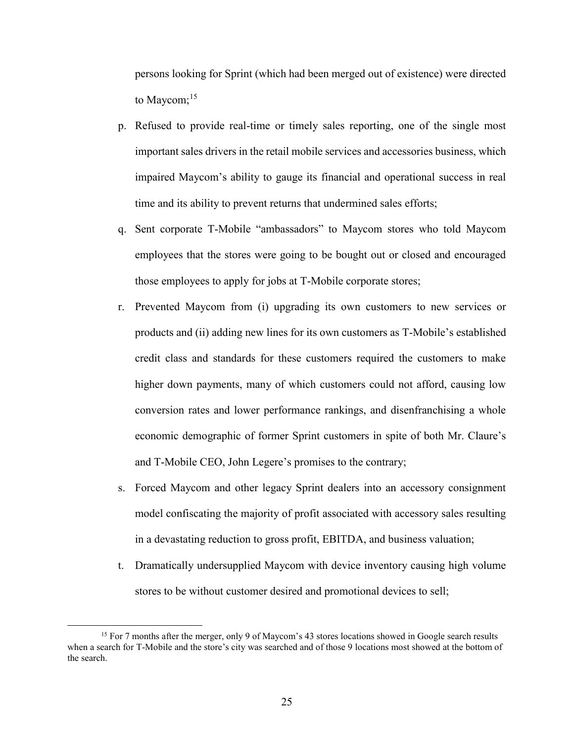persons looking for Sprint (which had been merged out of existence) were directed to Maycom;[15]

p. Refused to provide real-time or timely sales reporting, one of the single most important sales drivers in the retail mobile services and accessories business, which impaired Maycom's ability to gauge its financial and operational success in real time and its ability to prevent returns that undermined sales efforts;

q. Sent corporate T-Mobile "ambassadors" to Maycom stores who told Maycom employees that the stores were going to be bought out or closed and encouraged those employees to apply for jobs at T-Mobile corporate stores;

r. Prevented Maycom from (i) upgrading its own customers to new services or products and (ii) adding new lines for its own customers as T-Mobile's established credit class and standards for these customers required the customers to make higher down payments, many of which customers could not afford, causing low conversion rates and lower performance rankings, and disenfranchising a whole economic demographic of former Sprint customers in spite of both Mr. Claure's and T-Mobile CEO, John Legere's promises to the contrary;

s. Forced Maycom and other legacy Sprint dealers into an accessory consignment model confiscating the majority of profit associated with accessory sales resulting in a devastating reduction to gross profit, EBITDA, and business valuation;

t. Dramatically undersupplied Maycom with device inventory causing high volume stores to be without customer desired and promotional devices to sell;

---

[15] For 7 months after the merger, only 9 of Maycom's 43 stores locations showed in Google search results when a search for T-Mobile and the store's city was searched and of those 9 locations most showed at the bottom of the search.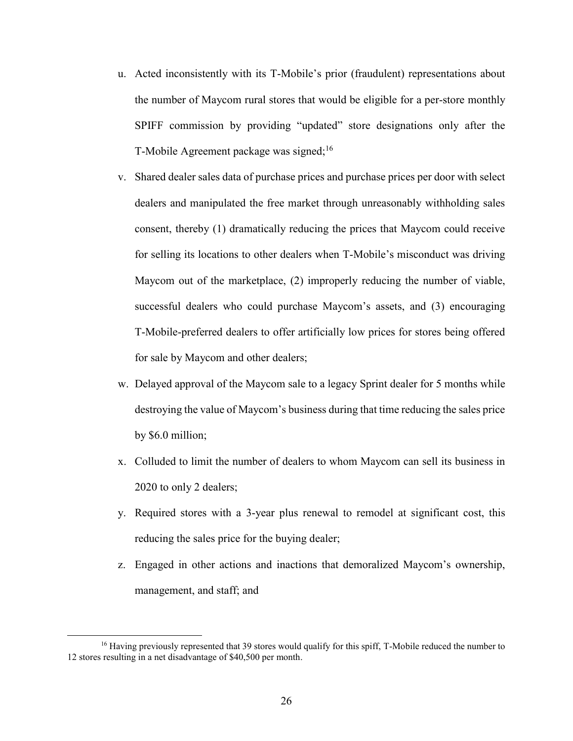u. Acted inconsistently with its T-Mobile's prior (fraudulent) representations about the number of Maycom rural stores that would be eligible for a per-store monthly SPIFF commission by providing "updated" store designations only after the T-Mobile Agreement package was signed;[16]

v. Shared dealer sales data of purchase prices and purchase prices per door with select dealers and manipulated the free market through unreasonably withholding sales consent, thereby (1) dramatically reducing the prices that Maycom could receive for selling its locations to other dealers when T-Mobile's misconduct was driving Maycom out of the marketplace, (2) improperly reducing the number of viable, successful dealers who could purchase Maycom's assets, and (3) encouraging T-Mobile-preferred dealers to offer artificially low prices for stores being offered for sale by Maycom and other dealers;

w. Delayed approval of the Maycom sale to a legacy Sprint dealer for 5 months while destroying the value of Maycom's business during that time reducing the sales price by $6.0 million;

x. Colluded to limit the number of dealers to whom Maycom can sell its business in 2020 to only 2 dealers;

y. Required stores with a 3-year plus renewal to remodel at significant cost, this reducing the sales price for the buying dealer;

z. Engaged in other actions and inactions that demoralized Maycom's ownership, management, and staff; and

[16] Having previously represented that 39 stores would qualify for this spiff, T-Mobile reduced the number to 12 stores resulting in a net disadvantage of $40,500 per month.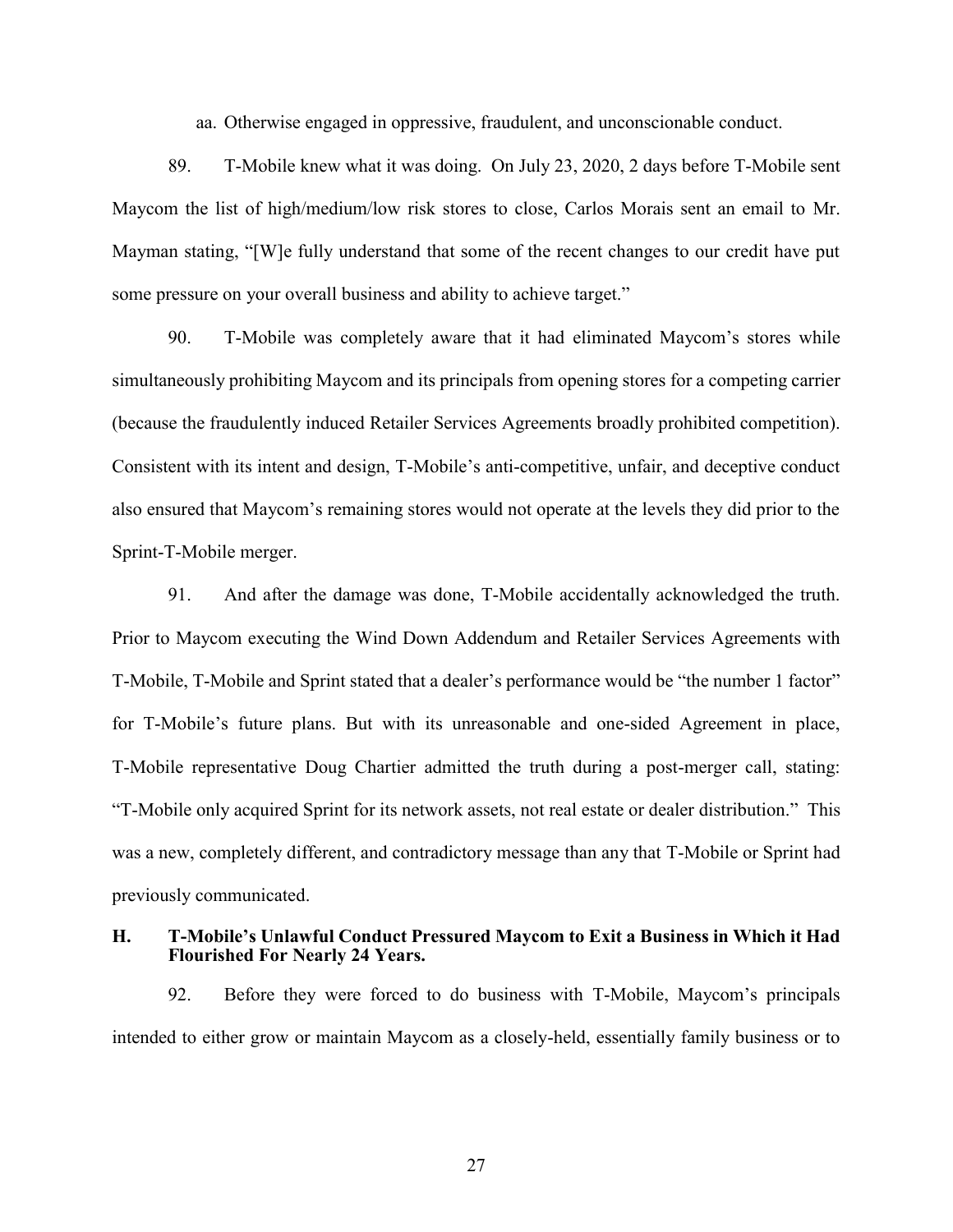aa. Otherwise engaged in oppressive, fraudulent, and unconscionable conduct.

89. T-Mobile knew what it was doing. On July 23, 2020, 2 days before T-Mobile sent Maycom the list of high/medium/low risk stores to close, Carlos Morais sent an email to Mr. Mayman stating, "[W]e fully understand that some of the recent changes to our credit have put some pressure on your overall business and ability to achieve target."

90. T-Mobile was completely aware that it had eliminated Maycom's stores while simultaneously prohibiting Maycom and its principals from opening stores for a competing carrier (because the fraudulently induced Retailer Services Agreements broadly prohibited competition). Consistent with its intent and design, T-Mobile's anti-competitive, unfair, and deceptive conduct also ensured that Maycom's remaining stores would not operate at the levels they did prior to the Sprint-T-Mobile merger.

91. And after the damage was done, T-Mobile accidentally acknowledged the truth. Prior to Maycom executing the Wind Down Addendum and Retailer Services Agreements with T-Mobile, T-Mobile and Sprint stated that a dealer's performance would be "the number 1 factor" for T-Mobile's future plans. But with its unreasonable and one-sided Agreement in place, T-Mobile representative Doug Chartier admitted the truth during a post-merger call, stating: "T-Mobile only acquired Sprint for its network assets, not real estate or dealer distribution." This was a new, completely different, and contradictory message than any that T-Mobile or Sprint had previously communicated.

### H. T-Mobile's Unlawful Conduct Pressured Maycom to Exit a Business in Which it Had Flourished For Nearly 24 Years.

92. Before they were forced to do business with T-Mobile, Maycom's principals intended to either grow or maintain Maycom as a closely-held, essentially family business or to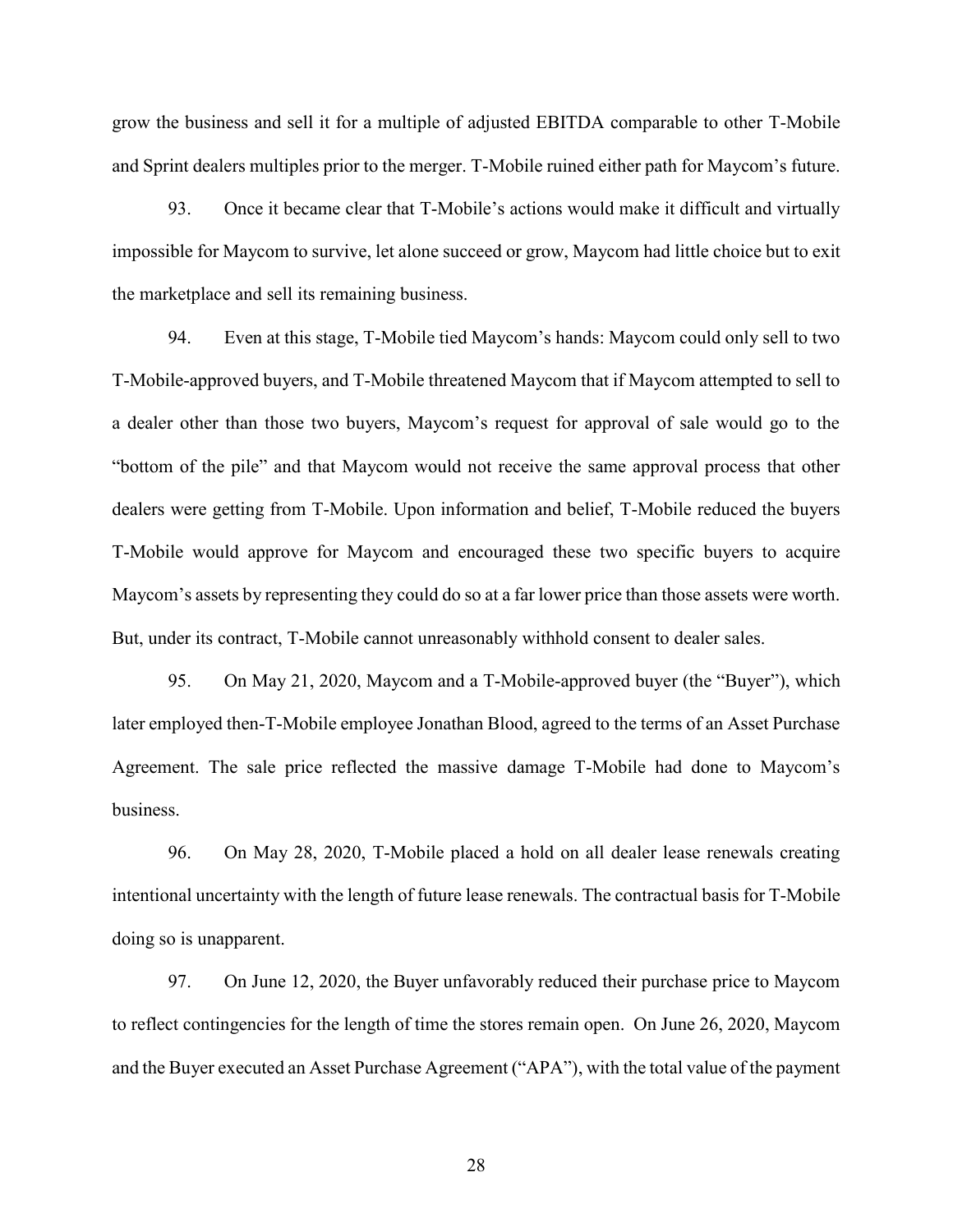grow the business and sell it for a multiple of adjusted EBITDA comparable to other T-Mobile and Sprint dealers multiples prior to the merger. T-Mobile ruined either path for Maycom's future.

93. Once it became clear that T-Mobile's actions would make it difficult and virtually impossible for Maycom to survive, let alone succeed or grow, Maycom had little choice but to exit the marketplace and sell its remaining business.

94. Even at this stage, T-Mobile tied Maycom's hands: Maycom could only sell to two T-Mobile-approved buyers, and T-Mobile threatened Maycom that if Maycom attempted to sell to a dealer other than those two buyers, Maycom's request for approval of sale would go to the "bottom of the pile" and that Maycom would not receive the same approval process that other dealers were getting from T-Mobile. Upon information and belief, T-Mobile reduced the buyers T-Mobile would approve for Maycom and encouraged these two specific buyers to acquire Maycom's assets by representing they could do so at a far lower price than those assets were worth. But, under its contract, T-Mobile cannot unreasonably withhold consent to dealer sales.

95. On May 21, 2020, Maycom and a T-Mobile-approved buyer (the "Buyer"), which later employed then-T-Mobile employee Jonathan Blood, agreed to the terms of an Asset Purchase Agreement. The sale price reflected the massive damage T-Mobile had done to Maycom's business.

96. On May 28, 2020, T-Mobile placed a hold on all dealer lease renewals creating intentional uncertainty with the length of future lease renewals. The contractual basis for T-Mobile doing so is unapparent.

97. On June 12, 2020, the Buyer unfavorably reduced their purchase price to Maycom to reflect contingencies for the length of time the stores remain open. On June 26, 2020, Maycom and the Buyer executed an Asset Purchase Agreement ("APA"), with the total value of the payment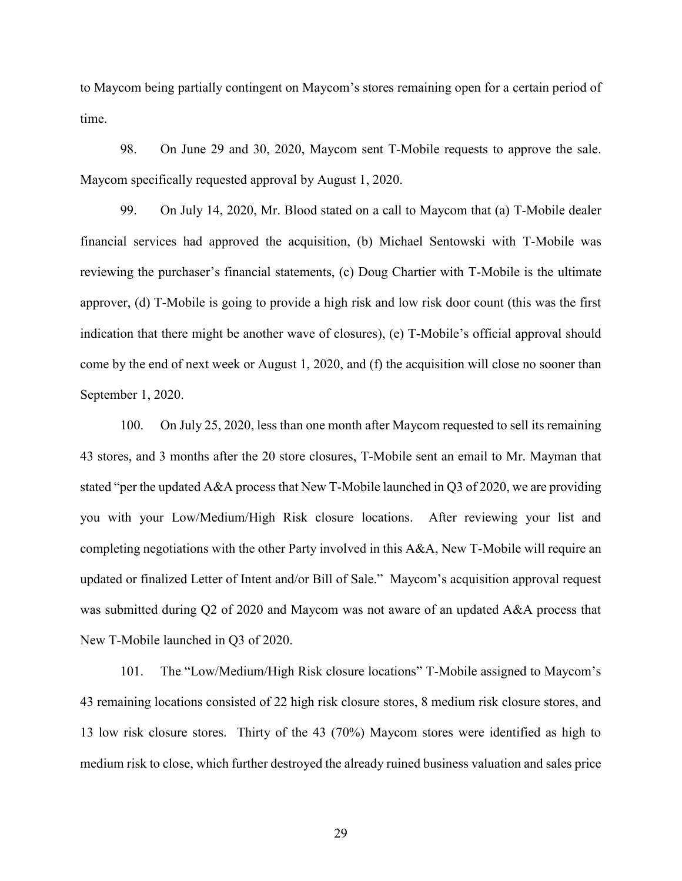to Maycom being partially contingent on Maycom's stores remaining open for a certain period of time.

98. On June 29 and 30, 2020, Maycom sent T-Mobile requests to approve the sale. Maycom specifically requested approval by August 1, 2020.

99. On July 14, 2020, Mr. Blood stated on a call to Maycom that (a) T-Mobile dealer financial services had approved the acquisition, (b) Michael Sentowski with T-Mobile was reviewing the purchaser's financial statements, (c) Doug Chartier with T-Mobile is the ultimate approver, (d) T-Mobile is going to provide a high risk and low risk door count (this was the first indication that there might be another wave of closures), (e) T-Mobile's official approval should come by the end of next week or August 1, 2020, and (f) the acquisition will close no sooner than September 1, 2020.

100. On July 25, 2020, less than one month after Maycom requested to sell its remaining 43 stores, and 3 months after the 20 store closures, T-Mobile sent an email to Mr. Mayman that stated "per the updated A&A process that New T-Mobile launched in Q3 of 2020, we are providing you with your Low/Medium/High Risk closure locations. After reviewing your list and completing negotiations with the other Party involved in this A&A, New T-Mobile will require an updated or finalized Letter of Intent and/or Bill of Sale." Maycom's acquisition approval request was submitted during Q2 of 2020 and Maycom was not aware of an updated A&A process that New T-Mobile launched in Q3 of 2020.

101. The "Low/Medium/High Risk closure locations" T-Mobile assigned to Maycom's 43 remaining locations consisted of 22 high risk closure stores, 8 medium risk closure stores, and 13 low risk closure stores. Thirty of the 43 (70%) Maycom stores were identified as high to medium risk to close, which further destroyed the already ruined business valuation and sales price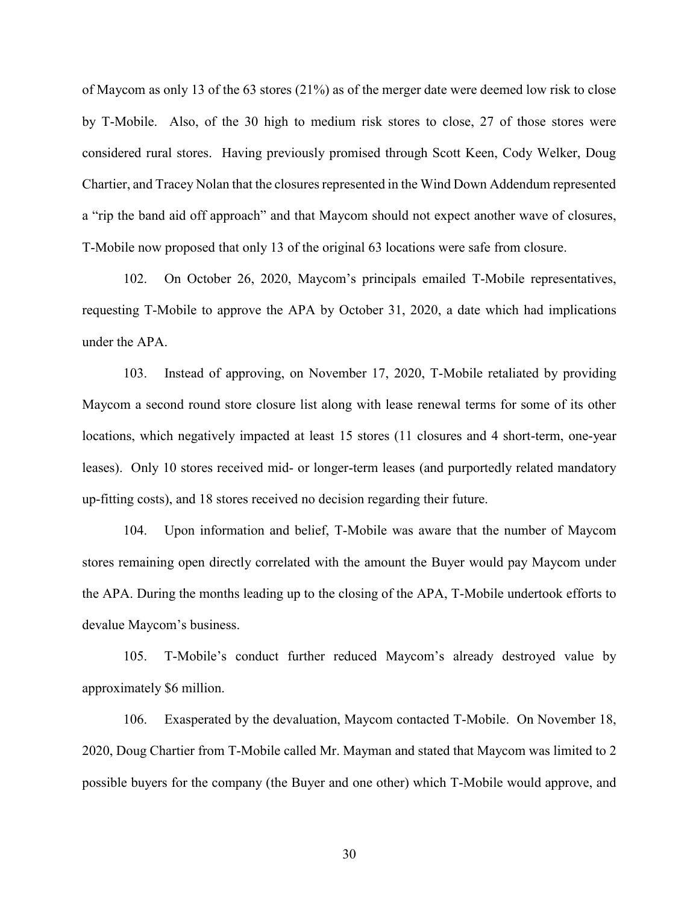of Maycom as only 13 of the 63 stores (21%) as of the merger date were deemed low risk to close by T-Mobile. Also, of the 30 high to medium risk stores to close, 27 of those stores were considered rural stores. Having previously promised through Scott Keen, Cody Welker, Doug Chartier, and Tracey Nolan that the closures represented in the Wind Down Addendum represented a "rip the band aid off approach" and that Maycom should not expect another wave of closures, T-Mobile now proposed that only 13 of the original 63 locations were safe from closure.

102. On October 26, 2020, Maycom's principals emailed T-Mobile representatives, requesting T-Mobile to approve the APA by October 31, 2020, a date which had implications under the APA.

103. Instead of approving, on November 17, 2020, T-Mobile retaliated by providing Maycom a second round store closure list along with lease renewal terms for some of its other locations, which negatively impacted at least 15 stores (11 closures and 4 short-term, one-year leases). Only 10 stores received mid- or longer-term leases (and purportedly related mandatory up-fitting costs), and 18 stores received no decision regarding their future.

104. Upon information and belief, T-Mobile was aware that the number of Maycom stores remaining open directly correlated with the amount the Buyer would pay Maycom under the APA. During the months leading up to the closing of the APA, T-Mobile undertook efforts to devalue Maycom's business.

105. T-Mobile's conduct further reduced Maycom's already destroyed value by approximately $6 million.

106. Exasperated by the devaluation, Maycom contacted T-Mobile. On November 18, 2020, Doug Chartier from T-Mobile called Mr. Mayman and stated that Maycom was limited to 2 possible buyers for the company (the Buyer and one other) which T-Mobile would approve, and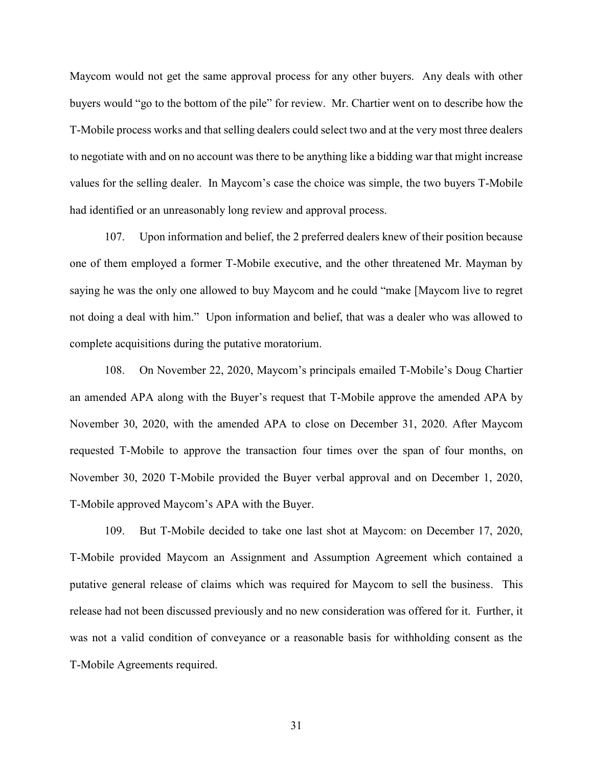Maycom would not get the same approval process for any other buyers. Any deals with other buyers would "go to the bottom of the pile" for review. Mr. Chartier went on to describe how the T-Mobile process works and that selling dealers could select two and at the very most three dealers to negotiate with and on no account was there to be anything like a bidding war that might increase values for the selling dealer. In Maycom's case the choice was simple, the two buyers T-Mobile had identified or an unreasonably long review and approval process.

107. Upon information and belief, the 2 preferred dealers knew of their position because one of them employed a former T-Mobile executive, and the other threatened Mr. Mayman by saying he was the only one allowed to buy Maycom and he could "make [Maycom live to regret not doing a deal with him." Upon information and belief, that was a dealer who was allowed to complete acquisitions during the putative moratorium.

108. On November 22, 2020, Maycom's principals emailed T-Mobile's Doug Chartier an amended APA along with the Buyer's request that T-Mobile approve the amended APA by November 30, 2020, with the amended APA to close on December 31, 2020. After Maycom requested T-Mobile to approve the transaction four times over the span of four months, on November 30, 2020 T-Mobile provided the Buyer verbal approval and on December 1, 2020, T-Mobile approved Maycom's APA with the Buyer.

109. But T-Mobile decided to take one last shot at Maycom: on December 17, 2020, T-Mobile provided Maycom an Assignment and Assumption Agreement which contained a putative general release of claims which was required for Maycom to sell the business. This release had not been discussed previously and no new consideration was offered for it. Further, it was not a valid condition of conveyance or a reasonable basis for withholding consent as the T-Mobile Agreements required.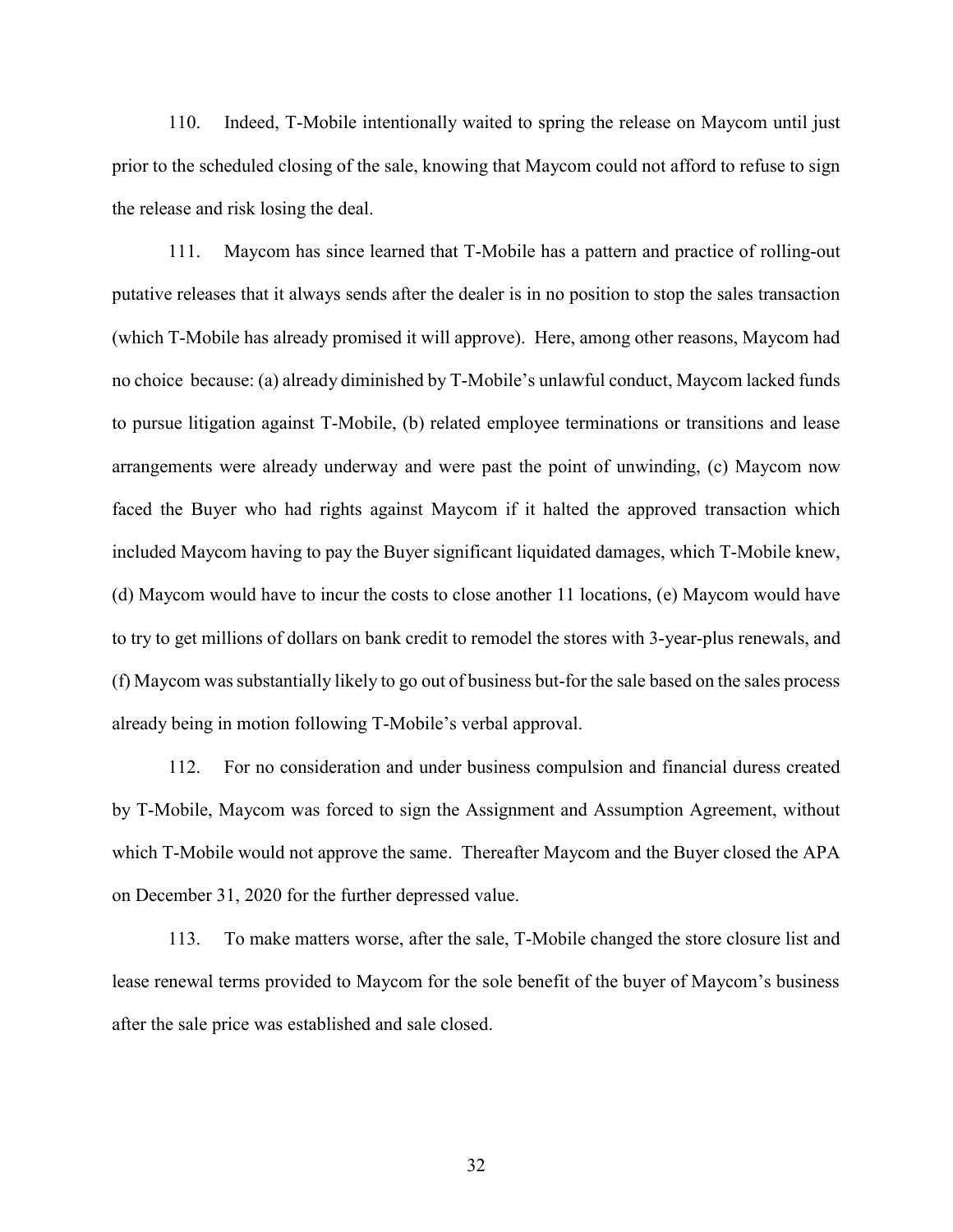110. Indeed, T-Mobile intentionally waited to spring the release on Maycom until just prior to the scheduled closing of the sale, knowing that Maycom could not afford to refuse to sign the release and risk losing the deal.

111. Maycom has since learned that T-Mobile has a pattern and practice of rolling-out putative releases that it always sends after the dealer is in no position to stop the sales transaction (which T-Mobile has already promised it will approve). Here, among other reasons, Maycom had no choice because: (a) already diminished by T-Mobile's unlawful conduct, Maycom lacked funds to pursue litigation against T-Mobile, (b) related employee terminations or transitions and lease arrangements were already underway and were past the point of unwinding, (c) Maycom now faced the Buyer who had rights against Maycom if it halted the approved transaction which included Maycom having to pay the Buyer significant liquidated damages, which T-Mobile knew, (d) Maycom would have to incur the costs to close another 11 locations, (e) Maycom would have to try to get millions of dollars on bank credit to remodel the stores with 3-year-plus renewals, and (f) Maycom was substantially likely to go out of business but-for the sale based on the sales process already being in motion following T-Mobile's verbal approval.

112. For no consideration and under business compulsion and financial duress created by T-Mobile, Maycom was forced to sign the Assignment and Assumption Agreement, without which T-Mobile would not approve the same. Thereafter Maycom and the Buyer closed the APA on December 31, 2020 for the further depressed value.

113. To make matters worse, after the sale, T-Mobile changed the store closure list and lease renewal terms provided to Maycom for the sole benefit of the buyer of Maycom's business after the sale price was established and sale closed.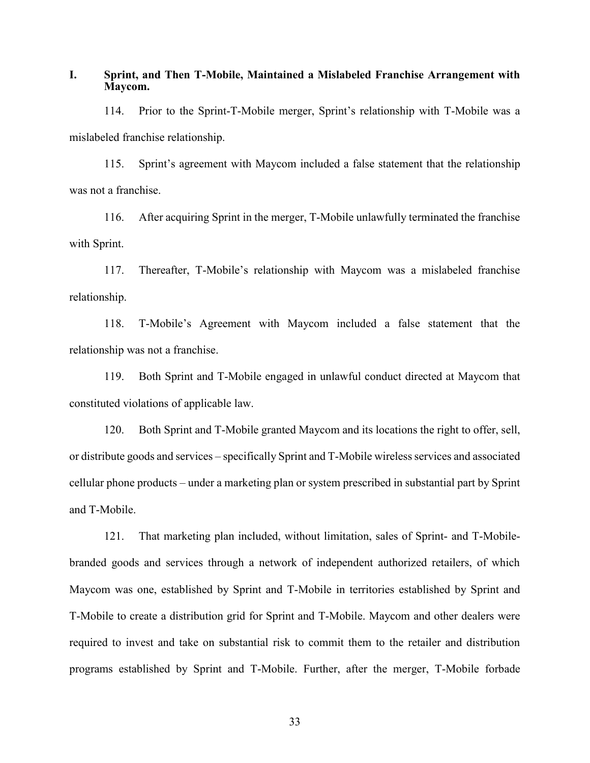## I. Sprint, and Then T-Mobile, Maintained a Mislabeled Franchise Arrangement with Maycom.

114. Prior to the Sprint-T-Mobile merger, Sprint's relationship with T-Mobile was a mislabeled franchise relationship.

115. Sprint's agreement with Maycom included a false statement that the relationship was not a franchise.

116. After acquiring Sprint in the merger, T-Mobile unlawfully terminated the franchise with Sprint.

117. Thereafter, T-Mobile's relationship with Maycom was a mislabeled franchise relationship.

118. T-Mobile's Agreement with Maycom included a false statement that the relationship was not a franchise.

119. Both Sprint and T-Mobile engaged in unlawful conduct directed at Maycom that constituted violations of applicable law.

120. Both Sprint and T-Mobile granted Maycom and its locations the right to offer, sell, or distribute goods and services – specifically Sprint and T-Mobile wireless services and associated cellular phone products – under a marketing plan or system prescribed in substantial part by Sprint and T-Mobile.

121. That marketing plan included, without limitation, sales of Sprint- and T-Mobile-branded goods and services through a network of independent authorized retailers, of which Maycom was one, established by Sprint and T-Mobile in territories established by Sprint and T-Mobile to create a distribution grid for Sprint and T-Mobile. Maycom and other dealers were required to invest and take on substantial risk to commit them to the retailer and distribution programs established by Sprint and T-Mobile. Further, after the merger, T-Mobile forbade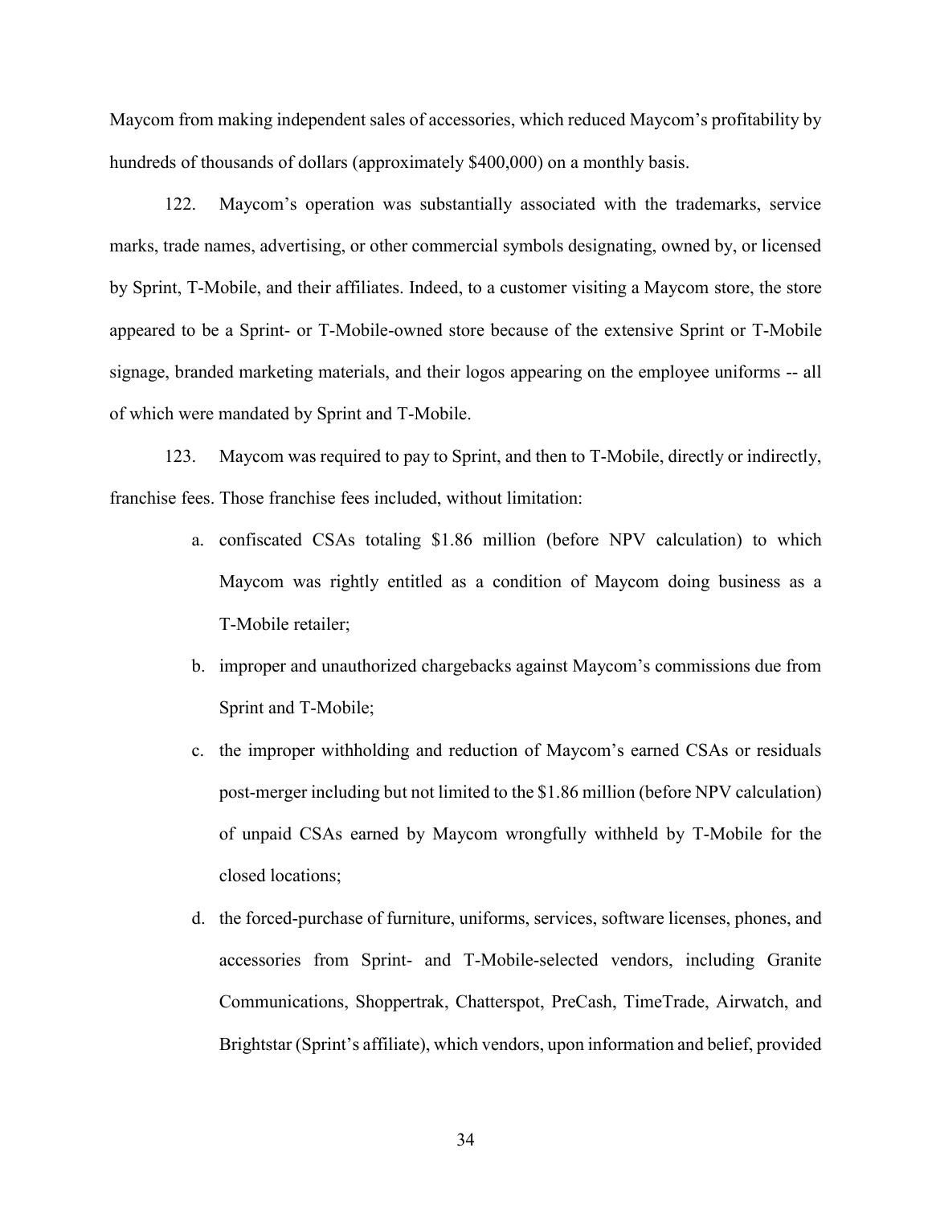Maycom from making independent sales of accessories, which reduced Maycom's profitability by hundreds of thousands of dollars (approximately $400,000) on a monthly basis.

122. Maycom's operation was substantially associated with the trademarks, service marks, trade names, advertising, or other commercial symbols designating, owned by, or licensed by Sprint, T-Mobile, and their affiliates. Indeed, to a customer visiting a Maycom store, the store appeared to be a Sprint- or T-Mobile-owned store because of the extensive Sprint or T-Mobile signage, branded marketing materials, and their logos appearing on the employee uniforms -- all of which were mandated by Sprint and T-Mobile.

123. Maycom was required to pay to Sprint, and then to T-Mobile, directly or indirectly, franchise fees. Those franchise fees included, without limitation:

a. confiscated CSAs totaling $1.86 million (before NPV calculation) to which Maycom was rightly entitled as a condition of Maycom doing business as a T-Mobile retailer;

b. improper and unauthorized chargebacks against Maycom's commissions due from Sprint and T-Mobile;

c. the improper withholding and reduction of Maycom's earned CSAs or residuals post-merger including but not limited to the $1.86 million (before NPV calculation) of unpaid CSAs earned by Maycom wrongfully withheld by T-Mobile for the closed locations;

d. the forced-purchase of furniture, uniforms, services, software licenses, phones, and accessories from Sprint- and T-Mobile-selected vendors, including Granite Communications, Shoppertrak, Chatterspot, PreCash, TimeTrade, Airwatch, and Brightstar (Sprint's affiliate), which vendors, upon information and belief, provided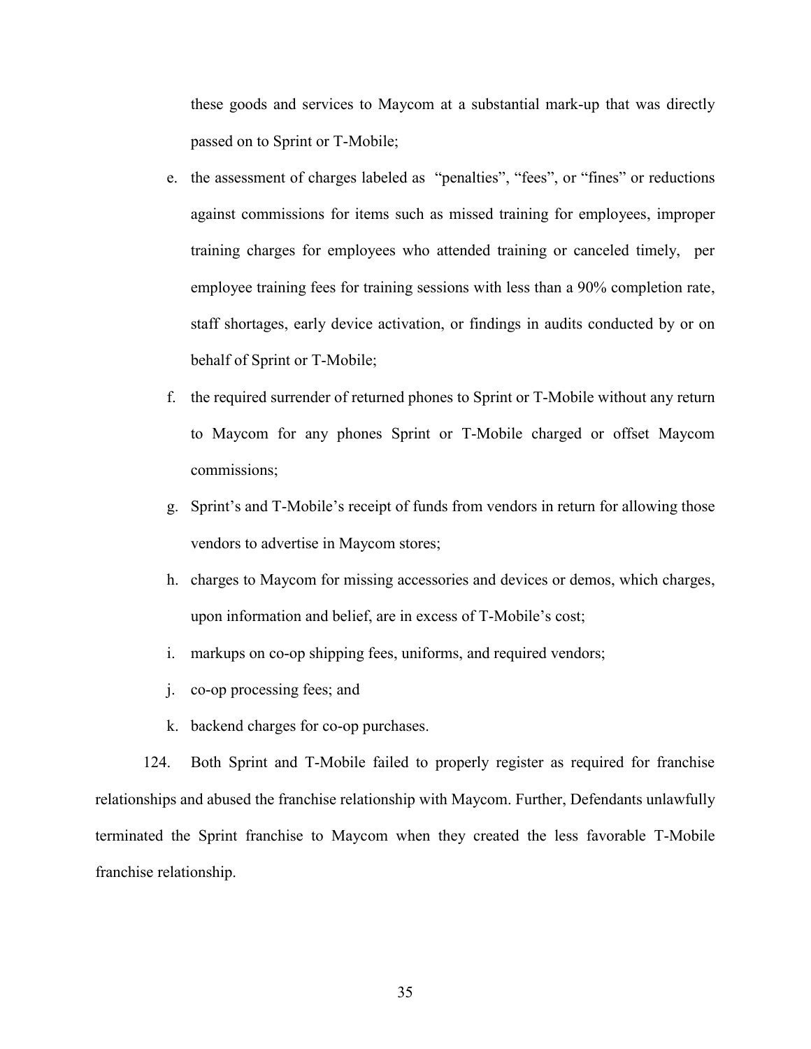these goods and services to Maycom at a substantial mark-up that was directly passed on to Sprint or T-Mobile;

e. the assessment of charges labeled as "penalties", "fees", or "fines" or reductions against commissions for items such as missed training for employees, improper training charges for employees who attended training or canceled timely, per employee training fees for training sessions with less than a 90% completion rate, staff shortages, early device activation, or findings in audits conducted by or on behalf of Sprint or T-Mobile;

f. the required surrender of returned phones to Sprint or T-Mobile without any return to Maycom for any phones Sprint or T-Mobile charged or offset Maycom commissions;

g. Sprint's and T-Mobile's receipt of funds from vendors in return for allowing those vendors to advertise in Maycom stores;

h. charges to Maycom for missing accessories and devices or demos, which charges, upon information and belief, are in excess of T-Mobile's cost;

i. markups on co-op shipping fees, uniforms, and required vendors;

j. co-op processing fees; and

k. backend charges for co-op purchases.

124. Both Sprint and T-Mobile failed to properly register as required for franchise relationships and abused the franchise relationship with Maycom. Further, Defendants unlawfully terminated the Sprint franchise to Maycom when they created the less favorable T-Mobile franchise relationship.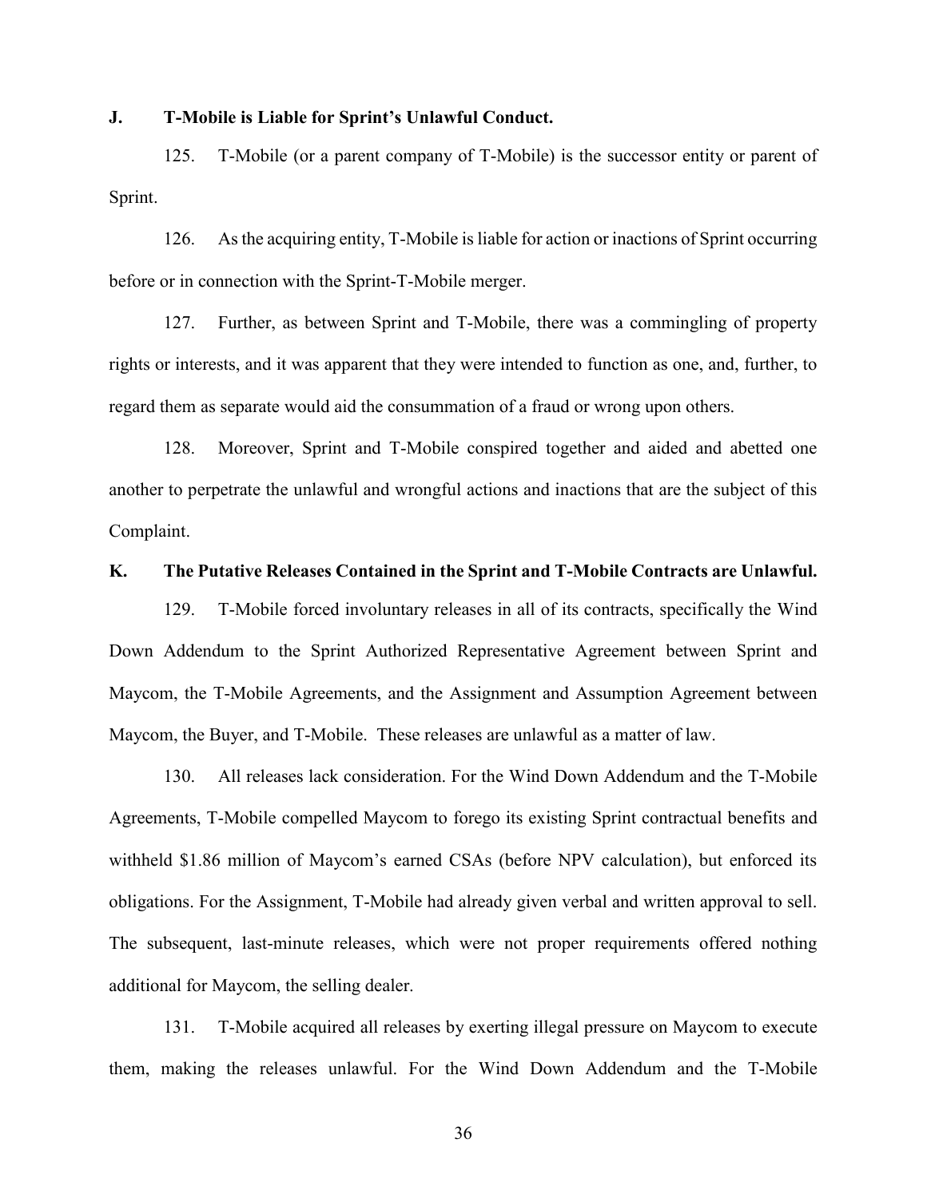**J. T-Mobile is Liable for Sprint's Unlawful Conduct.**

125. T-Mobile (or a parent company of T-Mobile) is the successor entity or parent of Sprint.

126. As the acquiring entity, T-Mobile is liable for action or inactions of Sprint occurring before or in connection with the Sprint-T-Mobile merger.

127. Further, as between Sprint and T-Mobile, there was a commingling of property rights or interests, and it was apparent that they were intended to function as one, and, further, to regard them as separate would aid the consummation of a fraud or wrong upon others.

128. Moreover, Sprint and T-Mobile conspired together and aided and abetted one another to perpetrate the unlawful and wrongful actions and inactions that are the subject of this Complaint.

**K. The Putative Releases Contained in the Sprint and T-Mobile Contracts are Unlawful.**

129. T-Mobile forced involuntary releases in all of its contracts, specifically the Wind Down Addendum to the Sprint Authorized Representative Agreement between Sprint and Maycom, the T-Mobile Agreements, and the Assignment and Assumption Agreement between Maycom, the Buyer, and T-Mobile. These releases are unlawful as a matter of law.

130. All releases lack consideration. For the Wind Down Addendum and the T-Mobile Agreements, T-Mobile compelled Maycom to forego its existing Sprint contractual benefits and withheld \$1.86 million of Maycom's earned CSAs (before NPV calculation), but enforced its obligations. For the Assignment, T-Mobile had already given verbal and written approval to sell. The subsequent, last-minute releases, which were not proper requirements offered nothing additional for Maycom, the selling dealer.

131. T-Mobile acquired all releases by exerting illegal pressure on Maycom to execute them, making the releases unlawful. For the Wind Down Addendum and the T-Mobile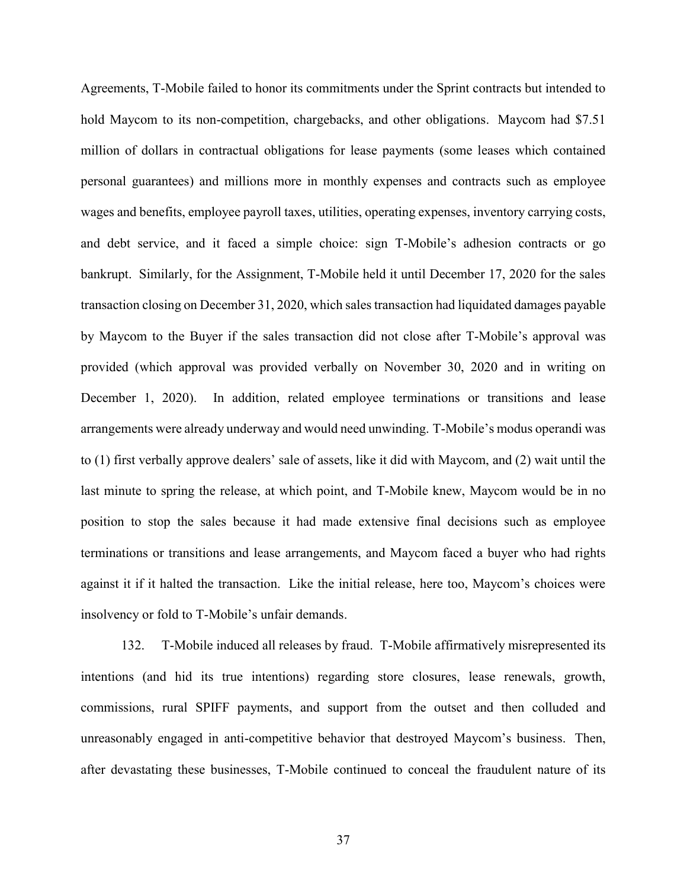Agreements, T-Mobile failed to honor its commitments under the Sprint contracts but intended to hold Maycom to its non-competition, chargebacks, and other obligations. Maycom had $7.51 million of dollars in contractual obligations for lease payments (some leases which contained personal guarantees) and millions more in monthly expenses and contracts such as employee wages and benefits, employee payroll taxes, utilities, operating expenses, inventory carrying costs, and debt service, and it faced a simple choice: sign T-Mobile's adhesion contracts or go bankrupt. Similarly, for the Assignment, T-Mobile held it until December 17, 2020 for the sales transaction closing on December 31, 2020, which sales transaction had liquidated damages payable by Maycom to the Buyer if the sales transaction did not close after T-Mobile's approval was provided (which approval was provided verbally on November 30, 2020 and in writing on December 1, 2020). In addition, related employee terminations or transitions and lease arrangements were already underway and would need unwinding. T-Mobile's modus operandi was to (1) first verbally approve dealers' sale of assets, like it did with Maycom, and (2) wait until the last minute to spring the release, at which point, and T-Mobile knew, Maycom would be in no position to stop the sales because it had made extensive final decisions such as employee terminations or transitions and lease arrangements, and Maycom faced a buyer who had rights against it if it halted the transaction. Like the initial release, here too, Maycom's choices were insolvency or fold to T-Mobile's unfair demands.

132. T-Mobile induced all releases by fraud. T-Mobile affirmatively misrepresented its intentions (and hid its true intentions) regarding store closures, lease renewals, growth, commissions, rural SPIFF payments, and support from the outset and then colluded and unreasonably engaged in anti-competitive behavior that destroyed Maycom's business. Then, after devastating these businesses, T-Mobile continued to conceal the fraudulent nature of its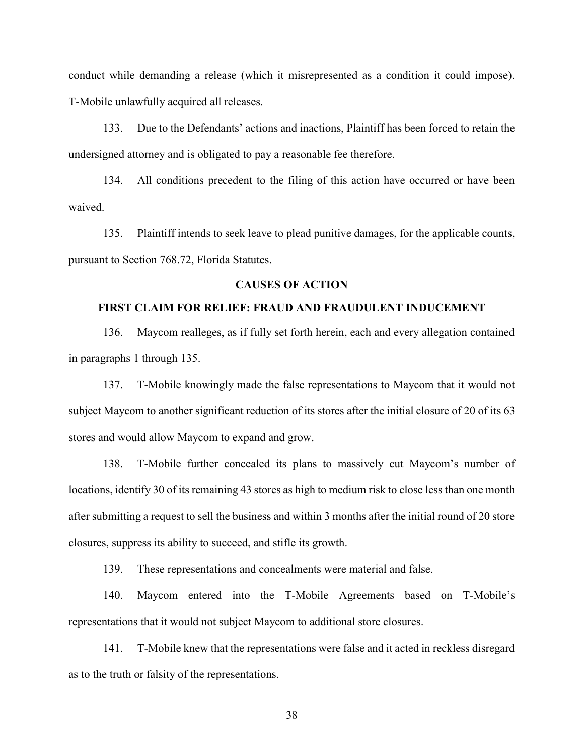conduct while demanding a release (which it misrepresented as a condition it could impose). T-Mobile unlawfully acquired all releases.

133. Due to the Defendants' actions and inactions, Plaintiff has been forced to retain the undersigned attorney and is obligated to pay a reasonable fee therefore.

134. All conditions precedent to the filing of this action have occurred or have been waived.

135. Plaintiff intends to seek leave to plead punitive damages, for the applicable counts, pursuant to Section 768.72, Florida Statutes.

## CAUSES OF ACTION

### FIRST CLAIM FOR RELIEF: FRAUD AND FRAUDULENT INDUCEMENT

136. Maycom realleges, as if fully set forth herein, each and every allegation contained in paragraphs 1 through 135.

137. T-Mobile knowingly made the false representations to Maycom that it would not subject Maycom to another significant reduction of its stores after the initial closure of 20 of its 63 stores and would allow Maycom to expand and grow.

138. T-Mobile further concealed its plans to massively cut Maycom's number of locations, identify 30 of its remaining 43 stores as high to medium risk to close less than one month after submitting a request to sell the business and within 3 months after the initial round of 20 store closures, suppress its ability to succeed, and stifle its growth.

139. These representations and concealments were material and false.

140. Maycom entered into the T-Mobile Agreements based on T-Mobile's representations that it would not subject Maycom to additional store closures.

141. T-Mobile knew that the representations were false and it acted in reckless disregard as to the truth or falsity of the representations.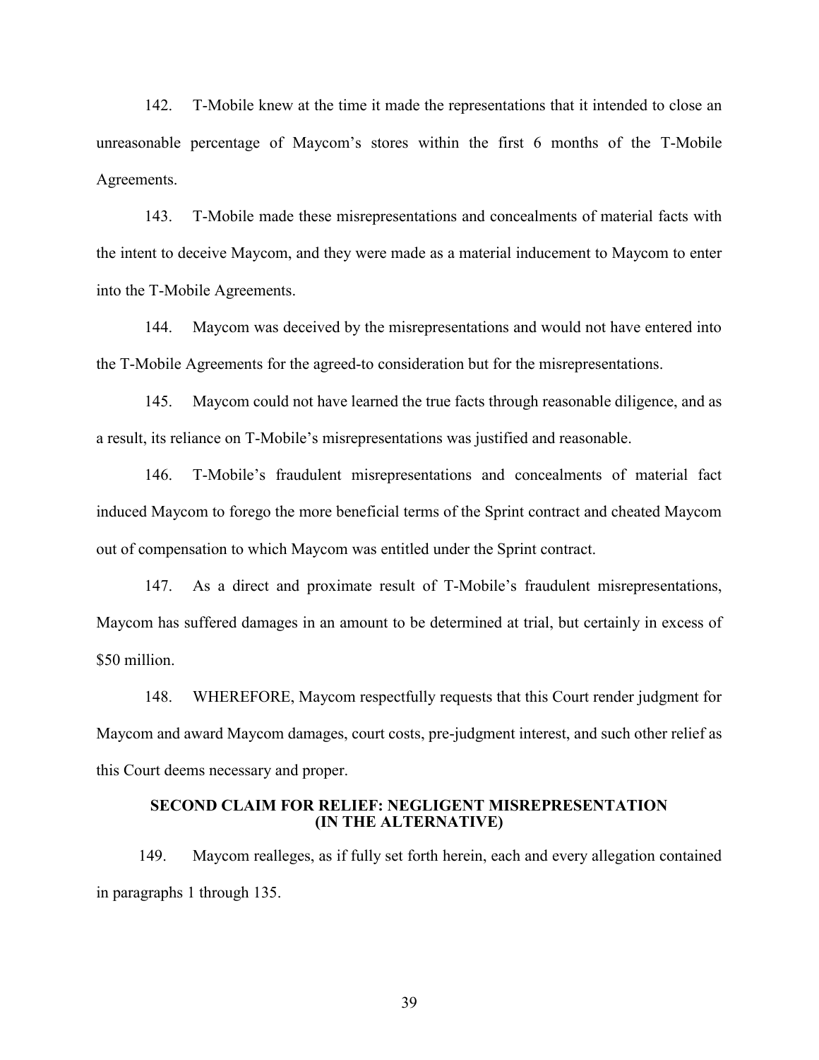142. T-Mobile knew at the time it made the representations that it intended to close an unreasonable percentage of Maycom's stores within the first 6 months of the T-Mobile Agreements.

143. T-Mobile made these misrepresentations and concealments of material facts with the intent to deceive Maycom, and they were made as a material inducement to Maycom to enter into the T-Mobile Agreements.

144. Maycom was deceived by the misrepresentations and would not have entered into the T-Mobile Agreements for the agreed-to consideration but for the misrepresentations.

145. Maycom could not have learned the true facts through reasonable diligence, and as a result, its reliance on T-Mobile's misrepresentations was justified and reasonable.

146. T-Mobile's fraudulent misrepresentations and concealments of material fact induced Maycom to forego the more beneficial terms of the Sprint contract and cheated Maycom out of compensation to which Maycom was entitled under the Sprint contract.

147. As a direct and proximate result of T-Mobile's fraudulent misrepresentations, Maycom has suffered damages in an amount to be determined at trial, but certainly in excess of $50 million.

148. WHEREFORE, Maycom respectfully requests that this Court render judgment for Maycom and award Maycom damages, court costs, pre-judgment interest, and such other relief as this Court deems necessary and proper.

## SECOND CLAIM FOR RELIEF: NEGLIGENT MISREPRESENTATION (IN THE ALTERNATIVE)

149. Maycom realleges, as if fully set forth herein, each and every allegation contained in paragraphs 1 through 135.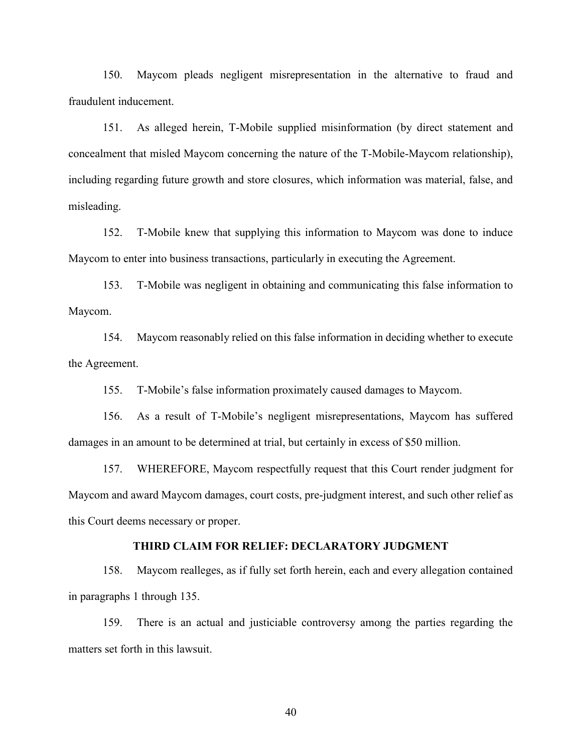150. Maycom pleads negligent misrepresentation in the alternative to fraud and fraudulent inducement.

151. As alleged herein, T-Mobile supplied misinformation (by direct statement and concealment that misled Maycom concerning the nature of the T-Mobile-Maycom relationship), including regarding future growth and store closures, which information was material, false, and misleading.

152. T-Mobile knew that supplying this information to Maycom was done to induce Maycom to enter into business transactions, particularly in executing the Agreement.

153. T-Mobile was negligent in obtaining and communicating this false information to Maycom.

154. Maycom reasonably relied on this false information in deciding whether to execute the Agreement.

155. T-Mobile's false information proximately caused damages to Maycom.

156. As a result of T-Mobile's negligent misrepresentations, Maycom has suffered damages in an amount to be determined at trial, but certainly in excess of $50 million.

157. WHEREFORE, Maycom respectfully request that this Court render judgment for Maycom and award Maycom damages, court costs, pre-judgment interest, and such other relief as this Court deems necessary or proper.

### THIRD CLAIM FOR RELIEF: DECLARATORY JUDGMENT

158. Maycom realleges, as if fully set forth herein, each and every allegation contained in paragraphs 1 through 135.

159. There is an actual and justiciable controversy among the parties regarding the matters set forth in this lawsuit.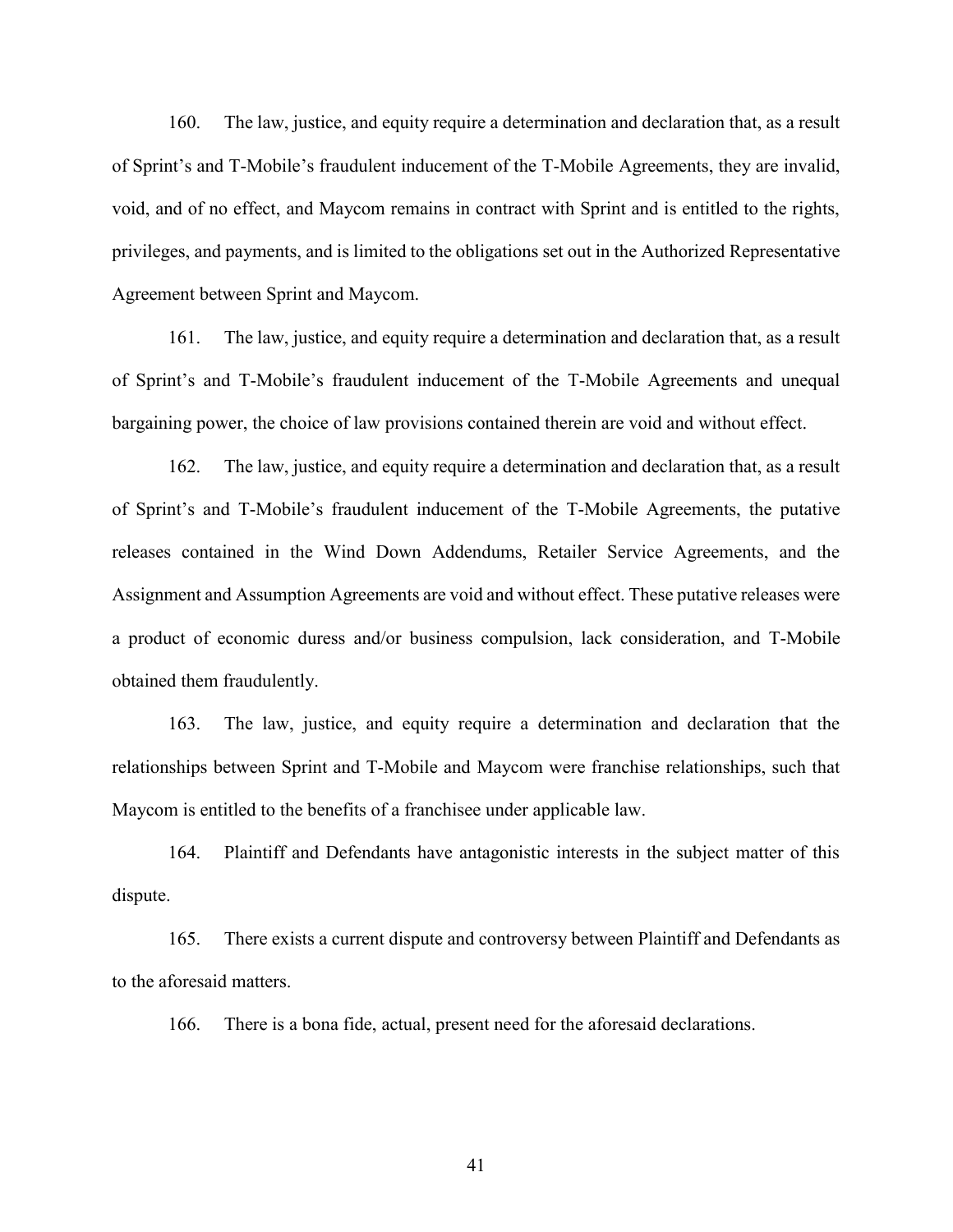160. The law, justice, and equity require a determination and declaration that, as a result of Sprint's and T-Mobile's fraudulent inducement of the T-Mobile Agreements, they are invalid, void, and of no effect, and Maycom remains in contract with Sprint and is entitled to the rights, privileges, and payments, and is limited to the obligations set out in the Authorized Representative Agreement between Sprint and Maycom.

161. The law, justice, and equity require a determination and declaration that, as a result of Sprint's and T-Mobile's fraudulent inducement of the T-Mobile Agreements and unequal bargaining power, the choice of law provisions contained therein are void and without effect.

162. The law, justice, and equity require a determination and declaration that, as a result of Sprint's and T-Mobile's fraudulent inducement of the T-Mobile Agreements, the putative releases contained in the Wind Down Addendums, Retailer Service Agreements, and the Assignment and Assumption Agreements are void and without effect. These putative releases were a product of economic duress and/or business compulsion, lack consideration, and T-Mobile obtained them fraudulently.

163. The law, justice, and equity require a determination and declaration that the relationships between Sprint and T-Mobile and Maycom were franchise relationships, such that Maycom is entitled to the benefits of a franchisee under applicable law.

164. Plaintiff and Defendants have antagonistic interests in the subject matter of this dispute.

165. There exists a current dispute and controversy between Plaintiff and Defendants as to the aforesaid matters.

166. There is a bona fide, actual, present need for the aforesaid declarations.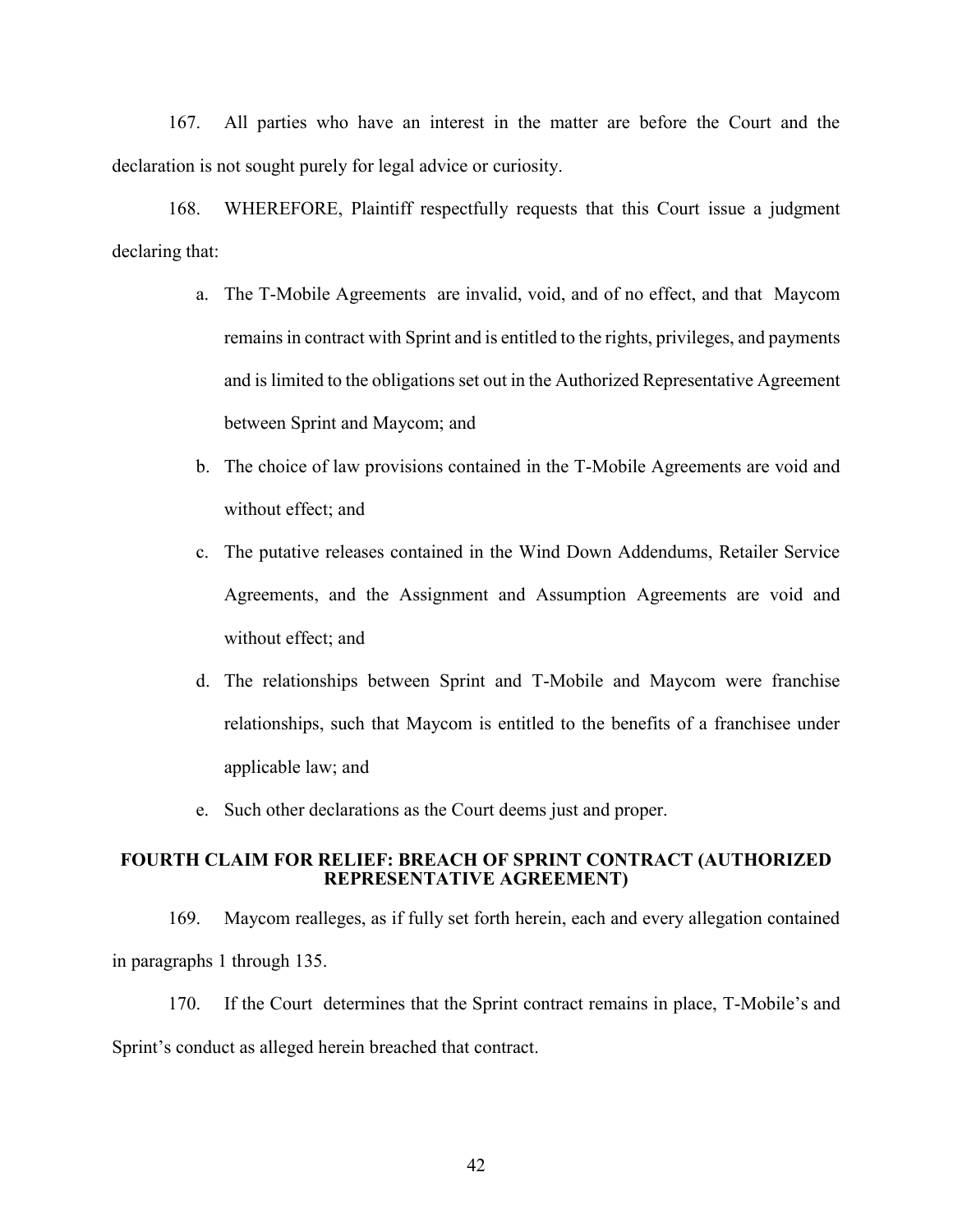167. All parties who have an interest in the matter are before the Court and the declaration is not sought purely for legal advice or curiosity.

168. WHEREFORE, Plaintiff respectfully requests that this Court issue a judgment declaring that:

a. The T-Mobile Agreements are invalid, void, and of no effect, and that Maycom remains in contract with Sprint and is entitled to the rights, privileges, and payments and is limited to the obligations set out in the Authorized Representative Agreement between Sprint and Maycom; and

b. The choice of law provisions contained in the T-Mobile Agreements are void and without effect; and

c. The putative releases contained in the Wind Down Addendums, Retailer Service Agreements, and the Assignment and Assumption Agreements are void and without effect; and

d. The relationships between Sprint and T-Mobile and Maycom were franchise relationships, such that Maycom is entitled to the benefits of a franchisee under applicable law; and

e. Such other declarations as the Court deems just and proper.

## FOURTH CLAIM FOR RELIEF: BREACH OF SPRINT CONTRACT (AUTHORIZED REPRESENTATIVE AGREEMENT)

169. Maycom realleges, as if fully set forth herein, each and every allegation contained in paragraphs 1 through 135.

170. If the Court determines that the Sprint contract remains in place, T-Mobile's and Sprint's conduct as alleged herein breached that contract.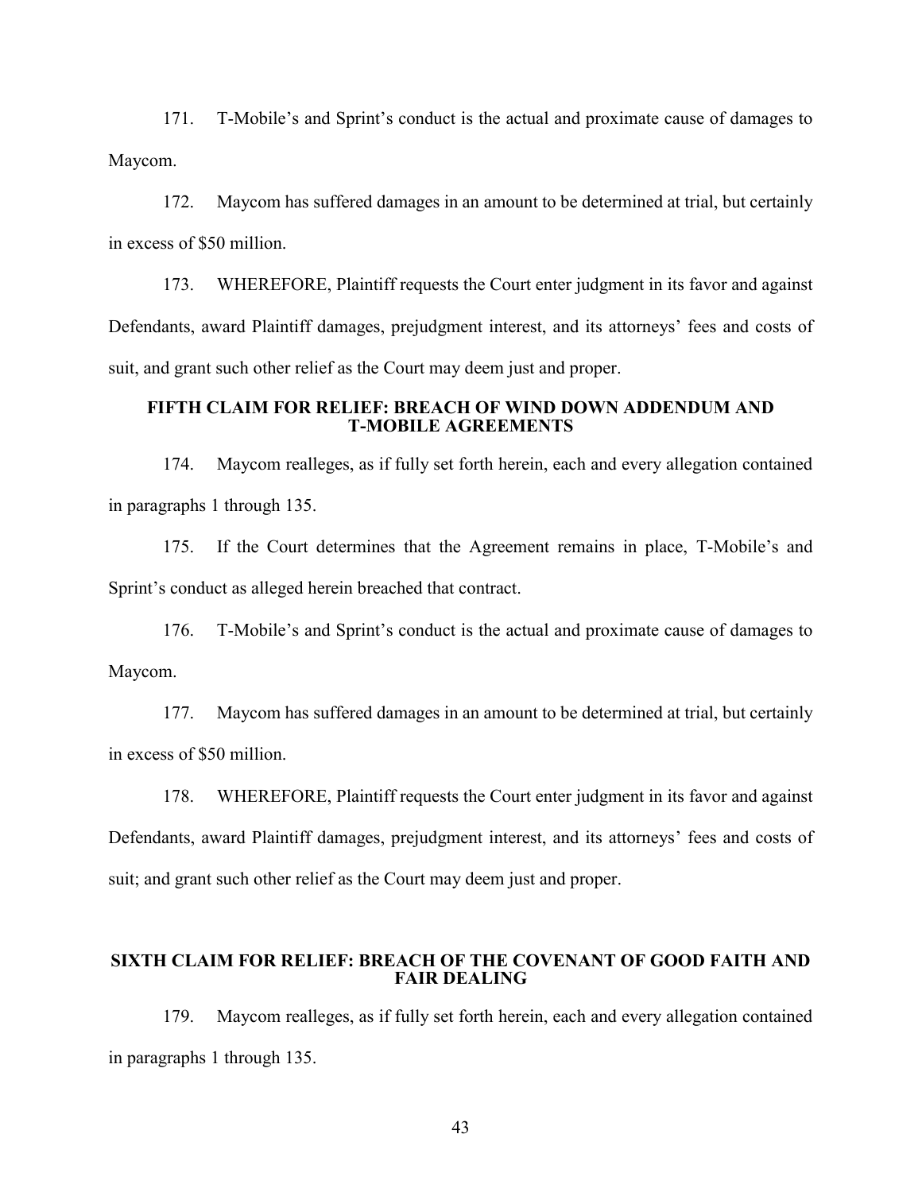171. T-Mobile's and Sprint's conduct is the actual and proximate cause of damages to Maycom.

172. Maycom has suffered damages in an amount to be determined at trial, but certainly in excess of $50 million.

173. WHEREFORE, Plaintiff requests the Court enter judgment in its favor and against Defendants, award Plaintiff damages, prejudgment interest, and its attorneys' fees and costs of suit, and grant such other relief as the Court may deem just and proper.

## FIFTH CLAIM FOR RELIEF: BREACH OF WIND DOWN ADDENDUM AND T-MOBILE AGREEMENTS

174. Maycom realleges, as if fully set forth herein, each and every allegation contained in paragraphs 1 through 135.

175. If the Court determines that the Agreement remains in place, T-Mobile's and Sprint's conduct as alleged herein breached that contract.

176. T-Mobile's and Sprint's conduct is the actual and proximate cause of damages to Maycom.

177. Maycom has suffered damages in an amount to be determined at trial, but certainly in excess of $50 million.

178. WHEREFORE, Plaintiff requests the Court enter judgment in its favor and against Defendants, award Plaintiff damages, prejudgment interest, and its attorneys' fees and costs of suit; and grant such other relief as the Court may deem just and proper.

## SIXTH CLAIM FOR RELIEF: BREACH OF THE COVENANT OF GOOD FAITH AND FAIR DEALING

179. Maycom realleges, as if fully set forth herein, each and every allegation contained in paragraphs 1 through 135.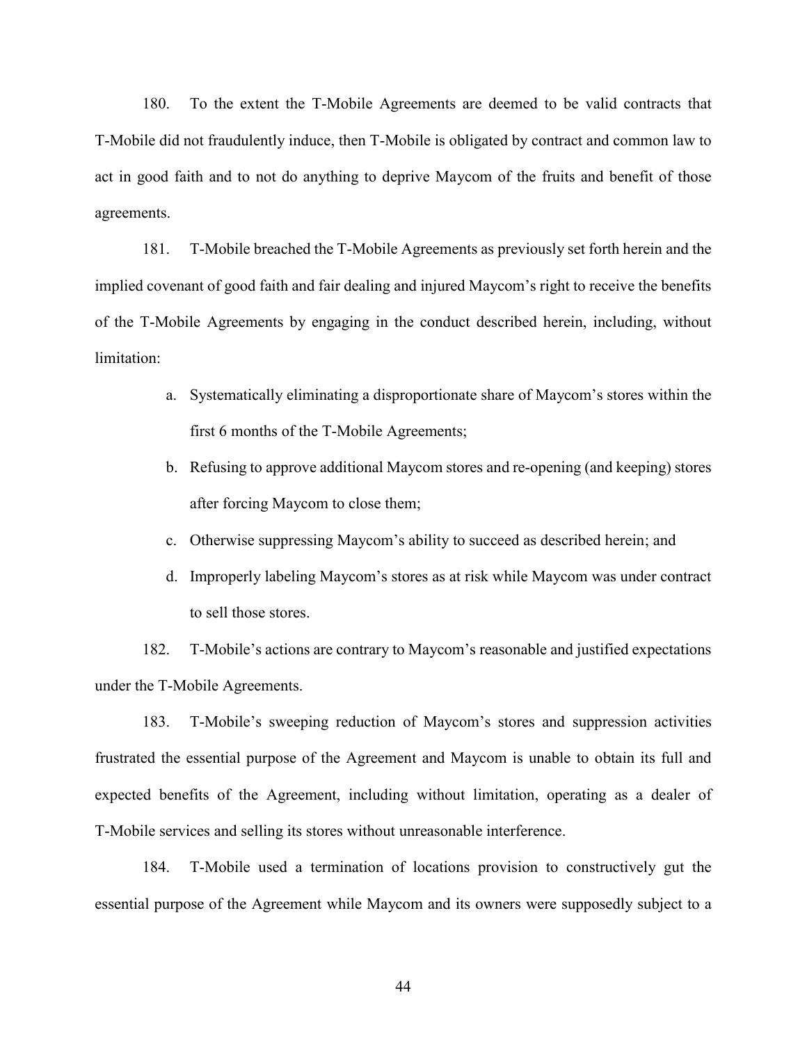180. To the extent the T-Mobile Agreements are deemed to be valid contracts that T-Mobile did not fraudulently induce, then T-Mobile is obligated by contract and common law to act in good faith and to not do anything to deprive Maycom of the fruits and benefit of those agreements.

181. T-Mobile breached the T-Mobile Agreements as previously set forth herein and the implied covenant of good faith and fair dealing and injured Maycom's right to receive the benefits of the T-Mobile Agreements by engaging in the conduct described herein, including, without limitation:

a. Systematically eliminating a disproportionate share of Maycom's stores within the first 6 months of the T-Mobile Agreements;

b. Refusing to approve additional Maycom stores and re-opening (and keeping) stores after forcing Maycom to close them;

c. Otherwise suppressing Maycom's ability to succeed as described herein; and

d. Improperly labeling Maycom's stores as at risk while Maycom was under contract to sell those stores.

182. T-Mobile's actions are contrary to Maycom's reasonable and justified expectations under the T-Mobile Agreements.

183. T-Mobile's sweeping reduction of Maycom's stores and suppression activities frustrated the essential purpose of the Agreement and Maycom is unable to obtain its full and expected benefits of the Agreement, including without limitation, operating as a dealer of T-Mobile services and selling its stores without unreasonable interference.

184. T-Mobile used a termination of locations provision to constructively gut the essential purpose of the Agreement while Maycom and its owners were supposedly subject to a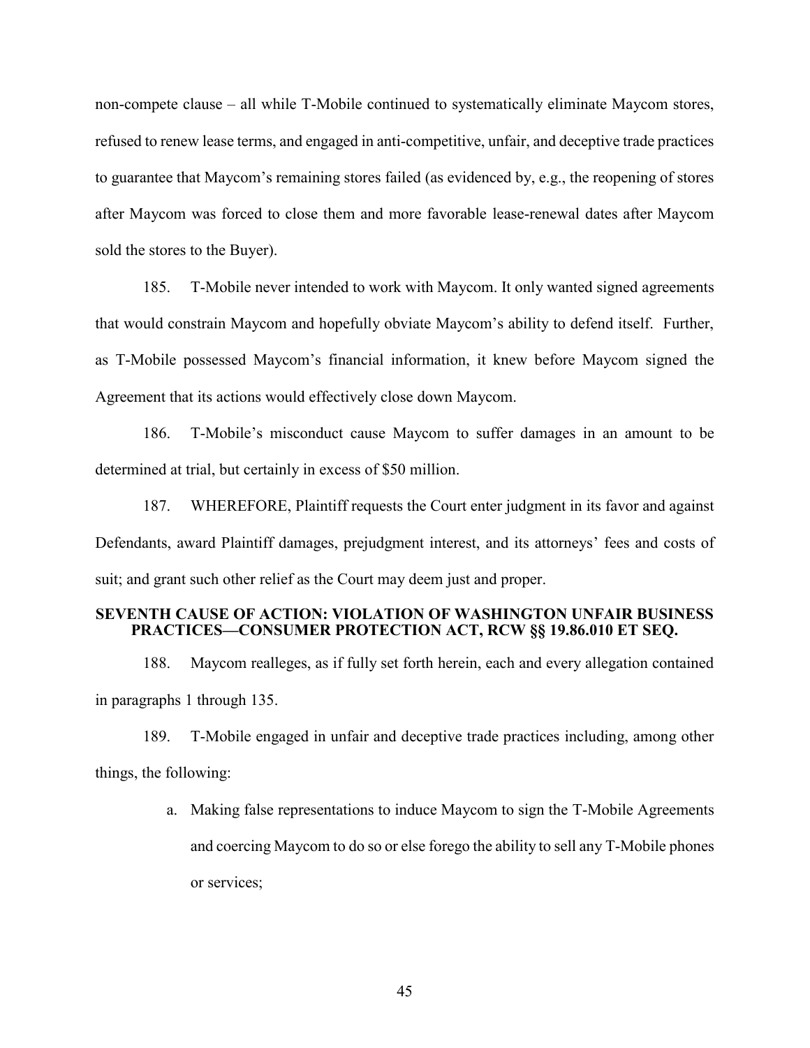non-compete clause – all while T-Mobile continued to systematically eliminate Maycom stores, refused to renew lease terms, and engaged in anti-competitive, unfair, and deceptive trade practices to guarantee that Maycom's remaining stores failed (as evidenced by, e.g., the reopening of stores after Maycom was forced to close them and more favorable lease-renewal dates after Maycom sold the stores to the Buyer).

185. T-Mobile never intended to work with Maycom. It only wanted signed agreements that would constrain Maycom and hopefully obviate Maycom's ability to defend itself. Further, as T-Mobile possessed Maycom's financial information, it knew before Maycom signed the Agreement that its actions would effectively close down Maycom.

186. T-Mobile's misconduct cause Maycom to suffer damages in an amount to be determined at trial, but certainly in excess of $50 million.

187. WHEREFORE, Plaintiff requests the Court enter judgment in its favor and against Defendants, award Plaintiff damages, prejudgment interest, and its attorneys' fees and costs of suit; and grant such other relief as the Court may deem just and proper.

**SEVENTH CAUSE OF ACTION: VIOLATION OF WASHINGTON UNFAIR BUSINESS PRACTICES—CONSUMER PROTECTION ACT, RCW §§ 19.86.010 ET SEQ.**

188. Maycom realleges, as if fully set forth herein, each and every allegation contained in paragraphs 1 through 135.

189. T-Mobile engaged in unfair and deceptive trade practices including, among other things, the following:

a. Making false representations to induce Maycom to sign the T-Mobile Agreements and coercing Maycom to do so or else forego the ability to sell any T-Mobile phones or services;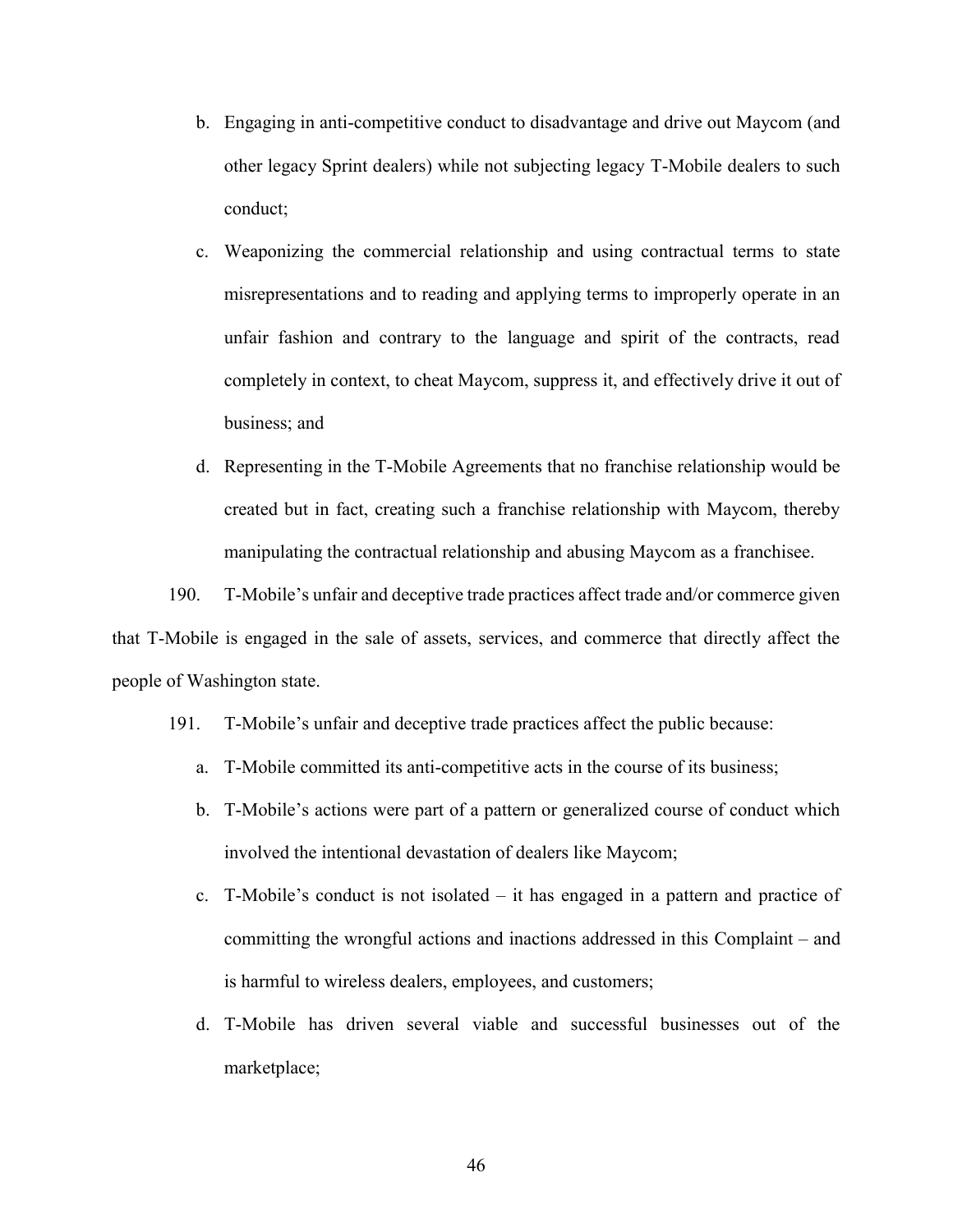b. Engaging in anti-competitive conduct to disadvantage and drive out Maycom (and other legacy Sprint dealers) while not subjecting legacy T-Mobile dealers to such conduct;

c. Weaponizing the commercial relationship and using contractual terms to state misrepresentations and to reading and applying terms to improperly operate in an unfair fashion and contrary to the language and spirit of the contracts, read completely in context, to cheat Maycom, suppress it, and effectively drive it out of business; and

d. Representing in the T-Mobile Agreements that no franchise relationship would be created but in fact, creating such a franchise relationship with Maycom, thereby manipulating the contractual relationship and abusing Maycom as a franchisee.

190. T-Mobile's unfair and deceptive trade practices affect trade and/or commerce given that T-Mobile is engaged in the sale of assets, services, and commerce that directly affect the people of Washington state.

191. T-Mobile's unfair and deceptive trade practices affect the public because:

a. T-Mobile committed its anti-competitive acts in the course of its business;

b. T-Mobile's actions were part of a pattern or generalized course of conduct which involved the intentional devastation of dealers like Maycom;

c. T-Mobile's conduct is not isolated – it has engaged in a pattern and practice of committing the wrongful actions and inactions addressed in this Complaint – and is harmful to wireless dealers, employees, and customers;

d. T-Mobile has driven several viable and successful businesses out of the marketplace;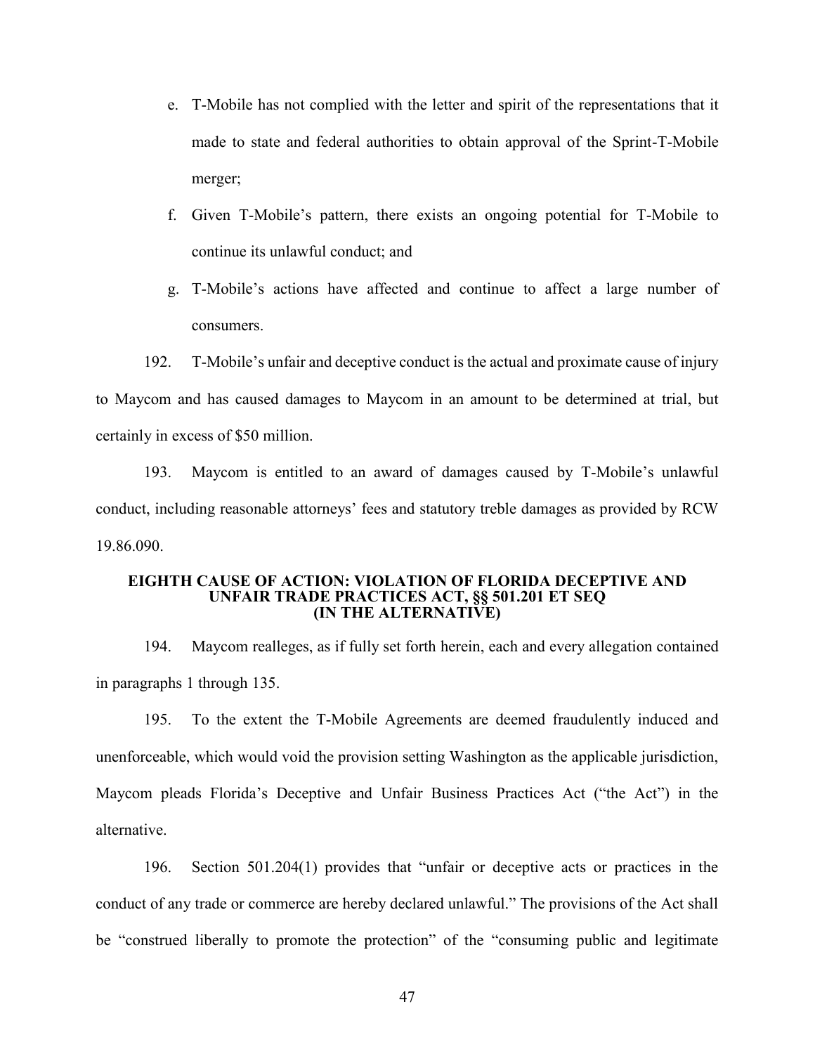e. T-Mobile has not complied with the letter and spirit of the representations that it made to state and federal authorities to obtain approval of the Sprint-T-Mobile merger;

f. Given T-Mobile's pattern, there exists an ongoing potential for T-Mobile to continue its unlawful conduct; and

g. T-Mobile's actions have affected and continue to affect a large number of consumers.

192. T-Mobile's unfair and deceptive conduct is the actual and proximate cause of injury to Maycom and has caused damages to Maycom in an amount to be determined at trial, but certainly in excess of $50 million.

193. Maycom is entitled to an award of damages caused by T-Mobile's unlawful conduct, including reasonable attorneys' fees and statutory treble damages as provided by RCW 19.86.090.

**EIGHTH CAUSE OF ACTION: VIOLATION OF FLORIDA DECEPTIVE AND UNFAIR TRADE PRACTICES ACT, §§ 501.201 ET SEQ (IN THE ALTERNATIVE)**

194. Maycom realleges, as if fully set forth herein, each and every allegation contained in paragraphs 1 through 135.

195. To the extent the T-Mobile Agreements are deemed fraudulently induced and unenforceable, which would void the provision setting Washington as the applicable jurisdiction, Maycom pleads Florida's Deceptive and Unfair Business Practices Act ("the Act") in the alternative.

196. Section 501.204(1) provides that "unfair or deceptive acts or practices in the conduct of any trade or commerce are hereby declared unlawful." The provisions of the Act shall be "construed liberally to promote the protection" of the "consuming public and legitimate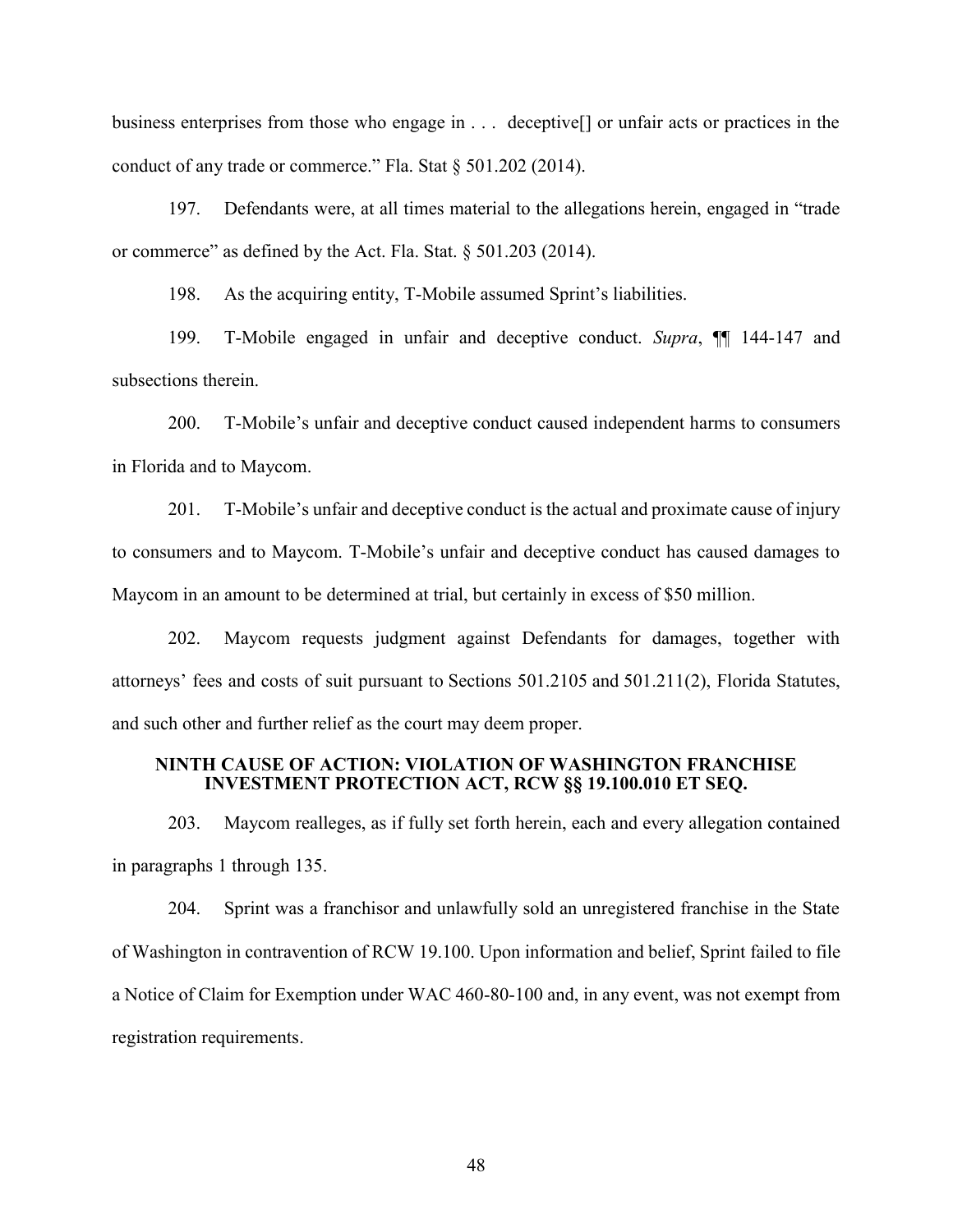business enterprises from those who engage in . . . deceptive[] or unfair acts or practices in the conduct of any trade or commerce." Fla. Stat § 501.202 (2014).

197. Defendants were, at all times material to the allegations herein, engaged in "trade or commerce" as defined by the Act. Fla. Stat. § 501.203 (2014).

198. As the acquiring entity, T-Mobile assumed Sprint's liabilities.

199. T-Mobile engaged in unfair and deceptive conduct. *Supra*, ¶¶ 144-147 and subsections therein.

200. T-Mobile's unfair and deceptive conduct caused independent harms to consumers in Florida and to Maycom.

201. T-Mobile's unfair and deceptive conduct is the actual and proximate cause of injury to consumers and to Maycom. T-Mobile's unfair and deceptive conduct has caused damages to Maycom in an amount to be determined at trial, but certainly in excess of $50 million.

202. Maycom requests judgment against Defendants for damages, together with attorneys' fees and costs of suit pursuant to Sections 501.2105 and 501.211(2), Florida Statutes, and such other and further relief as the court may deem proper.

## NINTH CAUSE OF ACTION: VIOLATION OF WASHINGTON FRANCHISE INVESTMENT PROTECTION ACT, RCW §§ 19.100.010 ET SEQ.

203. Maycom realleges, as if fully set forth herein, each and every allegation contained in paragraphs 1 through 135.

204. Sprint was a franchisor and unlawfully sold an unregistered franchise in the State of Washington in contravention of RCW 19.100. Upon information and belief, Sprint failed to file a Notice of Claim for Exemption under WAC 460-80-100 and, in any event, was not exempt from registration requirements.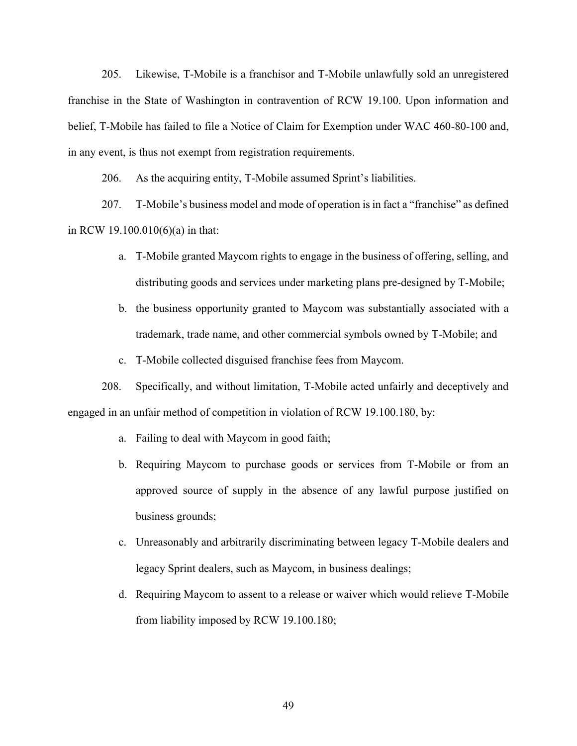205. Likewise, T-Mobile is a franchisor and T-Mobile unlawfully sold an unregistered franchise in the State of Washington in contravention of RCW 19.100. Upon information and belief, T-Mobile has failed to file a Notice of Claim for Exemption under WAC 460-80-100 and, in any event, is thus not exempt from registration requirements.

206. As the acquiring entity, T-Mobile assumed Sprint's liabilities.

207. T-Mobile's business model and mode of operation is in fact a "franchise" as defined in RCW 19.100.010(6)(a) in that:

a. T-Mobile granted Maycom rights to engage in the business of offering, selling, and distributing goods and services under marketing plans pre-designed by T-Mobile;

b. the business opportunity granted to Maycom was substantially associated with a trademark, trade name, and other commercial symbols owned by T-Mobile; and

c. T-Mobile collected disguised franchise fees from Maycom.

208. Specifically, and without limitation, T-Mobile acted unfairly and deceptively and engaged in an unfair method of competition in violation of RCW 19.100.180, by:

a. Failing to deal with Maycom in good faith;

b. Requiring Maycom to purchase goods or services from T-Mobile or from an approved source of supply in the absence of any lawful purpose justified on business grounds;

c. Unreasonably and arbitrarily discriminating between legacy T-Mobile dealers and legacy Sprint dealers, such as Maycom, in business dealings;

d. Requiring Maycom to assent to a release or waiver which would relieve T-Mobile from liability imposed by RCW 19.100.180;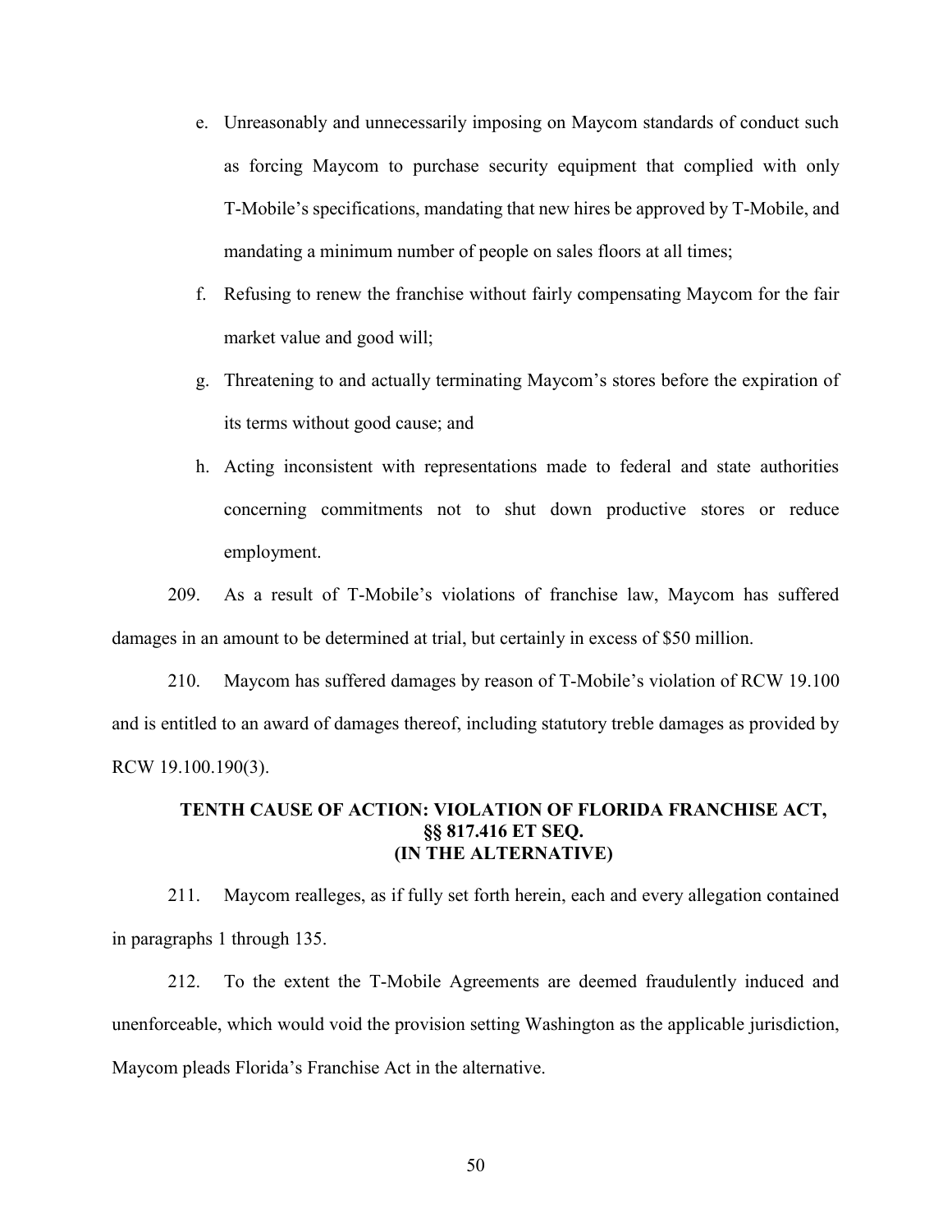e. Unreasonably and unnecessarily imposing on Maycom standards of conduct such as forcing Maycom to purchase security equipment that complied with only T-Mobile's specifications, mandating that new hires be approved by T-Mobile, and mandating a minimum number of people on sales floors at all times;

f. Refusing to renew the franchise without fairly compensating Maycom for the fair market value and good will;

g. Threatening to and actually terminating Maycom's stores before the expiration of its terms without good cause; and

h. Acting inconsistent with representations made to federal and state authorities concerning commitments not to shut down productive stores or reduce employment.

209. As a result of T-Mobile's violations of franchise law, Maycom has suffered damages in an amount to be determined at trial, but certainly in excess of $50 million.

210. Maycom has suffered damages by reason of T-Mobile's violation of RCW 19.100 and is entitled to an award of damages thereof, including statutory treble damages as provided by RCW 19.100.190(3).

## TENTH CAUSE OF ACTION: VIOLATION OF FLORIDA FRANCHISE ACT, §§ 817.416 ET SEQ. (IN THE ALTERNATIVE)

211. Maycom realleges, as if fully set forth herein, each and every allegation contained in paragraphs 1 through 135.

212. To the extent the T-Mobile Agreements are deemed fraudulently induced and unenforceable, which would void the provision setting Washington as the applicable jurisdiction, Maycom pleads Florida's Franchise Act in the alternative.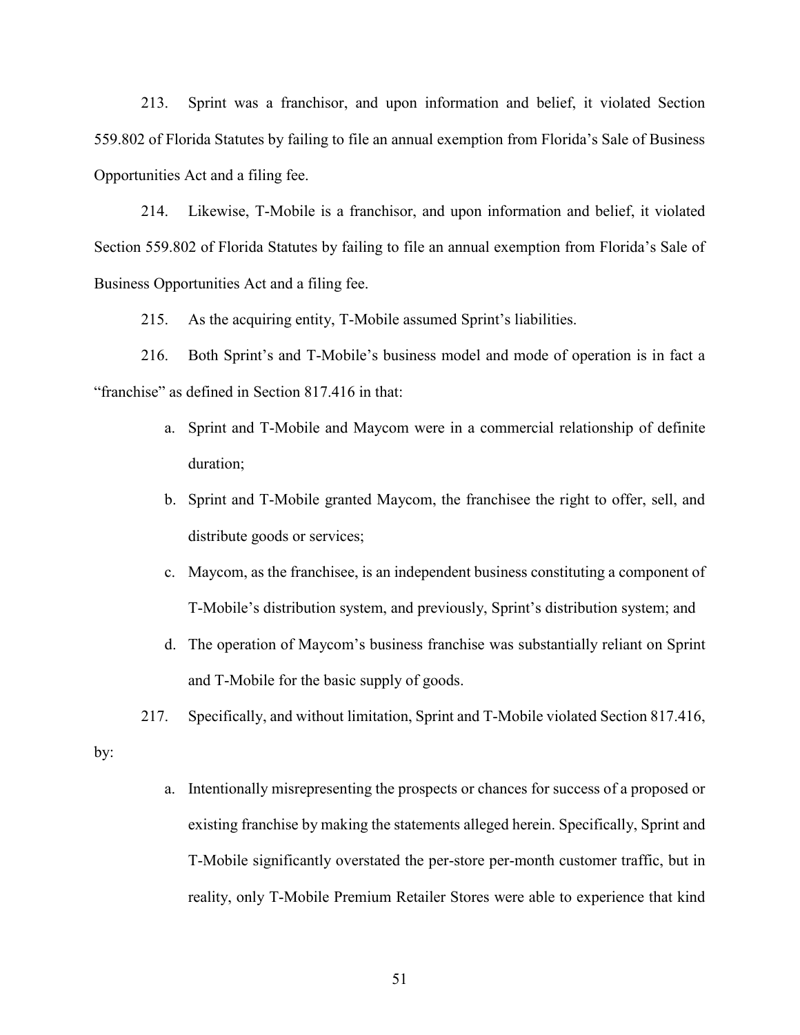213. Sprint was a franchisor, and upon information and belief, it violated Section 559.802 of Florida Statutes by failing to file an annual exemption from Florida's Sale of Business Opportunities Act and a filing fee.

214. Likewise, T-Mobile is a franchisor, and upon information and belief, it violated Section 559.802 of Florida Statutes by failing to file an annual exemption from Florida's Sale of Business Opportunities Act and a filing fee.

215. As the acquiring entity, T-Mobile assumed Sprint's liabilities.

216. Both Sprint's and T-Mobile's business model and mode of operation is in fact a "franchise" as defined in Section 817.416 in that:

a. Sprint and T-Mobile and Maycom were in a commercial relationship of definite duration;

b. Sprint and T-Mobile granted Maycom, the franchisee the right to offer, sell, and distribute goods or services;

c. Maycom, as the franchisee, is an independent business constituting a component of T-Mobile's distribution system, and previously, Sprint's distribution system; and

d. The operation of Maycom's business franchise was substantially reliant on Sprint and T-Mobile for the basic supply of goods.

217. Specifically, and without limitation, Sprint and T-Mobile violated Section 817.416, by:

a. Intentionally misrepresenting the prospects or chances for success of a proposed or existing franchise by making the statements alleged herein. Specifically, Sprint and T-Mobile significantly overstated the per-store per-month customer traffic, but in reality, only T-Mobile Premium Retailer Stores were able to experience that kind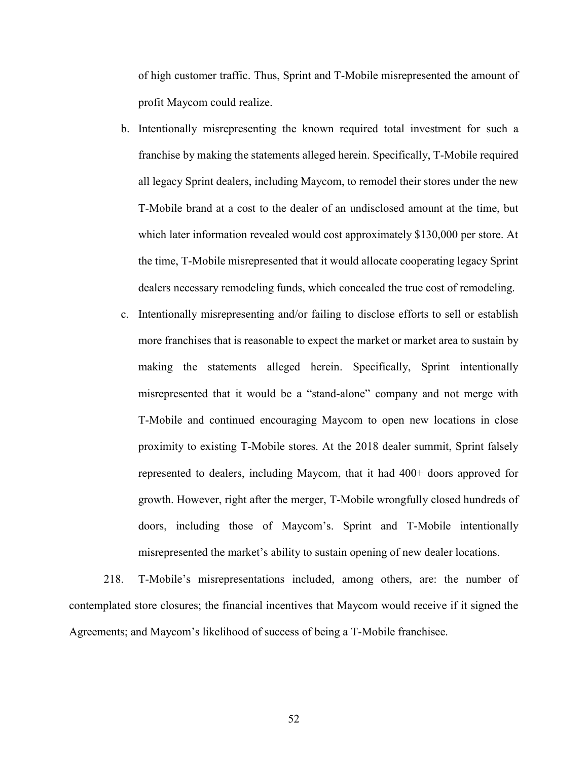of high customer traffic. Thus, Sprint and T-Mobile misrepresented the amount of profit Maycom could realize.

b. Intentionally misrepresenting the known required total investment for such a franchise by making the statements alleged herein. Specifically, T-Mobile required all legacy Sprint dealers, including Maycom, to remodel their stores under the new T-Mobile brand at a cost to the dealer of an undisclosed amount at the time, but which later information revealed would cost approximately $130,000 per store. At the time, T-Mobile misrepresented that it would allocate cooperating legacy Sprint dealers necessary remodeling funds, which concealed the true cost of remodeling.

c. Intentionally misrepresenting and/or failing to disclose efforts to sell or establish more franchises that is reasonable to expect the market or market area to sustain by making the statements alleged herein. Specifically, Sprint intentionally misrepresented that it would be a "stand-alone" company and not merge with T-Mobile and continued encouraging Maycom to open new locations in close proximity to existing T-Mobile stores. At the 2018 dealer summit, Sprint falsely represented to dealers, including Maycom, that it had 400+ doors approved for growth. However, right after the merger, T-Mobile wrongfully closed hundreds of doors, including those of Maycom's. Sprint and T-Mobile intentionally misrepresented the market's ability to sustain opening of new dealer locations.

218. T-Mobile's misrepresentations included, among others, are: the number of contemplated store closures; the financial incentives that Maycom would receive if it signed the Agreements; and Maycom's likelihood of success of being a T-Mobile franchisee.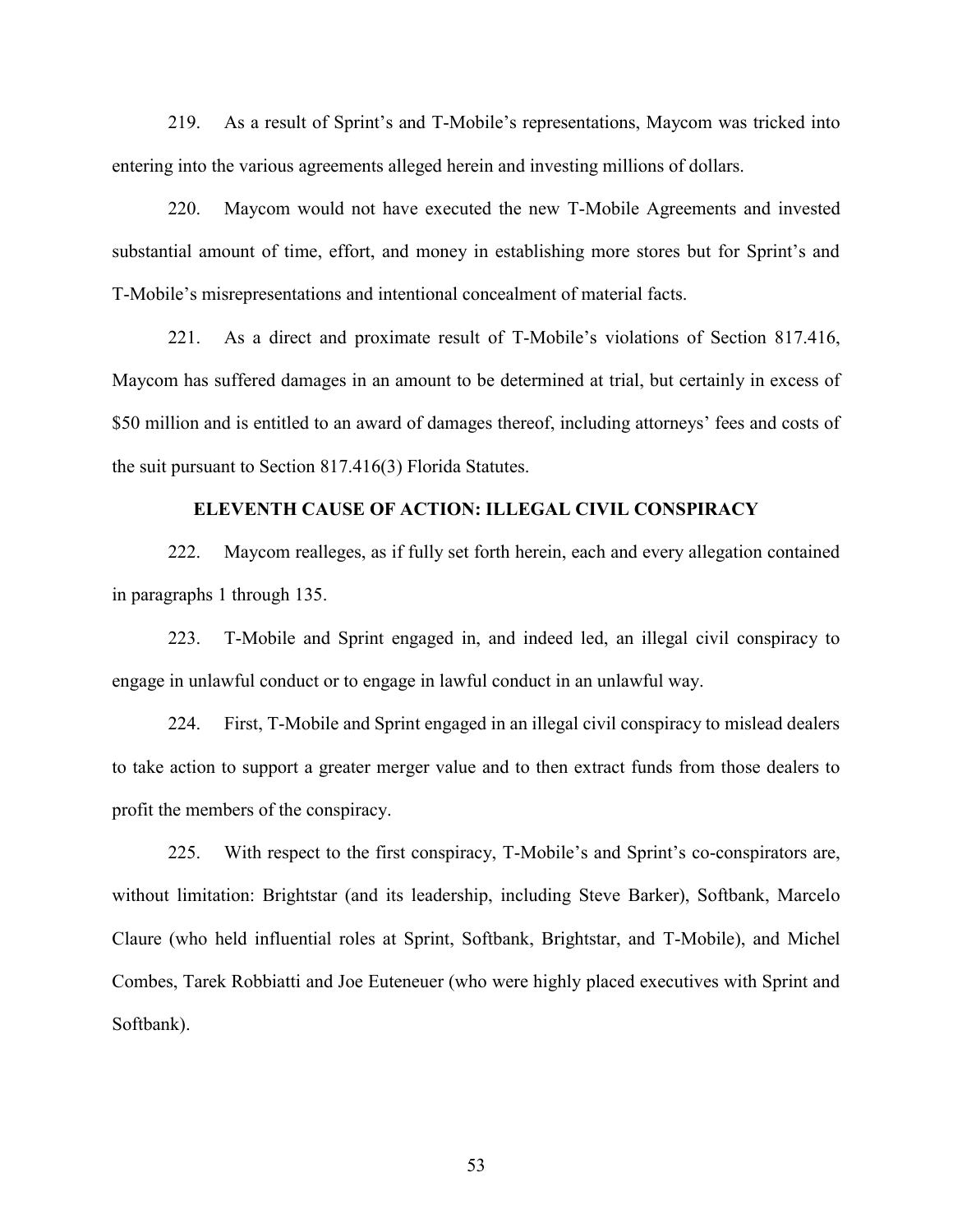219. As a result of Sprint's and T-Mobile's representations, Maycom was tricked into entering into the various agreements alleged herein and investing millions of dollars.

220. Maycom would not have executed the new T-Mobile Agreements and invested substantial amount of time, effort, and money in establishing more stores but for Sprint's and T-Mobile's misrepresentations and intentional concealment of material facts.

221. As a direct and proximate result of T-Mobile's violations of Section 817.416, Maycom has suffered damages in an amount to be determined at trial, but certainly in excess of $50 million and is entitled to an award of damages thereof, including attorneys' fees and costs of the suit pursuant to Section 817.416(3) Florida Statutes.

## ELEVENTH CAUSE OF ACTION: ILLEGAL CIVIL CONSPIRACY

222. Maycom realleges, as if fully set forth herein, each and every allegation contained in paragraphs 1 through 135.

223. T-Mobile and Sprint engaged in, and indeed led, an illegal civil conspiracy to engage in unlawful conduct or to engage in lawful conduct in an unlawful way.

224. First, T-Mobile and Sprint engaged in an illegal civil conspiracy to mislead dealers to take action to support a greater merger value and to then extract funds from those dealers to profit the members of the conspiracy.

225. With respect to the first conspiracy, T-Mobile's and Sprint's co-conspirators are, without limitation: Brightstar (and its leadership, including Steve Barker), Softbank, Marcelo Claure (who held influential roles at Sprint, Softbank, Brightstar, and T-Mobile), and Michel Combes, Tarek Robbiatti and Joe Euteneuer (who were highly placed executives with Sprint and Softbank).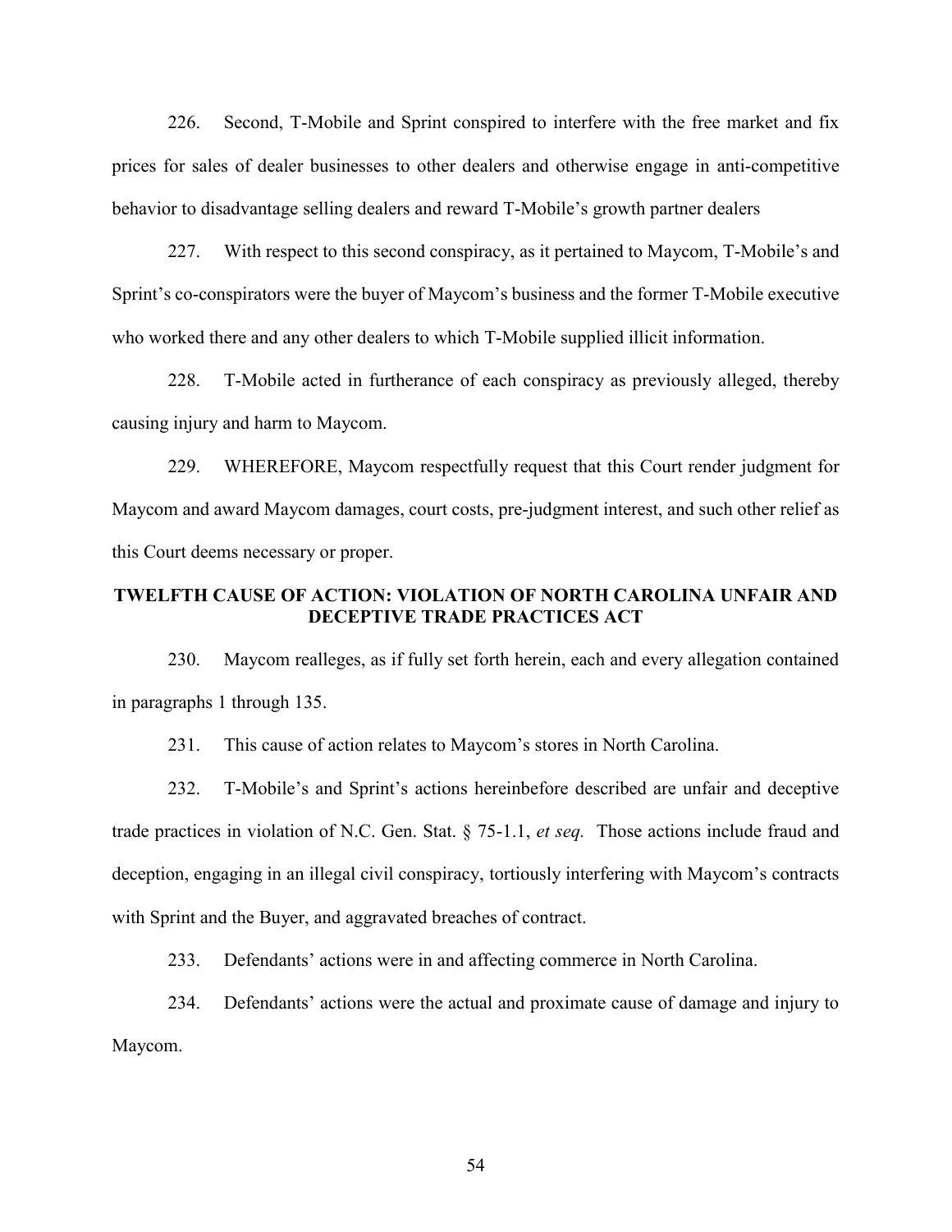226. Second, T-Mobile and Sprint conspired to interfere with the free market and fix prices for sales of dealer businesses to other dealers and otherwise engage in anti-competitive behavior to disadvantage selling dealers and reward T-Mobile's growth partner dealers

227. With respect to this second conspiracy, as it pertained to Maycom, T-Mobile's and Sprint's co-conspirators were the buyer of Maycom's business and the former T-Mobile executive who worked there and any other dealers to which T-Mobile supplied illicit information.

228. T-Mobile acted in furtherance of each conspiracy as previously alleged, thereby causing injury and harm to Maycom.

229. WHEREFORE, Maycom respectfully request that this Court render judgment for Maycom and award Maycom damages, court costs, pre-judgment interest, and such other relief as this Court deems necessary or proper.

### TWELFTH CAUSE OF ACTION: VIOLATION OF NORTH CAROLINA UNFAIR AND DECEPTIVE TRADE PRACTICES ACT

230. Maycom realleges, as if fully set forth herein, each and every allegation contained in paragraphs 1 through 135.

231. This cause of action relates to Maycom's stores in North Carolina.

232. T-Mobile's and Sprint's actions hereinbefore described are unfair and deceptive trade practices in violation of N.C. Gen. Stat. § 75-1.1, *et seq.* Those actions include fraud and deception, engaging in an illegal civil conspiracy, tortiously interfering with Maycom's contracts with Sprint and the Buyer, and aggravated breaches of contract.

233. Defendants' actions were in and affecting commerce in North Carolina.

234. Defendants' actions were the actual and proximate cause of damage and injury to Maycom.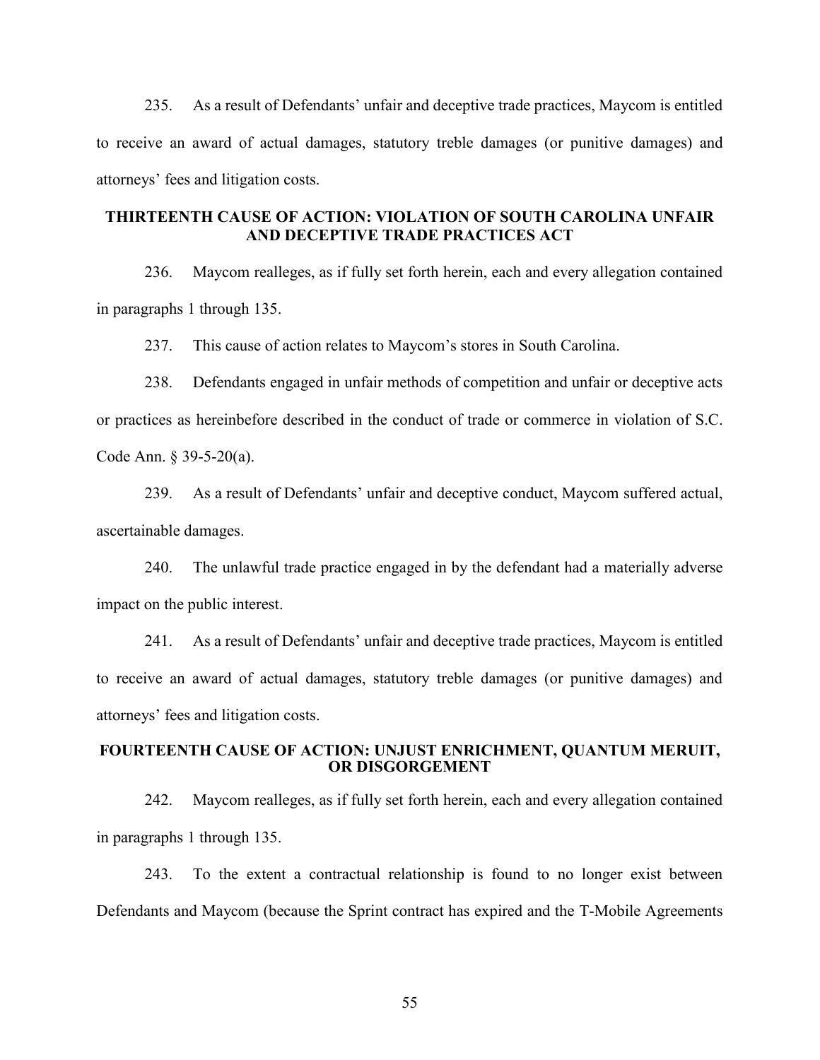235. As a result of Defendants' unfair and deceptive trade practices, Maycom is entitled to receive an award of actual damages, statutory treble damages (or punitive damages) and attorneys' fees and litigation costs.

### THIRTEENTH CAUSE OF ACTION: VIOLATION OF SOUTH CAROLINA UNFAIR AND DECEPTIVE TRADE PRACTICES ACT

236. Maycom realleges, as if fully set forth herein, each and every allegation contained in paragraphs 1 through 135.

237. This cause of action relates to Maycom's stores in South Carolina.

238. Defendants engaged in unfair methods of competition and unfair or deceptive acts or practices as hereinbefore described in the conduct of trade or commerce in violation of S.C. Code Ann. § 39-5-20(a).

239. As a result of Defendants' unfair and deceptive conduct, Maycom suffered actual, ascertainable damages.

240. The unlawful trade practice engaged in by the defendant had a materially adverse impact on the public interest.

241. As a result of Defendants' unfair and deceptive trade practices, Maycom is entitled to receive an award of actual damages, statutory treble damages (or punitive damages) and attorneys' fees and litigation costs.

### FOURTEENTH CAUSE OF ACTION: UNJUST ENRICHMENT, QUANTUM MERUIT, OR DISGORGEMENT

242. Maycom realleges, as if fully set forth herein, each and every allegation contained in paragraphs 1 through 135.

243. To the extent a contractual relationship is found to no longer exist between Defendants and Maycom (because the Sprint contract has expired and the T-Mobile Agreements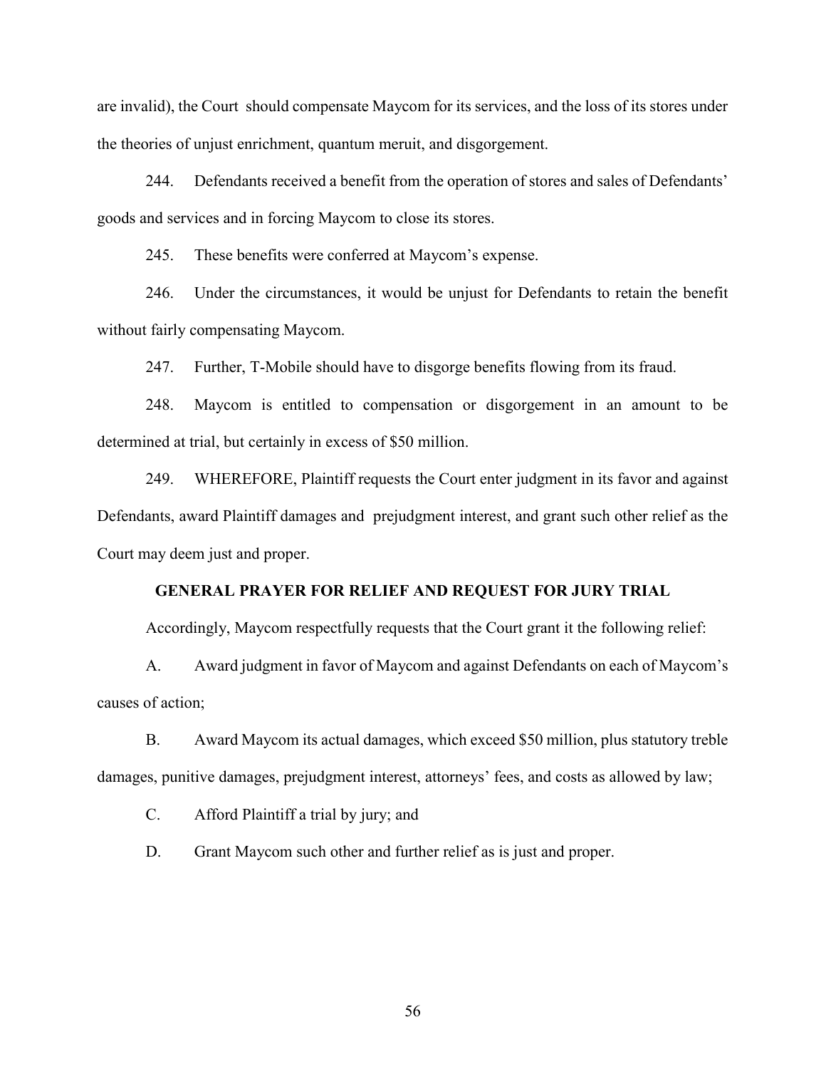are invalid), the Court should compensate Maycom for its services, and the loss of its stores under the theories of unjust enrichment, quantum meruit, and disgorgement.

244. Defendants received a benefit from the operation of stores and sales of Defendants' goods and services and in forcing Maycom to close its stores.

245. These benefits were conferred at Maycom's expense.

246. Under the circumstances, it would be unjust for Defendants to retain the benefit without fairly compensating Maycom.

247. Further, T-Mobile should have to disgorge benefits flowing from its fraud.

248. Maycom is entitled to compensation or disgorgement in an amount to be determined at trial, but certainly in excess of $50 million.

249. WHEREFORE, Plaintiff requests the Court enter judgment in its favor and against Defendants, award Plaintiff damages and prejudgment interest, and grant such other relief as the Court may deem just and proper.

## GENERAL PRAYER FOR RELIEF AND REQUEST FOR JURY TRIAL

Accordingly, Maycom respectfully requests that the Court grant it the following relief:

A. Award judgment in favor of Maycom and against Defendants on each of Maycom's causes of action;

B. Award Maycom its actual damages, which exceed $50 million, plus statutory treble damages, punitive damages, prejudgment interest, attorneys' fees, and costs as allowed by law;

C. Afford Plaintiff a trial by jury; and

D. Grant Maycom such other and further relief as is just and proper.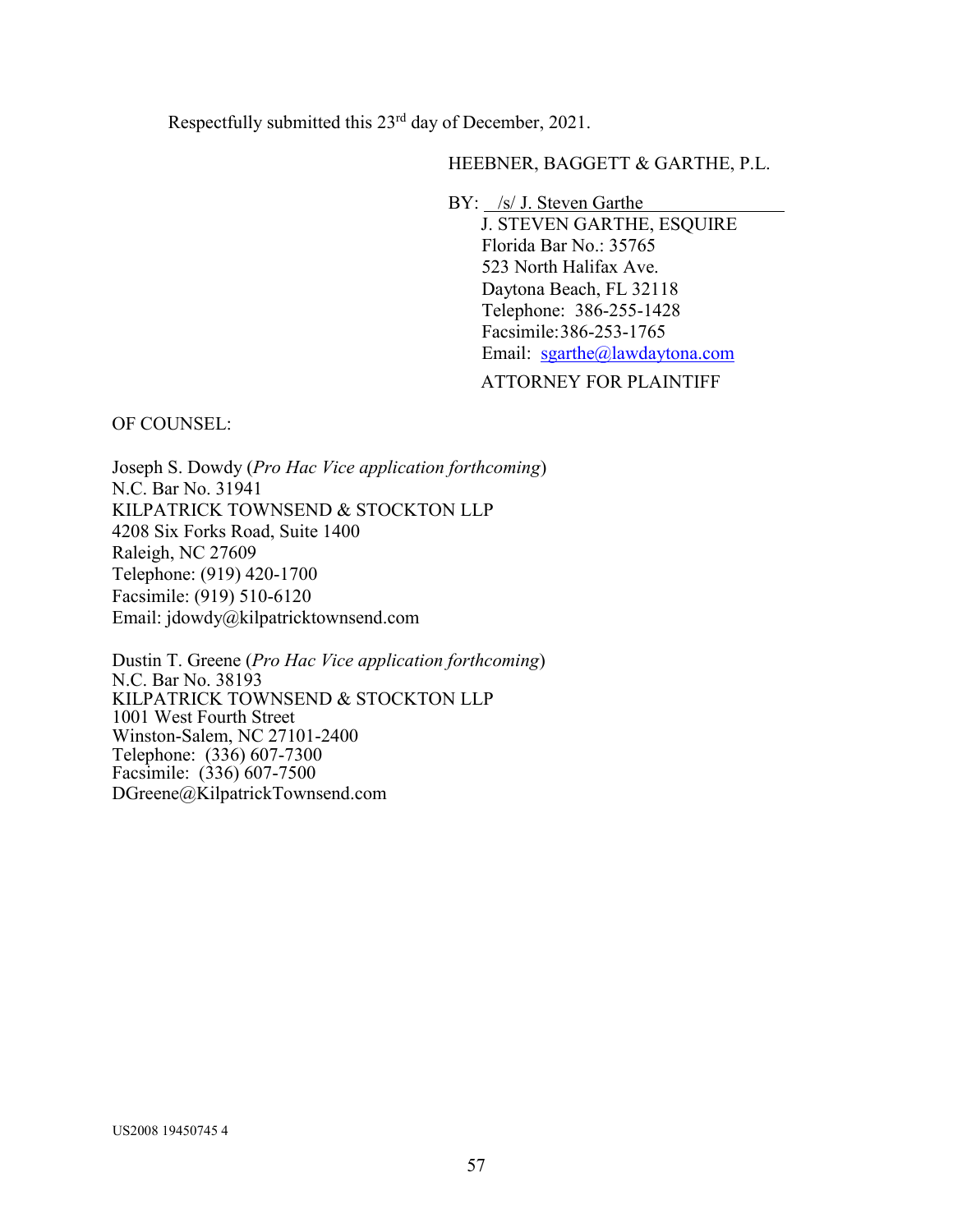Respectfully submitted this 23rd day of December, 2021.

HEEBNER, BAGGETT & GARTHE, P.L.

BY: /s/ J. Steven Garthe
J. STEVEN GARTHE, ESQUIRE
Florida Bar No.: 35765
523 North Halifax Ave.
Daytona Beach, FL 32118
Telephone: 386-255-1428
Facsimile:386-253-1765
Email: sgarthe@lawdaytona.com

ATTORNEY FOR PLAINTIFF

OF COUNSEL:

Joseph S. Dowdy (*Pro Hac Vice application forthcoming*)
N.C. Bar No. 31941
KILPATRICK TOWNSEND & STOCKTON LLP
4208 Six Forks Road, Suite 1400
Raleigh, NC 27609
Telephone: (919) 420-1700
Facsimile: (919) 510-6120
Email: jdowdy@kilpatricktownsend.com

Dustin T. Greene (*Pro Hac Vice application forthcoming*)
N.C. Bar No. 38193
KILPATRICK TOWNSEND & STOCKTON LLP
1001 West Fourth Street
Winston-Salem, NC 27101-2400
Telephone: (336) 607-7300
Facsimile: (336) 607-7500
DGreene@KilpatrickTownsend.com

US2008 19450745 4